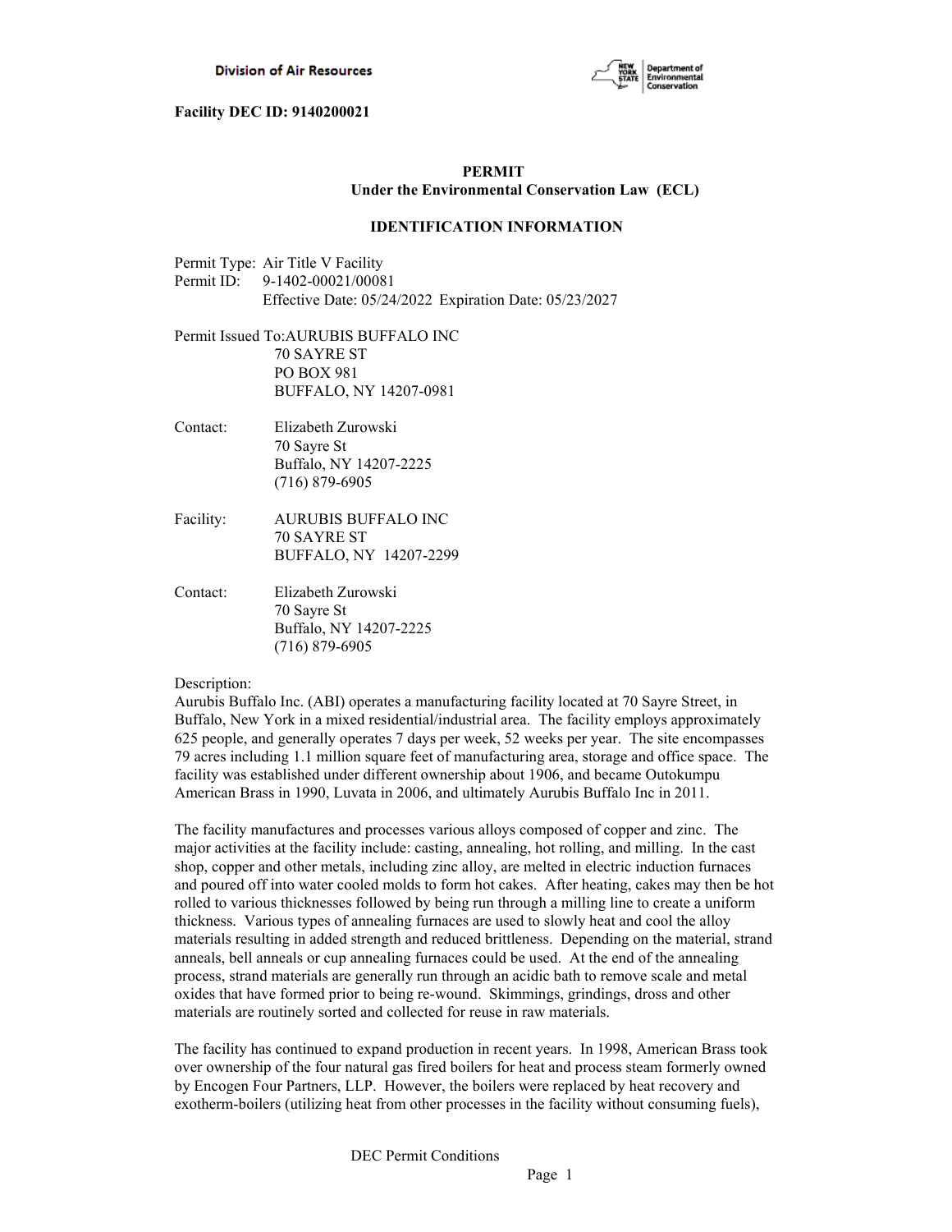**Facility DEC ID: 9140200021**

**PERMIT**
**Under the Environmental Conservation Law (ECL)**

**IDENTIFICATION INFORMATION**

Permit Type: Air Title V Facility
Permit ID: 9-1402-00021/00081
Effective Date: 05/24/2022 Expiration Date: 05/23/2027

Permit Issued To: AURUBIS BUFFALO INC
70 SAYRE ST
PO BOX 981
BUFFALO, NY 14207-0981

Contact: Elizabeth Zurowski
70 Sayre St
Buffalo, NY 14207-2225
(716) 879-6905

Facility: AURUBIS BUFFALO INC
70 SAYRE ST
BUFFALO, NY 14207-2299

Contact: Elizabeth Zurowski
70 Sayre St
Buffalo, NY 14207-2225
(716) 879-6905

Description:
Aurubis Buffalo Inc. (ABI) operates a manufacturing facility located at 70 Sayre Street, in Buffalo, New York in a mixed residential/industrial area. The facility employs approximately 625 people, and generally operates 7 days per week, 52 weeks per year. The site encompasses 79 acres including 1.1 million square feet of manufacturing area, storage and office space. The facility was established under different ownership about 1906, and became Outokumpu American Brass in 1990, Luvata in 2006, and ultimately Aurubis Buffalo Inc in 2011.

The facility manufactures and processes various alloys composed of copper and zinc. The major activities at the facility include: casting, annealing, hot rolling, and milling. In the cast shop, copper and other metals, including zinc alloy, are melted in electric induction furnaces and poured off into water cooled molds to form hot cakes. After heating, cakes may then be hot rolled to various thicknesses followed by being run through a milling line to create a uniform thickness. Various types of annealing furnaces are used to slowly heat and cool the alloy materials resulting in added strength and reduced brittleness. Depending on the material, strand anneals, bell anneals or cup annealing furnaces could be used. At the end of the annealing process, strand materials are generally run through an acidic bath to remove scale and metal oxides that have formed prior to being re-wound. Skimmings, grindings, dross and other materials are routinely sorted and collected for reuse in raw materials.

The facility has continued to expand production in recent years. In 1998, American Brass took over ownership of the four natural gas fired boilers for heat and process steam formerly owned by Encogen Four Partners, LLP. However, the boilers were replaced by heat recovery and exotherm-boilers (utilizing heat from other processes in the facility without consuming fuels),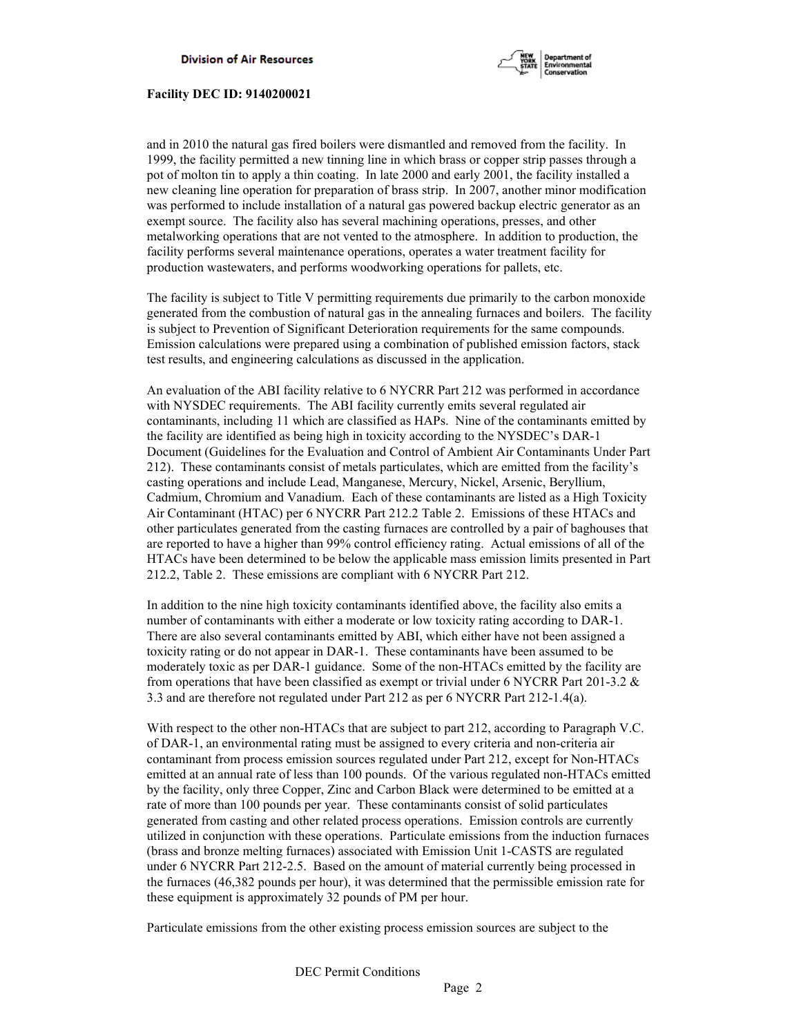and in 2010 the natural gas fired boilers were dismantled and removed from the facility. In 1999, the facility permitted a new tinning line in which brass or copper strip passes through a pot of molton tin to apply a thin coating. In late 2000 and early 2001, the facility installed a new cleaning line operation for preparation of brass strip. In 2007, another minor modification was performed to include installation of a natural gas powered backup electric generator as an exempt source. The facility also has several machining operations, presses, and other metalworking operations that are not vented to the atmosphere. In addition to production, the facility performs several maintenance operations, operates a water treatment facility for production wastewaters, and performs woodworking operations for pallets, etc.

The facility is subject to Title V permitting requirements due primarily to the carbon monoxide generated from the combustion of natural gas in the annealing furnaces and boilers. The facility is subject to Prevention of Significant Deterioration requirements for the same compounds. Emission calculations were prepared using a combination of published emission factors, stack test results, and engineering calculations as discussed in the application.

An evaluation of the ABI facility relative to 6 NYCRR Part 212 was performed in accordance with NYSDEC requirements. The ABI facility currently emits several regulated air contaminants, including 11 which are classified as HAPs. Nine of the contaminants emitted by the facility are identified as being high in toxicity according to the NYSDEC's DAR-1 Document (Guidelines for the Evaluation and Control of Ambient Air Contaminants Under Part 212). These contaminants consist of metals particulates, which are emitted from the facility's casting operations and include Lead, Manganese, Mercury, Nickel, Arsenic, Beryllium, Cadmium, Chromium and Vanadium. Each of these contaminants are listed as a High Toxicity Air Contaminant (HTAC) per 6 NYCRR Part 212.2 Table 2. Emissions of these HTACs and other particulates generated from the casting furnaces are controlled by a pair of baghouses that are reported to have a higher than 99% control efficiency rating. Actual emissions of all of the HTACs have been determined to be below the applicable mass emission limits presented in Part 212.2, Table 2. These emissions are compliant with 6 NYCRR Part 212.

In addition to the nine high toxicity contaminants identified above, the facility also emits a number of contaminants with either a moderate or low toxicity rating according to DAR-1. There are also several contaminants emitted by ABI, which either have not been assigned a toxicity rating or do not appear in DAR-1. These contaminants have been assumed to be moderately toxic as per DAR-1 guidance. Some of the non-HTACs emitted by the facility are from operations that have been classified as exempt or trivial under 6 NYCRR Part 201-3.2 & 3.3 and are therefore not regulated under Part 212 as per 6 NYCRR Part 212-1.4(a).

With respect to the other non-HTACs that are subject to part 212, according to Paragraph V.C. of DAR-1, an environmental rating must be assigned to every criteria and non-criteria air contaminant from process emission sources regulated under Part 212, except for Non-HTACs emitted at an annual rate of less than 100 pounds. Of the various regulated non-HTACs emitted by the facility, only three Copper, Zinc and Carbon Black were determined to be emitted at a rate of more than 100 pounds per year. These contaminants consist of solid particulates generated from casting and other related process operations. Emission controls are currently utilized in conjunction with these operations. Particulate emissions from the induction furnaces (brass and bronze melting furnaces) associated with Emission Unit 1-CASTS are regulated under 6 NYCRR Part 212-2.5. Based on the amount of material currently being processed in the furnaces (46,382 pounds per hour), it was determined that the permissible emission rate for these equipment is approximately 32 pounds of PM per hour.

Particulate emissions from the other existing process emission sources are subject to the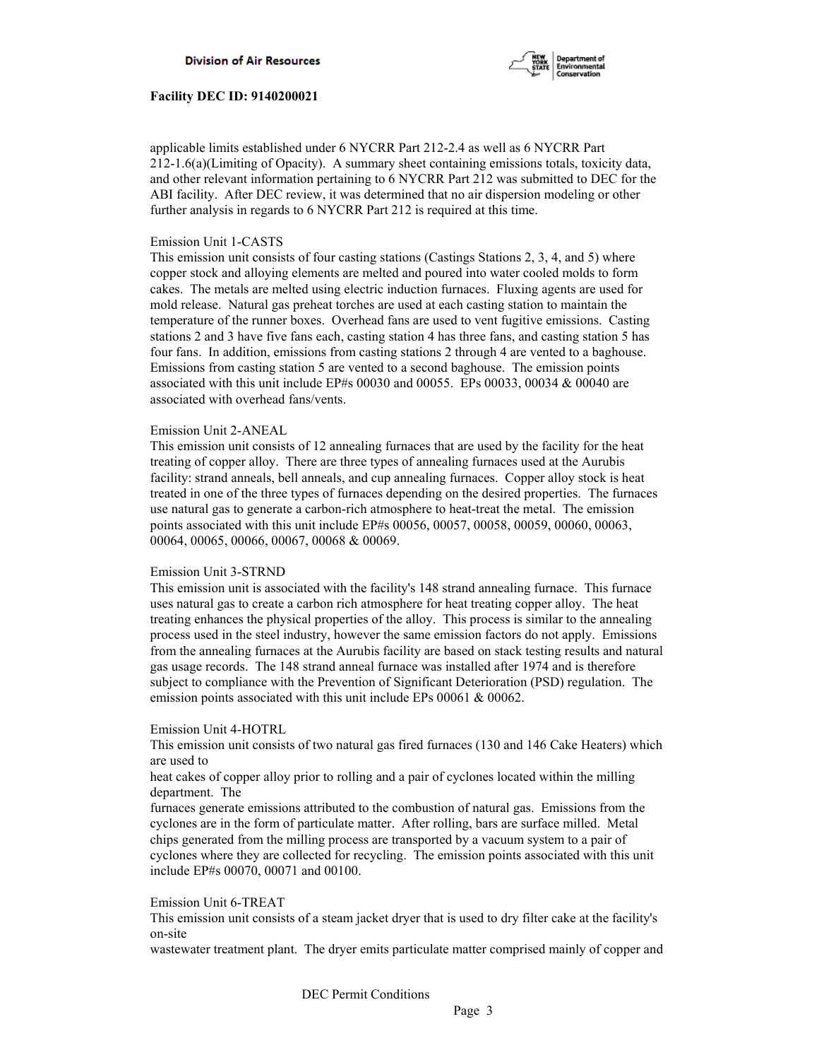applicable limits established under 6 NYCRR Part 212-2.4 as well as 6 NYCRR Part 212-1.6(a)(Limiting of Opacity). A summary sheet containing emissions totals, toxicity data, and other relevant information pertaining to 6 NYCRR Part 212 was submitted to DEC for the ABI facility. After DEC review, it was determined that no air dispersion modeling or other further analysis in regards to 6 NYCRR Part 212 is required at this time.

Emission Unit 1-CASTS
This emission unit consists of four casting stations (Castings Stations 2, 3, 4, and 5) where copper stock and alloying elements are melted and poured into water cooled molds to form cakes. The metals are melted using electric induction furnaces. Fluxing agents are used for mold release. Natural gas preheat torches are used at each casting station to maintain the temperature of the runner boxes. Overhead fans are used to vent fugitive emissions. Casting stations 2 and 3 have five fans each, casting station 4 has three fans, and casting station 5 has four fans. In addition, emissions from casting stations 2 through 4 are vented to a baghouse. Emissions from casting station 5 are vented to a second baghouse. The emission points associated with this unit include EP#s 00030 and 00055. EPs 00033, 00034 & 00040 are associated with overhead fans/vents.

Emission Unit 2-ANEAL
This emission unit consists of 12 annealing furnaces that are used by the facility for the heat treating of copper alloy. There are three types of annealing furnaces used at the Aurubis facility: strand anneals, bell anneals, and cup annealing furnaces. Copper alloy stock is heat treated in one of the three types of furnaces depending on the desired properties. The furnaces use natural gas to generate a carbon-rich atmosphere to heat-treat the metal. The emission points associated with this unit include EP#s 00056, 00057, 00058, 00059, 00060, 00063, 00064, 00065, 00066, 00067, 00068 & 00069.

Emission Unit 3-STRND
This emission unit is associated with the facility's 148 strand annealing furnace. This furnace uses natural gas to create a carbon rich atmosphere for heat treating copper alloy. The heat treating enhances the physical properties of the alloy. This process is similar to the annealing process used in the steel industry, however the same emission factors do not apply. Emissions from the annealing furnaces at the Aurubis facility are based on stack testing results and natural gas usage records. The 148 strand anneal furnace was installed after 1974 and is therefore subject to compliance with the Prevention of Significant Deterioration (PSD) regulation. The emission points associated with this unit include EPs 00061 & 00062.

Emission Unit 4-HOTRL
This emission unit consists of two natural gas fired furnaces (130 and 146 Cake Heaters) which are used to
heat cakes of copper alloy prior to rolling and a pair of cyclones located within the milling department. The
furnaces generate emissions attributed to the combustion of natural gas. Emissions from the cyclones are in the form of particulate matter. After rolling, bars are surface milled. Metal chips generated from the milling process are transported by a vacuum system to a pair of cyclones where they are collected for recycling. The emission points associated with this unit include EP#s 00070, 00071 and 00100.

Emission Unit 6-TREAT
This emission unit consists of a steam jacket dryer that is used to dry filter cake at the facility's on-site
wastewater treatment plant. The dryer emits particulate matter comprised mainly of copper and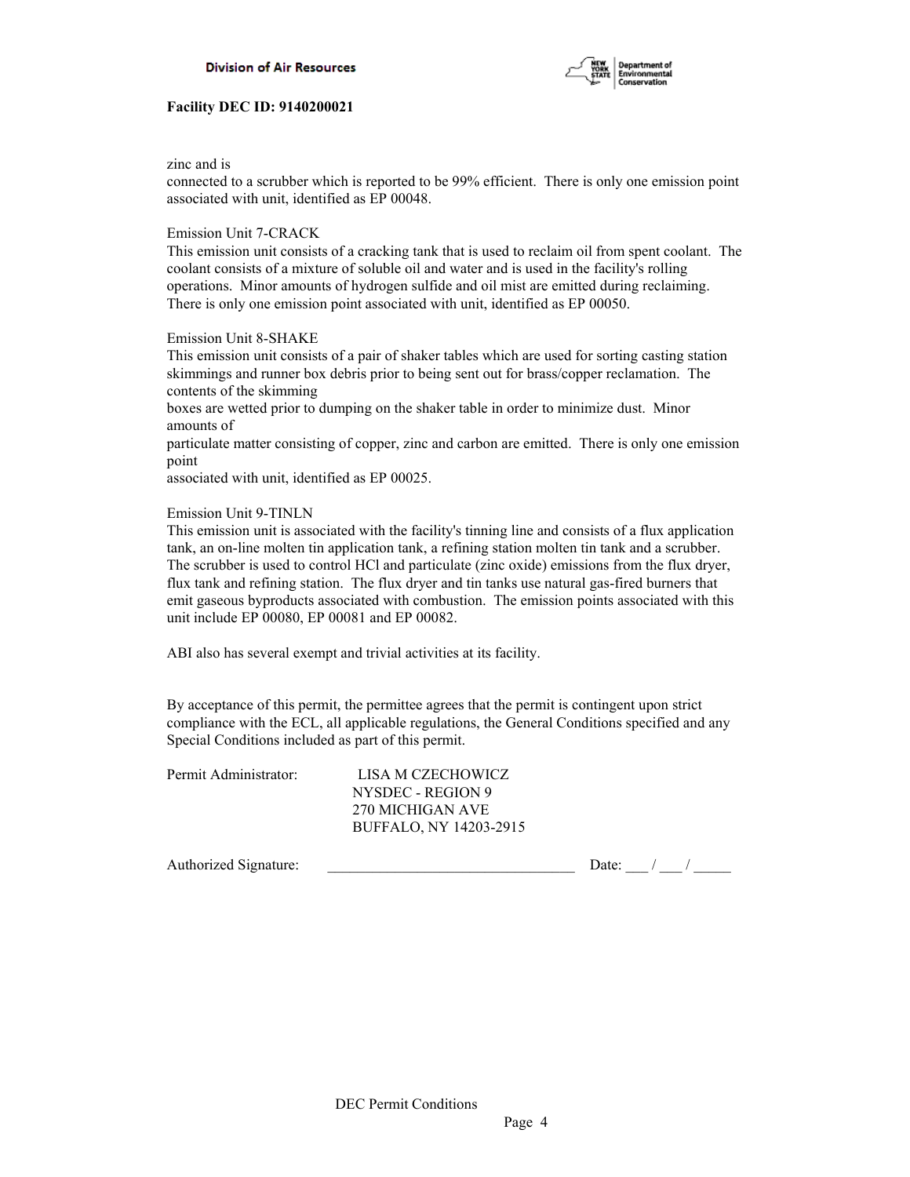zinc and is
connected to a scrubber which is reported to be 99% efficient. There is only one emission point associated with unit, identified as EP 00048.

Emission Unit 7-CRACK
This emission unit consists of a cracking tank that is used to reclaim oil from spent coolant. The coolant consists of a mixture of soluble oil and water and is used in the facility's rolling operations. Minor amounts of hydrogen sulfide and oil mist are emitted during reclaiming. There is only one emission point associated with unit, identified as EP 00050.

Emission Unit 8-SHAKE
This emission unit consists of a pair of shaker tables which are used for sorting casting station skimmings and runner box debris prior to being sent out for brass/copper reclamation. The contents of the skimming
boxes are wetted prior to dumping on the shaker table in order to minimize dust. Minor amounts of
particulate matter consisting of copper, zinc and carbon are emitted. There is only one emission point
associated with unit, identified as EP 00025.

Emission Unit 9-TINLN
This emission unit is associated with the facility's tinning line and consists of a flux application tank, an on-line molten tin application tank, a refining station molten tin tank and a scrubber. The scrubber is used to control HCl and particulate (zinc oxide) emissions from the flux dryer, flux tank and refining station. The flux dryer and tin tanks use natural gas-fired burners that emit gaseous byproducts associated with combustion. The emission points associated with this unit include EP 00080, EP 00081 and EP 00082.

ABI also has several exempt and trivial activities at its facility.

By acceptance of this permit, the permittee agrees that the permit is contingent upon strict compliance with the ECL, all applicable regulations, the General Conditions specified and any Special Conditions included as part of this permit.

Permit Administrator: LISA M CZECHOWICZ
NYSDEC - REGION 9
270 MICHIGAN AVE
BUFFALO, NY 14203-2915

Authorized Signature: _________________________________ Date: ___ / ___ / _____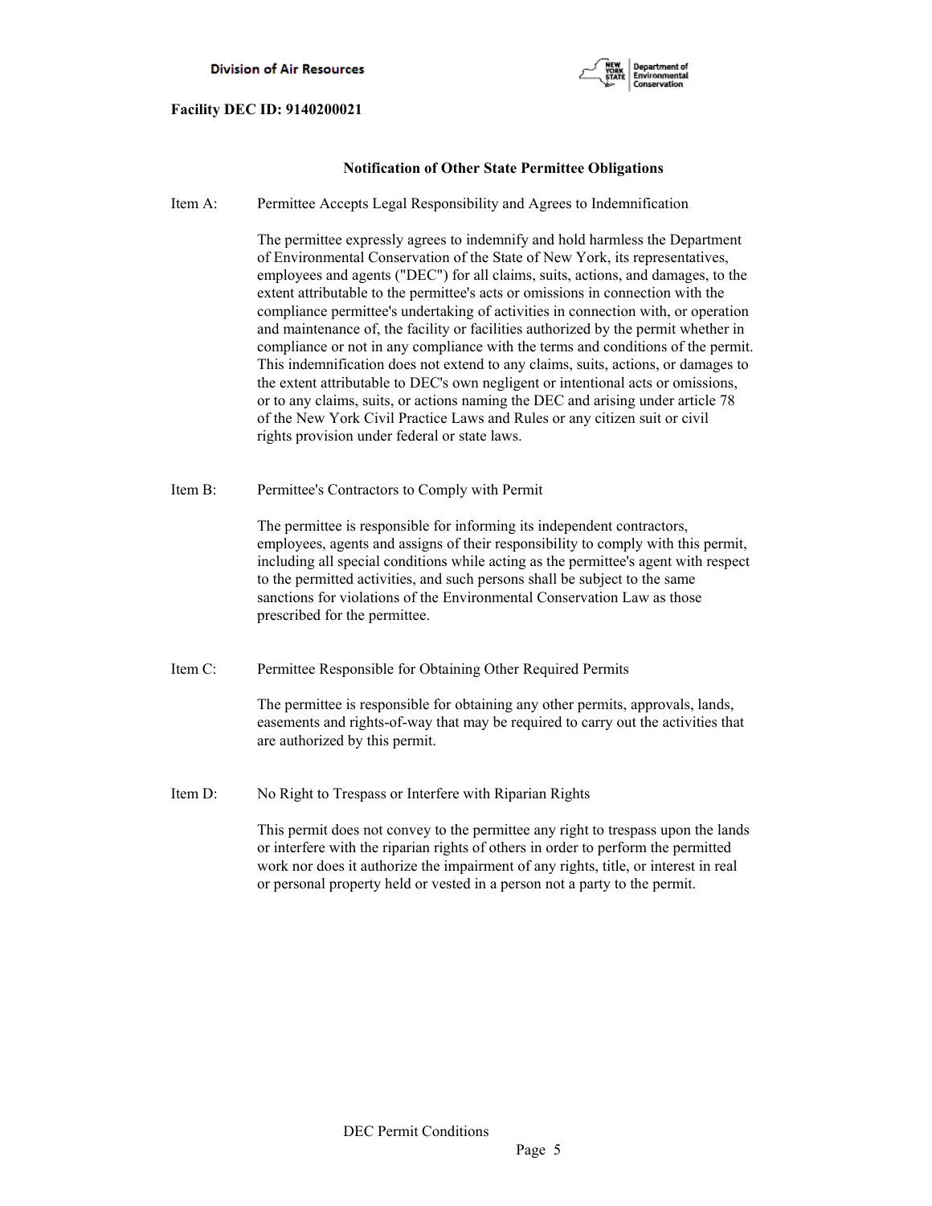Facility DEC ID: 9140200021

## Notification of Other State Permittee Obligations

Item A: Permittee Accepts Legal Responsibility and Agrees to Indemnification

The permittee expressly agrees to indemnify and hold harmless the Department of Environmental Conservation of the State of New York, its representatives, employees and agents ("DEC") for all claims, suits, actions, and damages, to the extent attributable to the permittee's acts or omissions in connection with the compliance permittee's undertaking of activities in connection with, or operation and maintenance of, the facility or facilities authorized by the permit whether in compliance or not in any compliance with the terms and conditions of the permit. This indemnification does not extend to any claims, suits, actions, or damages to the extent attributable to DEC's own negligent or intentional acts or omissions, or to any claims, suits, or actions naming the DEC and arising under article 78 of the New York Civil Practice Laws and Rules or any citizen suit or civil rights provision under federal or state laws.

Item B: Permittee's Contractors to Comply with Permit

The permittee is responsible for informing its independent contractors, employees, agents and assigns of their responsibility to comply with this permit, including all special conditions while acting as the permittee's agent with respect to the permitted activities, and such persons shall be subject to the same sanctions for violations of the Environmental Conservation Law as those prescribed for the permittee.

Item C: Permittee Responsible for Obtaining Other Required Permits

The permittee is responsible for obtaining any other permits, approvals, lands, easements and rights-of-way that may be required to carry out the activities that are authorized by this permit.

Item D: No Right to Trespass or Interfere with Riparian Rights

This permit does not convey to the permittee any right to trespass upon the lands or interfere with the riparian rights of others in order to perform the permitted work nor does it authorize the impairment of any rights, title, or interest in real or personal property held or vested in a person not a party to the permit.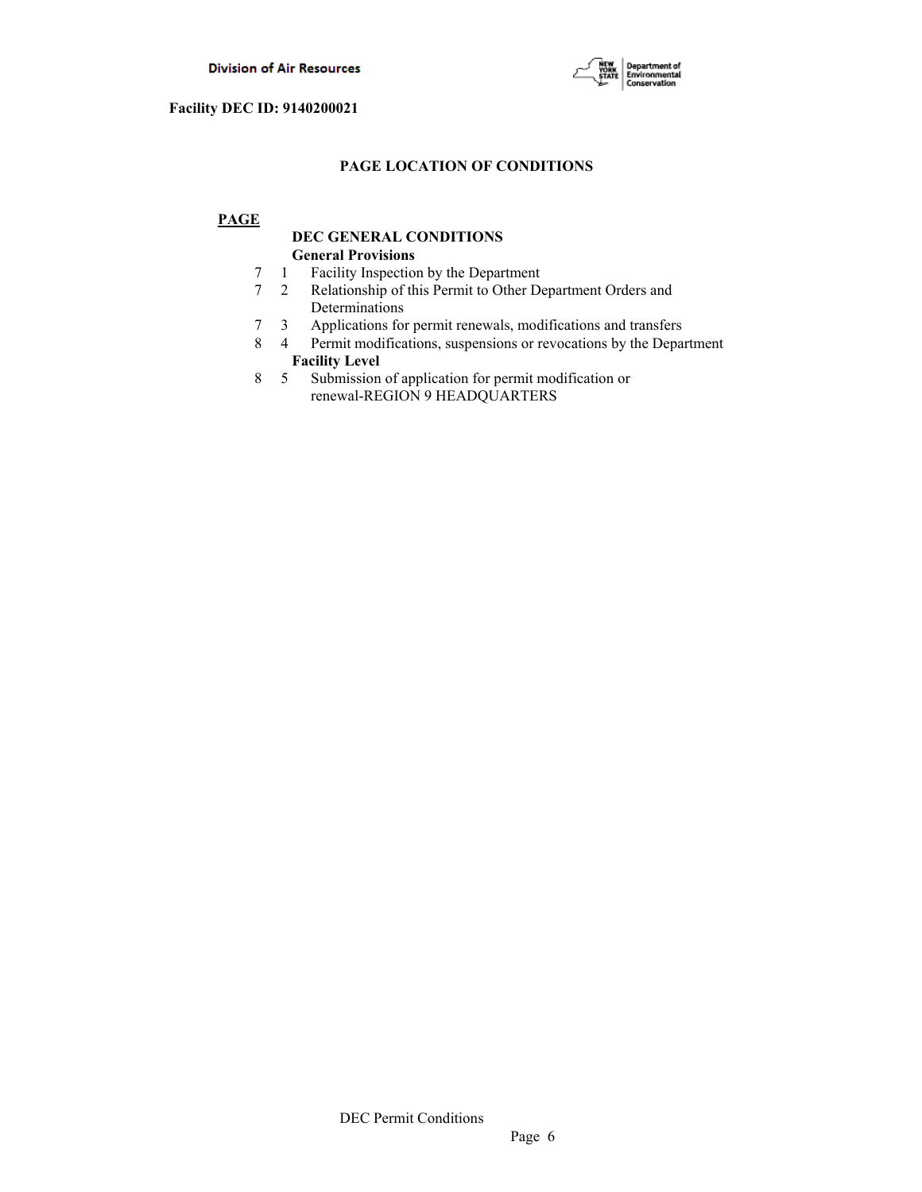**Facility DEC ID: 9140200021**

## PAGE LOCATION OF CONDITIONS

**PAGE**

**DEC GENERAL CONDITIONS**

**General Provisions**

| PAGE | | |
|---|---|---|
| 7 | 1 | Facility Inspection by the Department |
| 7 | 2 | Relationship of this Permit to Other Department Orders and Determinations |
| 7 | 3 | Applications for permit renewals, modifications and transfers |
| 8 | 4 | Permit modifications, suspensions or revocations by the Department |

**Facility Level**

| PAGE | | |
|---|---|---|
| 8 | 5 | Submission of application for permit modification or renewal-REGION 9 HEADQUARTERS |

DEC Permit Conditions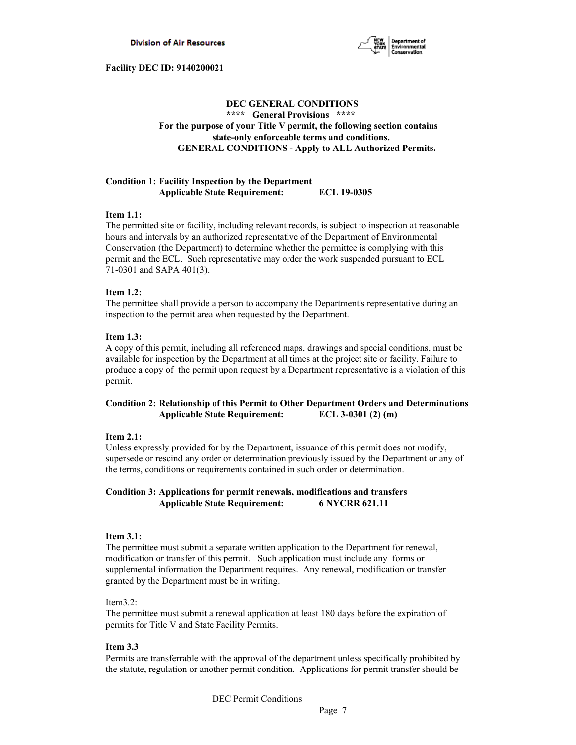**Facility DEC ID: 9140200021**

## DEC GENERAL CONDITIONS

**\*\*\*\* General Provisions \*\*\*\***

**For the purpose of your Title V permit, the following section contains state-only enforceable terms and conditions.**

**GENERAL CONDITIONS - Apply to ALL Authorized Permits.**

**Condition 1: Facility Inspection by the Department**
**Applicable State Requirement: ECL 19-0305**

**Item 1.1:**
The permitted site or facility, including relevant records, is subject to inspection at reasonable hours and intervals by an authorized representative of the Department of Environmental Conservation (the Department) to determine whether the permittee is complying with this permit and the ECL. Such representative may order the work suspended pursuant to ECL 71-0301 and SAPA 401(3).

**Item 1.2:**
The permittee shall provide a person to accompany the Department's representative during an inspection to the permit area when requested by the Department.

**Item 1.3:**
A copy of this permit, including all referenced maps, drawings and special conditions, must be available for inspection by the Department at all times at the project site or facility. Failure to produce a copy of the permit upon request by a Department representative is a violation of this permit.

**Condition 2: Relationship of this Permit to Other Department Orders and Determinations**
**Applicable State Requirement: ECL 3-0301 (2) (m)**

**Item 2.1:**
Unless expressly provided for by the Department, issuance of this permit does not modify, supersede or rescind any order or determination previously issued by the Department or any of the terms, conditions or requirements contained in such order or determination.

**Condition 3: Applications for permit renewals, modifications and transfers**
**Applicable State Requirement: 6 NYCRR 621.11**

**Item 3.1:**
The permittee must submit a separate written application to the Department for renewal, modification or transfer of this permit. Such application must include any forms or supplemental information the Department requires. Any renewal, modification or transfer granted by the Department must be in writing.

Item3.2:
The permittee must submit a renewal application at least 180 days before the expiration of permits for Title V and State Facility Permits.

**Item 3.3**
Permits are transferrable with the approval of the department unless specifically prohibited by the statute, regulation or another permit condition. Applications for permit transfer should be

DEC Permit Conditions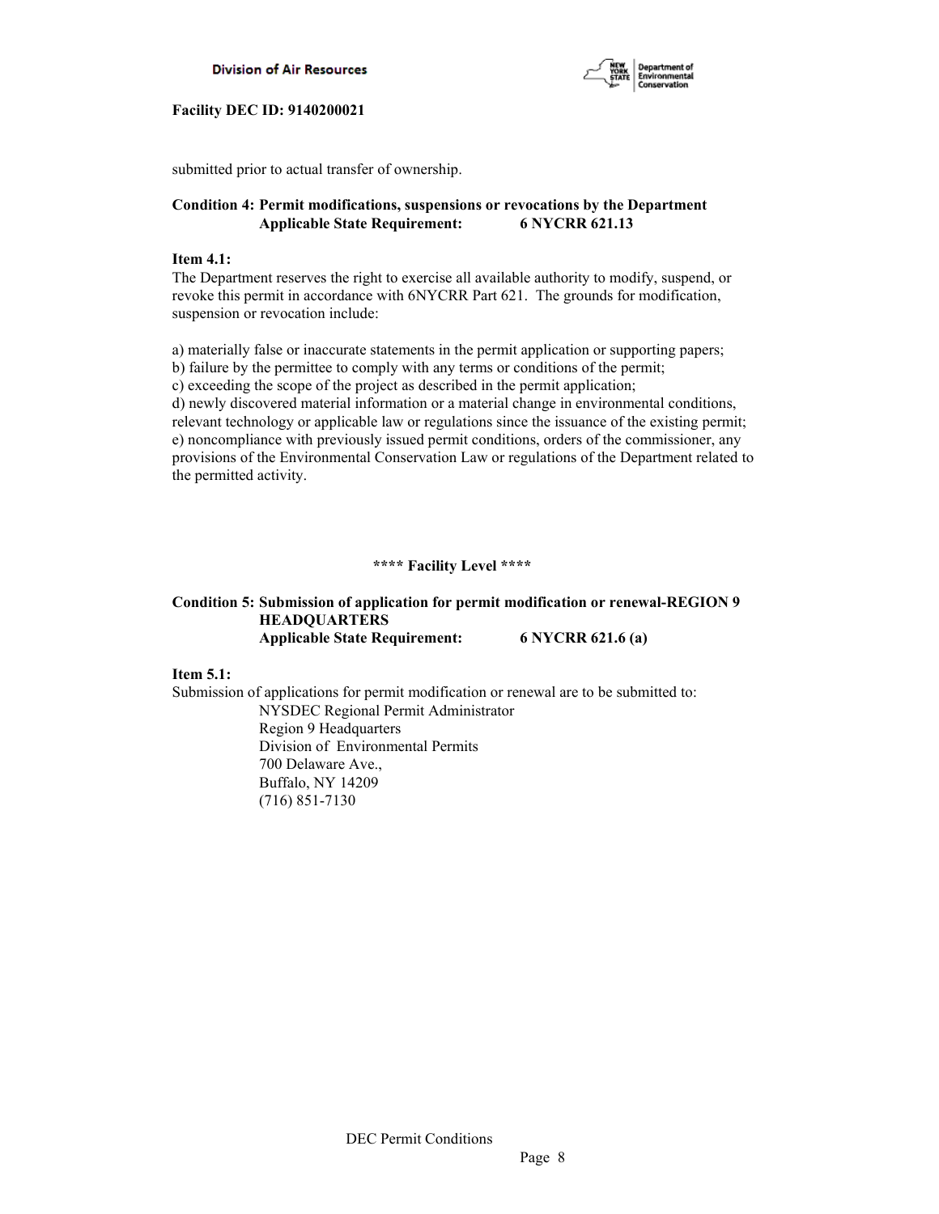submitted prior to actual transfer of ownership.

**Condition 4: Permit modifications, suspensions or revocations by the Department**
**Applicable State Requirement: 6 NYCRR 621.13**

**Item 4.1:**
The Department reserves the right to exercise all available authority to modify, suspend, or revoke this permit in accordance with 6NYCRR Part 621. The grounds for modification, suspension or revocation include:

a) materially false or inaccurate statements in the permit application or supporting papers;
b) failure by the permittee to comply with any terms or conditions of the permit;
c) exceeding the scope of the project as described in the permit application;
d) newly discovered material information or a material change in environmental conditions, relevant technology or applicable law or regulations since the issuance of the existing permit;
e) noncompliance with previously issued permit conditions, orders of the commissioner, any provisions of the Environmental Conservation Law or regulations of the Department related to the permitted activity.

**\*\*\*\* Facility Level \*\*\*\***

**Condition 5: Submission of application for permit modification or renewal-REGION 9 HEADQUARTERS**
**Applicable State Requirement: 6 NYCRR 621.6 (a)**

**Item 5.1:**
Submission of applications for permit modification or renewal are to be submitted to:

NYSDEC Regional Permit Administrator
Region 9 Headquarters
Division of Environmental Permits
700 Delaware Ave.,
Buffalo, NY 14209
(716) 851-7130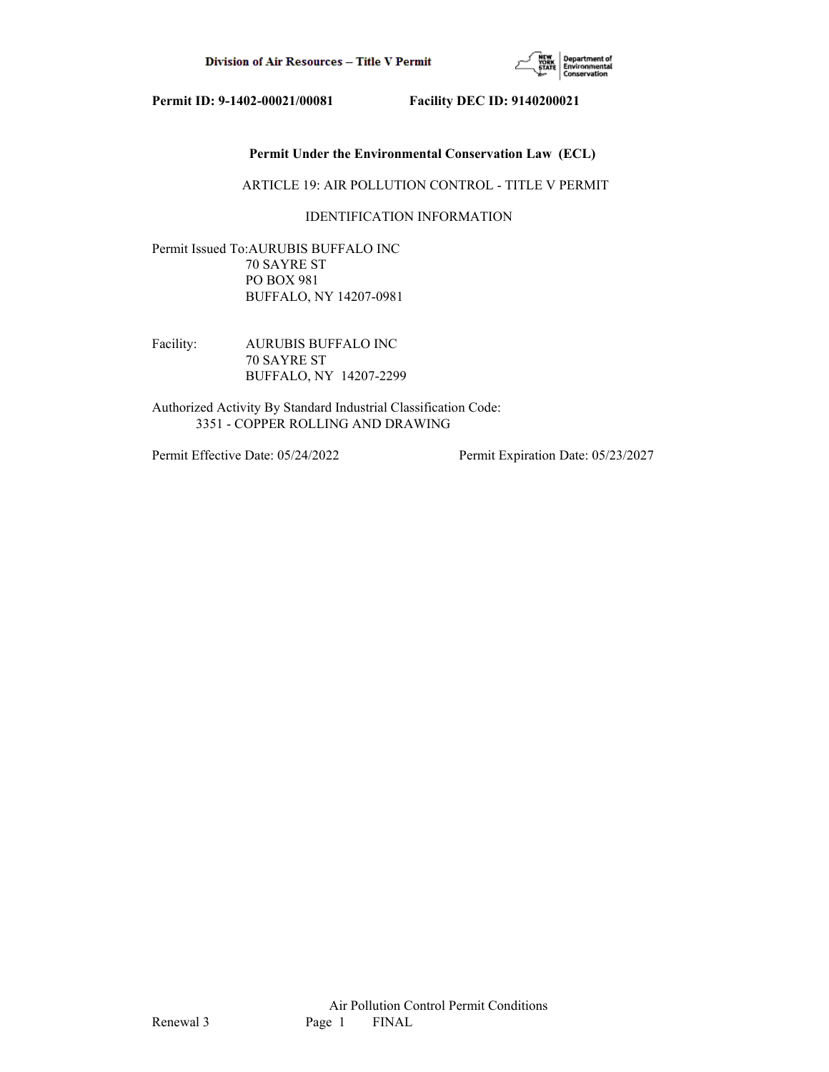**Permit ID: 9-1402-00021/00081 Facility DEC ID: 9140200021**

## Permit Under the Environmental Conservation Law (ECL)

ARTICLE 19: AIR POLLUTION CONTROL - TITLE V PERMIT

IDENTIFICATION INFORMATION

Permit Issued To: AURUBIS BUFFALO INC
70 SAYRE ST
PO BOX 981
BUFFALO, NY 14207-0981

Facility: AURUBIS BUFFALO INC
70 SAYRE ST
BUFFALO, NY 14207-2299

Authorized Activity By Standard Industrial Classification Code:
3351 - COPPER ROLLING AND DRAWING

Permit Effective Date: 05/24/2022 Permit Expiration Date: 05/23/2027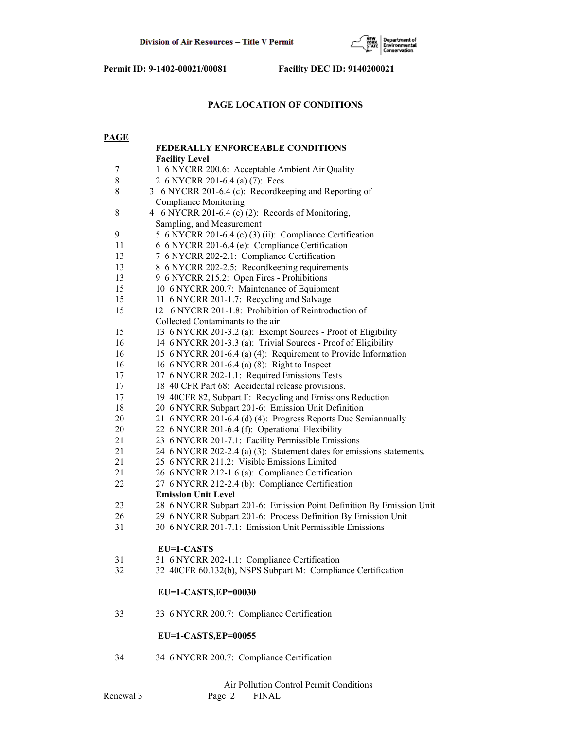Permit ID: 9-1402-00021/00081 Facility DEC ID: 9140200021

## PAGE LOCATION OF CONDITIONS

| PAGE | |
|---|---|
| | **FEDERALLY ENFORCEABLE CONDITIONS** |
| | **Facility Level** |
| 7 | 1 6 NYCRR 200.6: Acceptable Ambient Air Quality |
| 8 | 2 6 NYCRR 201-6.4 (a) (7): Fees |
| 8 | 3 6 NYCRR 201-6.4 (c): Recordkeeping and Reporting of Compliance Monitoring |
| 8 | 4 6 NYCRR 201-6.4 (c) (2): Records of Monitoring, Sampling, and Measurement |
| 9 | 5 6 NYCRR 201-6.4 (c) (3) (ii): Compliance Certification |
| 11 | 6 6 NYCRR 201-6.4 (e): Compliance Certification |
| 13 | 7 6 NYCRR 202-2.1: Compliance Certification |
| 13 | 8 6 NYCRR 202-2.5: Recordkeeping requirements |
| 13 | 9 6 NYCRR 215.2: Open Fires - Prohibitions |
| 15 | 10 6 NYCRR 200.7: Maintenance of Equipment |
| 15 | 11 6 NYCRR 201-1.7: Recycling and Salvage |
| 15 | 12 6 NYCRR 201-1.8: Prohibition of Reintroduction of Collected Contaminants to the air |
| 15 | 13 6 NYCRR 201-3.2 (a): Exempt Sources - Proof of Eligibility |
| 16 | 14 6 NYCRR 201-3.3 (a): Trivial Sources - Proof of Eligibility |
| 16 | 15 6 NYCRR 201-6.4 (a) (4): Requirement to Provide Information |
| 16 | 16 6 NYCRR 201-6.4 (a) (8): Right to Inspect |
| 17 | 17 6 NYCRR 202-1.1: Required Emissions Tests |
| 17 | 18 40 CFR Part 68: Accidental release provisions. |
| 17 | 19 40CFR 82, Subpart F: Recycling and Emissions Reduction |
| 18 | 20 6 NYCRR Subpart 201-6: Emission Unit Definition |
| 20 | 21 6 NYCRR 201-6.4 (d) (4): Progress Reports Due Semiannually |
| 20 | 22 6 NYCRR 201-6.4 (f): Operational Flexibility |
| 21 | 23 6 NYCRR 201-7.1: Facility Permissible Emissions |
| 21 | 24 6 NYCRR 202-2.4 (a) (3): Statement dates for emissions statements. |
| 21 | 25 6 NYCRR 211.2: Visible Emissions Limited |
| 21 | 26 6 NYCRR 212-1.6 (a): Compliance Certification |
| 22 | 27 6 NYCRR 212-2.4 (b): Compliance Certification |
| | **Emission Unit Level** |
| 23 | 28 6 NYCRR Subpart 201-6: Emission Point Definition By Emission Unit |
| 26 | 29 6 NYCRR Subpart 201-6: Process Definition By Emission Unit |
| 31 | 30 6 NYCRR 201-7.1: Emission Unit Permissible Emissions |
| | **EU=1-CASTS** |
| 31 | 31 6 NYCRR 202-1.1: Compliance Certification |
| 32 | 32 40CFR 60.132(b), NSPS Subpart M: Compliance Certification |
| | **EU=1-CASTS,EP=00030** |
| 33 | 33 6 NYCRR 200.7: Compliance Certification |
| | **EU=1-CASTS,EP=00055** |
| 34 | 34 6 NYCRR 200.7: Compliance Certification |

Air Pollution Control Permit Conditions
Renewal 3 FINAL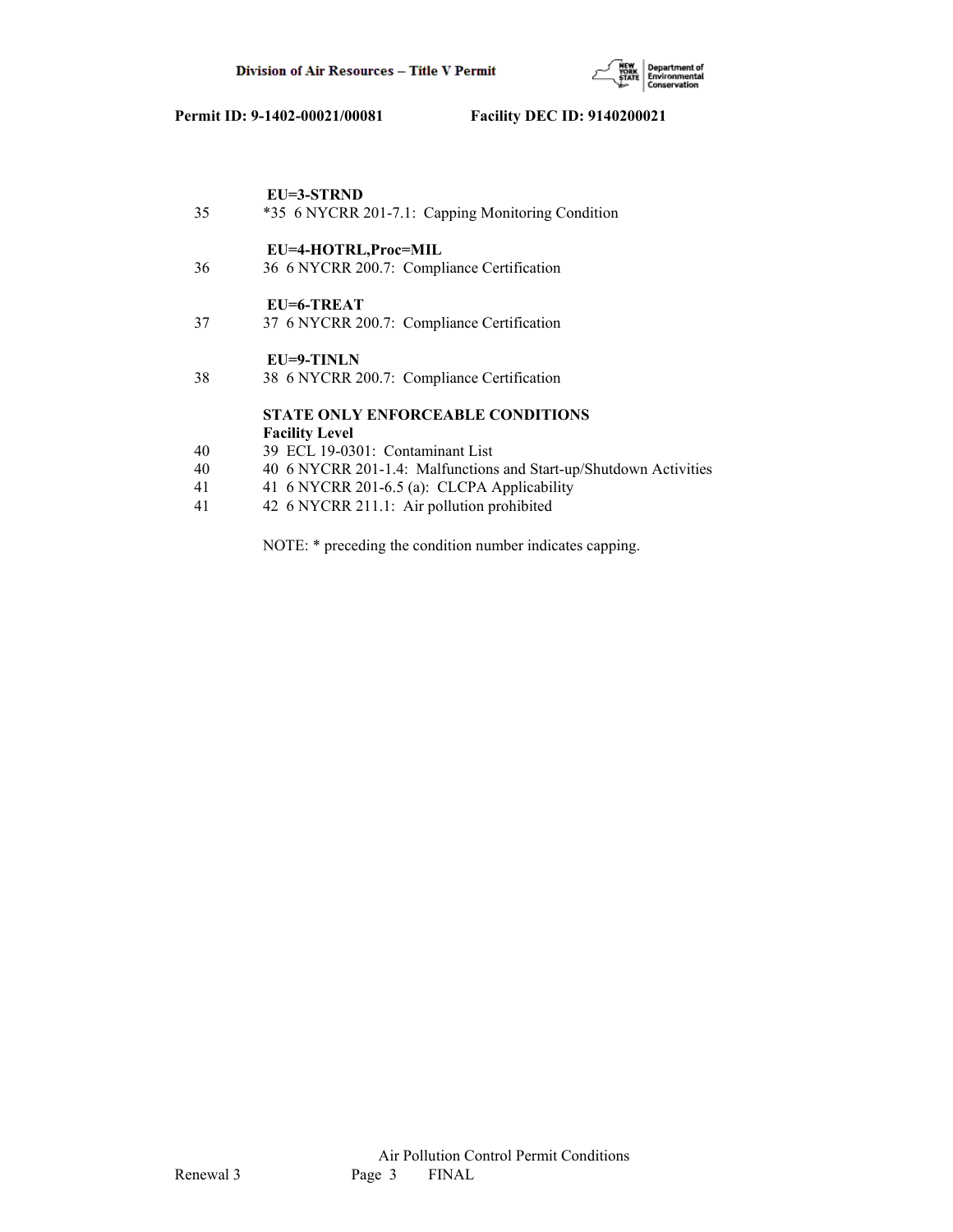| | |
|---|---|
| | **EU=3-STRND** |
| 35 | *35 6 NYCRR 201-7.1: Capping Monitoring Condition |
| | **EU=4-HOTRL,Proc=MIL** |
| 36 | 36 6 NYCRR 200.7: Compliance Certification |
| | **EU=6-TREAT** |
| 37 | 37 6 NYCRR 200.7: Compliance Certification |
| | **EU=9-TINLN** |
| 38 | 38 6 NYCRR 200.7: Compliance Certification |
| | **STATE ONLY ENFORCEABLE CONDITIONS** |
| | **Facility Level** |
| 40 | 39 ECL 19-0301: Contaminant List |
| 40 | 40 6 NYCRR 201-1.4: Malfunctions and Start-up/Shutdown Activities |
| 41 | 41 6 NYCRR 201-6.5 (a): CLCPA Applicability |
| 41 | 42 6 NYCRR 211.1: Air pollution prohibited |

NOTE: * preceding the condition number indicates capping.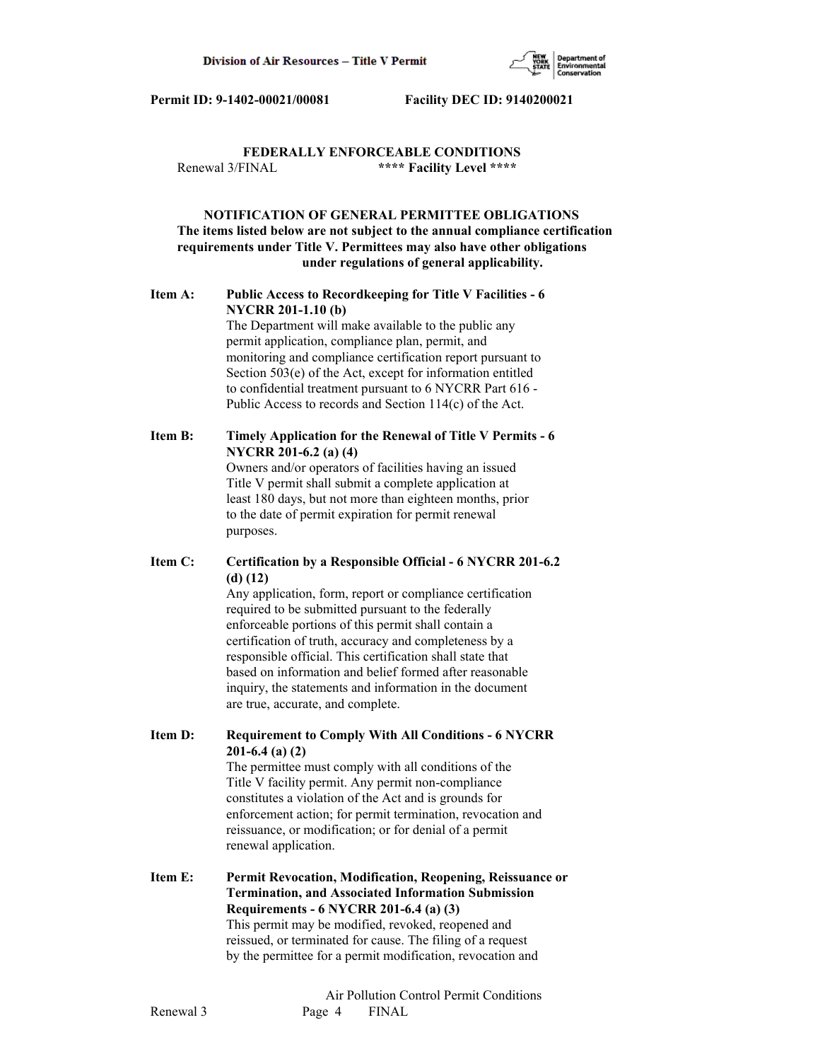FEDERALLY ENFORCEABLE CONDITIONS

Renewal 3/FINAL **** Facility Level ****

**NOTIFICATION OF GENERAL PERMITTEE OBLIGATIONS**
**The items listed below are not subject to the annual compliance certification requirements under Title V. Permittees may also have other obligations under regulations of general applicability.**

**Item A: Public Access to Recordkeeping for Title V Facilities - 6 NYCRR 201-1.10 (b)**
The Department will make available to the public any permit application, compliance plan, permit, and monitoring and compliance certification report pursuant to Section 503(e) of the Act, except for information entitled to confidential treatment pursuant to 6 NYCRR Part 616 - Public Access to records and Section 114(c) of the Act.

**Item B: Timely Application for the Renewal of Title V Permits - 6 NYCRR 201-6.2 (a) (4)**
Owners and/or operators of facilities having an issued Title V permit shall submit a complete application at least 180 days, but not more than eighteen months, prior to the date of permit expiration for permit renewal purposes.

**Item C: Certification by a Responsible Official - 6 NYCRR 201-6.2 (d) (12)**
Any application, form, report or compliance certification required to be submitted pursuant to the federally enforceable portions of this permit shall contain a certification of truth, accuracy and completeness by a responsible official. This certification shall state that based on information and belief formed after reasonable inquiry, the statements and information in the document are true, accurate, and complete.

**Item D: Requirement to Comply With All Conditions - 6 NYCRR 201-6.4 (a) (2)**
The permittee must comply with all conditions of the Title V facility permit. Any permit non-compliance constitutes a violation of the Act and is grounds for enforcement action; for permit termination, revocation and reissuance, or modification; or for denial of a permit renewal application.

**Item E: Permit Revocation, Modification, Reopening, Reissuance or Termination, and Associated Information Submission Requirements - 6 NYCRR 201-6.4 (a) (3)**
This permit may be modified, revoked, reopened and reissued, or terminated for cause. The filing of a request by the permittee for a permit modification, revocation and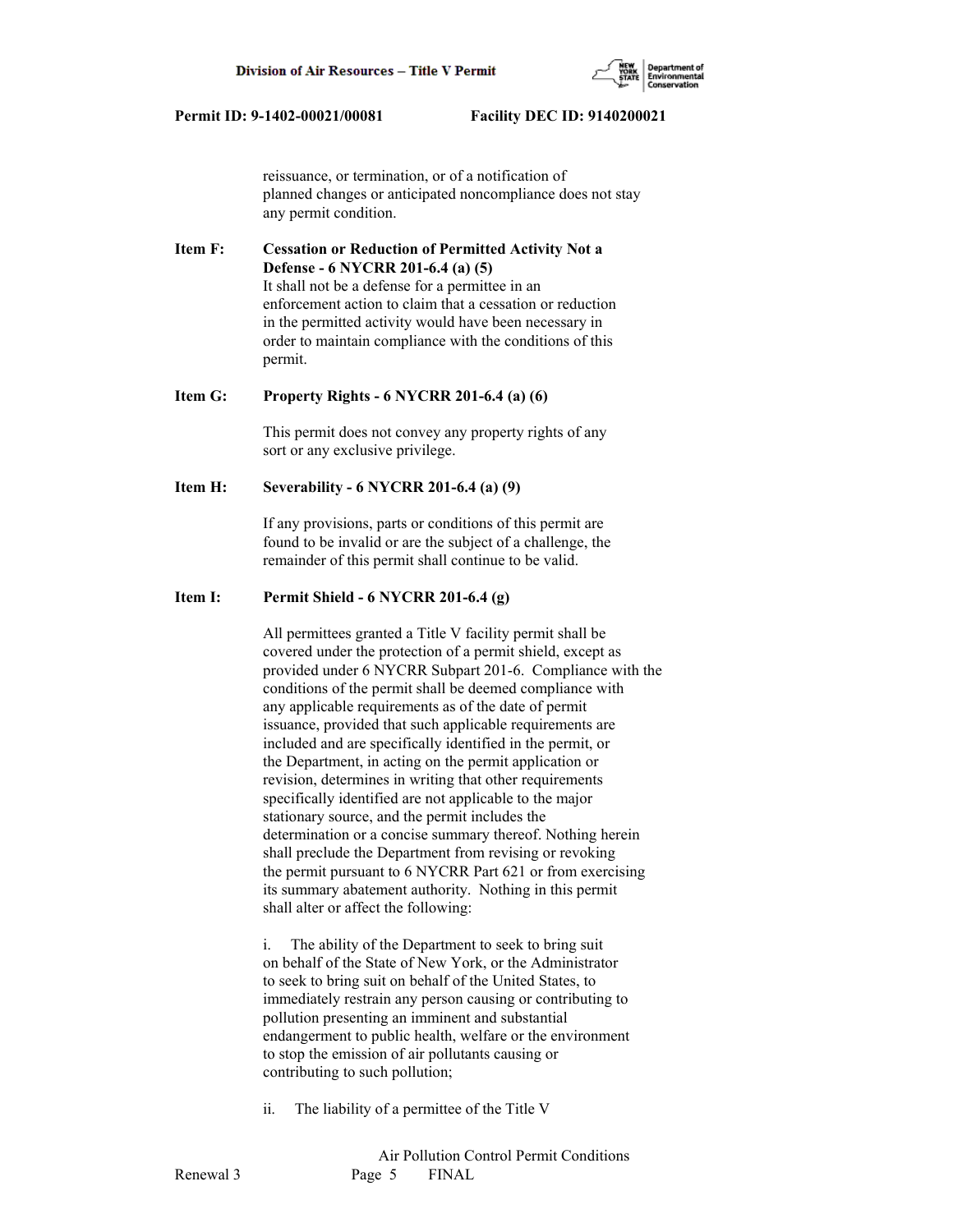reissuance, or termination, or of a notification of planned changes or anticipated noncompliance does not stay any permit condition.

**Item F: Cessation or Reduction of Permitted Activity Not a Defense - 6 NYCRR 201-6.4 (a) (5)**

It shall not be a defense for a permittee in an enforcement action to claim that a cessation or reduction in the permitted activity would have been necessary in order to maintain compliance with the conditions of this permit.

**Item G: Property Rights - 6 NYCRR 201-6.4 (a) (6)**

This permit does not convey any property rights of any sort or any exclusive privilege.

**Item H: Severability - 6 NYCRR 201-6.4 (a) (9)**

If any provisions, parts or conditions of this permit are found to be invalid or are the subject of a challenge, the remainder of this permit shall continue to be valid.

**Item I: Permit Shield - 6 NYCRR 201-6.4 (g)**

All permittees granted a Title V facility permit shall be covered under the protection of a permit shield, except as provided under 6 NYCRR Subpart 201-6. Compliance with the conditions of the permit shall be deemed compliance with any applicable requirements as of the date of permit issuance, provided that such applicable requirements are included and are specifically identified in the permit, or the Department, in acting on the permit application or revision, determines in writing that other requirements specifically identified are not applicable to the major stationary source, and the permit includes the determination or a concise summary thereof. Nothing herein shall preclude the Department from revising or revoking the permit pursuant to 6 NYCRR Part 621 or from exercising its summary abatement authority. Nothing in this permit shall alter or affect the following:

i. The ability of the Department to seek to bring suit on behalf of the State of New York, or the Administrator to seek to bring suit on behalf of the United States, to immediately restrain any person causing or contributing to pollution presenting an imminent and substantial endangerment to public health, welfare or the environment to stop the emission of air pollutants causing or contributing to such pollution;

ii. The liability of a permittee of the Title V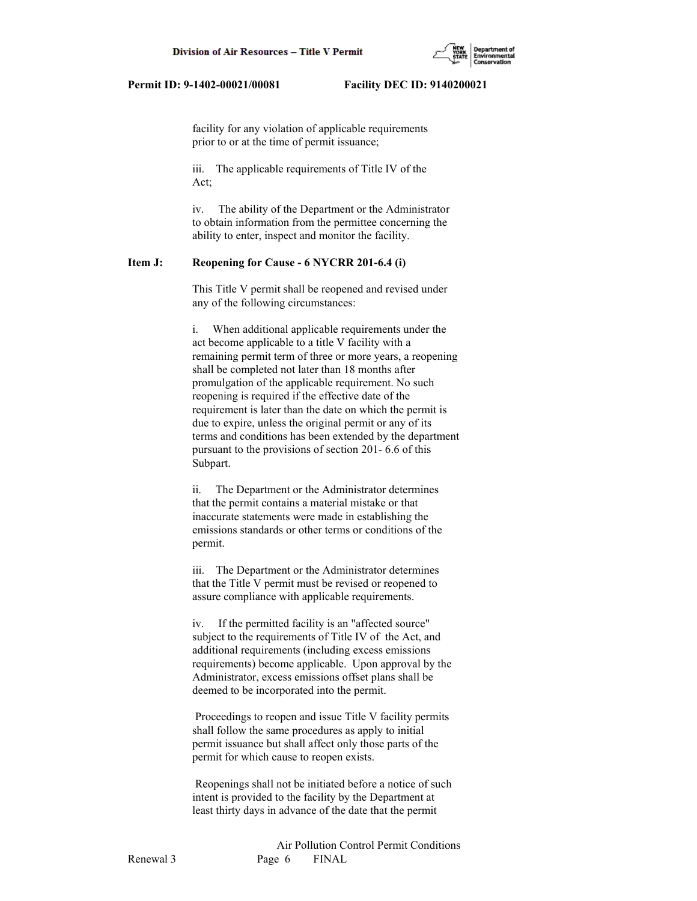facility for any violation of applicable requirements prior to or at the time of permit issuance;

iii. The applicable requirements of Title IV of the Act;

iv. The ability of the Department or the Administrator to obtain information from the permittee concerning the ability to enter, inspect and monitor the facility.

**Item J: Reopening for Cause - 6 NYCRR 201-6.4 (i)**

This Title V permit shall be reopened and revised under any of the following circumstances:

i. When additional applicable requirements under the act become applicable to a title V facility with a remaining permit term of three or more years, a reopening shall be completed not later than 18 months after promulgation of the applicable requirement. No such reopening is required if the effective date of the requirement is later than the date on which the permit is due to expire, unless the original permit or any of its terms and conditions has been extended by the department pursuant to the provisions of section 201- 6.6 of this Subpart.

ii. The Department or the Administrator determines that the permit contains a material mistake or that inaccurate statements were made in establishing the emissions standards or other terms or conditions of the permit.

iii. The Department or the Administrator determines that the Title V permit must be revised or reopened to assure compliance with applicable requirements.

iv. If the permitted facility is an "affected source" subject to the requirements of Title IV of the Act, and additional requirements (including excess emissions requirements) become applicable. Upon approval by the Administrator, excess emissions offset plans shall be deemed to be incorporated into the permit.

Proceedings to reopen and issue Title V facility permits shall follow the same procedures as apply to initial permit issuance but shall affect only those parts of the permit for which cause to reopen exists.

Reopenings shall not be initiated before a notice of such intent is provided to the facility by the Department at least thirty days in advance of the date that the permit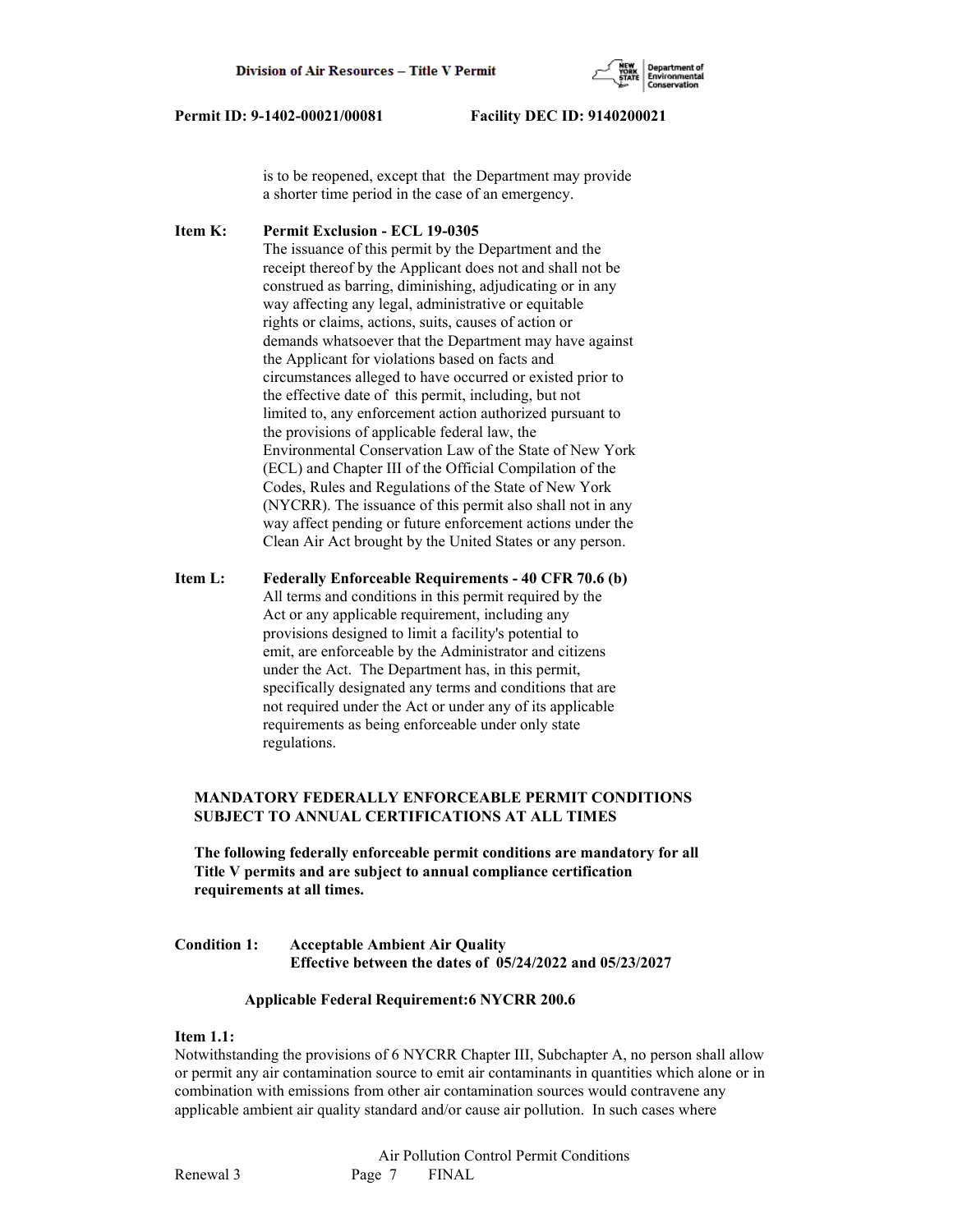is to be reopened, except that the Department may provide a shorter time period in the case of an emergency.

**Item K: Permit Exclusion - ECL 19-0305**

The issuance of this permit by the Department and the receipt thereof by the Applicant does not and shall not be construed as barring, diminishing, adjudicating or in any way affecting any legal, administrative or equitable rights or claims, actions, suits, causes of action or demands whatsoever that the Department may have against the Applicant for violations based on facts and circumstances alleged to have occurred or existed prior to the effective date of this permit, including, but not limited to, any enforcement action authorized pursuant to the provisions of applicable federal law, the Environmental Conservation Law of the State of New York (ECL) and Chapter III of the Official Compilation of the Codes, Rules and Regulations of the State of New York (NYCRR). The issuance of this permit also shall not in any way affect pending or future enforcement actions under the Clean Air Act brought by the United States or any person.

**Item L: Federally Enforceable Requirements - 40 CFR 70.6 (b)**

All terms and conditions in this permit required by the Act or any applicable requirement, including any provisions designed to limit a facility's potential to emit, are enforceable by the Administrator and citizens under the Act. The Department has, in this permit, specifically designated any terms and conditions that are not required under the Act or under any of its applicable requirements as being enforceable under only state regulations.

**MANDATORY FEDERALLY ENFORCEABLE PERMIT CONDITIONS SUBJECT TO ANNUAL CERTIFICATIONS AT ALL TIMES**

**The following federally enforceable permit conditions are mandatory for all Title V permits and are subject to annual compliance certification requirements at all times.**

**Condition 1: Acceptable Ambient Air Quality**
**Effective between the dates of 05/24/2022 and 05/23/2027**

**Applicable Federal Requirement:6 NYCRR 200.6**

**Item 1.1:**

Notwithstanding the provisions of 6 NYCRR Chapter III, Subchapter A, no person shall allow or permit any air contamination source to emit air contaminants in quantities which alone or in combination with emissions from other air contamination sources would contravene any applicable ambient air quality standard and/or cause air pollution. In such cases where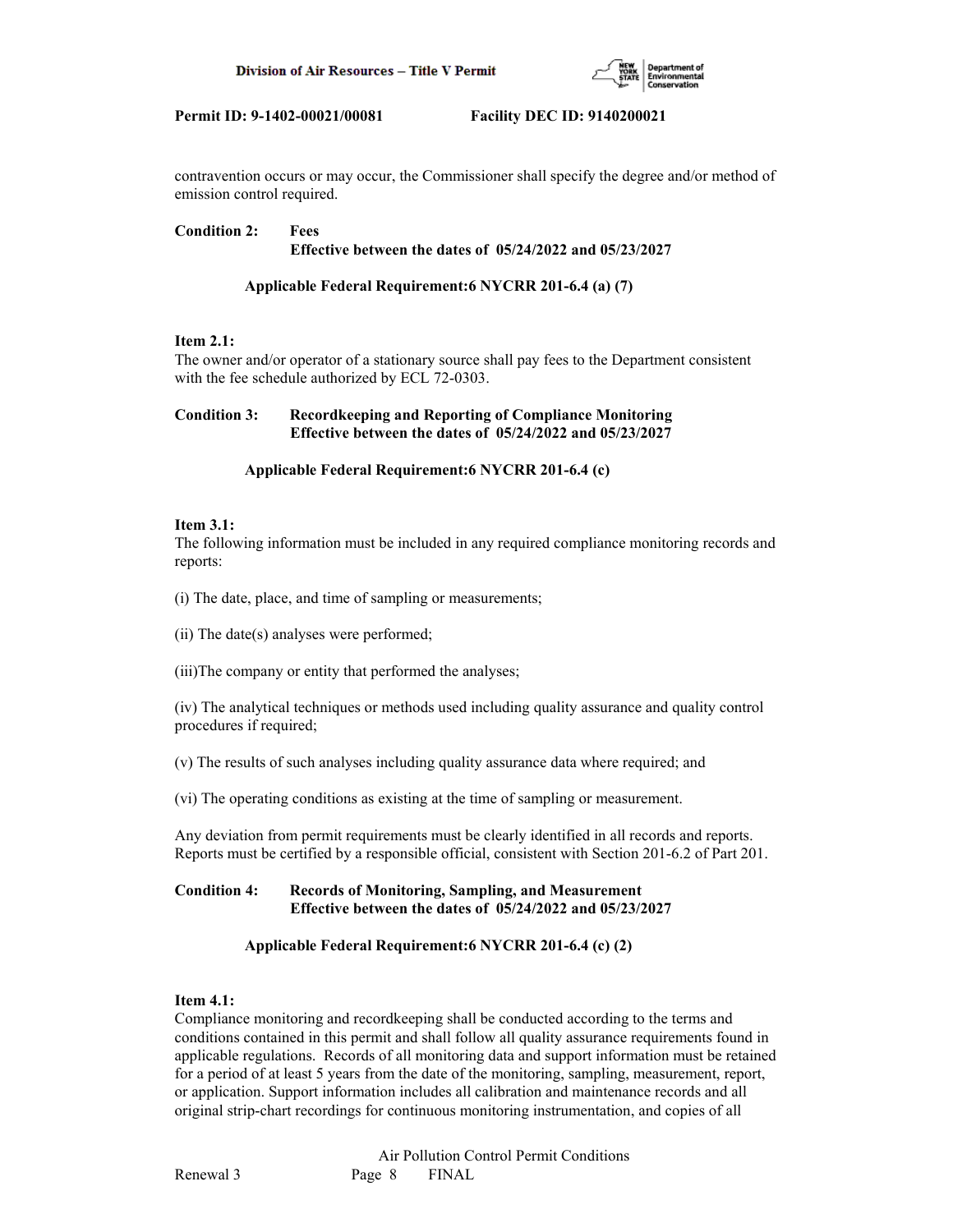contravention occurs or may occur, the Commissioner shall specify the degree and/or method of emission control required.

**Condition 2: Fees**
**Effective between the dates of 05/24/2022 and 05/23/2027**

**Applicable Federal Requirement:6 NYCRR 201-6.4 (a) (7)**

**Item 2.1:**
The owner and/or operator of a stationary source shall pay fees to the Department consistent with the fee schedule authorized by ECL 72-0303.

**Condition 3: Recordkeeping and Reporting of Compliance Monitoring**
**Effective between the dates of 05/24/2022 and 05/23/2027**

**Applicable Federal Requirement:6 NYCRR 201-6.4 (c)**

**Item 3.1:**
The following information must be included in any required compliance monitoring records and reports:

(i) The date, place, and time of sampling or measurements;

(ii) The date(s) analyses were performed;

(iii)The company or entity that performed the analyses;

(iv) The analytical techniques or methods used including quality assurance and quality control procedures if required;

(v) The results of such analyses including quality assurance data where required; and

(vi) The operating conditions as existing at the time of sampling or measurement.

Any deviation from permit requirements must be clearly identified in all records and reports. Reports must be certified by a responsible official, consistent with Section 201-6.2 of Part 201.

**Condition 4: Records of Monitoring, Sampling, and Measurement**
**Effective between the dates of 05/24/2022 and 05/23/2027**

**Applicable Federal Requirement:6 NYCRR 201-6.4 (c) (2)**

**Item 4.1:**
Compliance monitoring and recordkeeping shall be conducted according to the terms and conditions contained in this permit and shall follow all quality assurance requirements found in applicable regulations. Records of all monitoring data and support information must be retained for a period of at least 5 years from the date of the monitoring, sampling, measurement, report, or application. Support information includes all calibration and maintenance records and all original strip-chart recordings for continuous monitoring instrumentation, and copies of all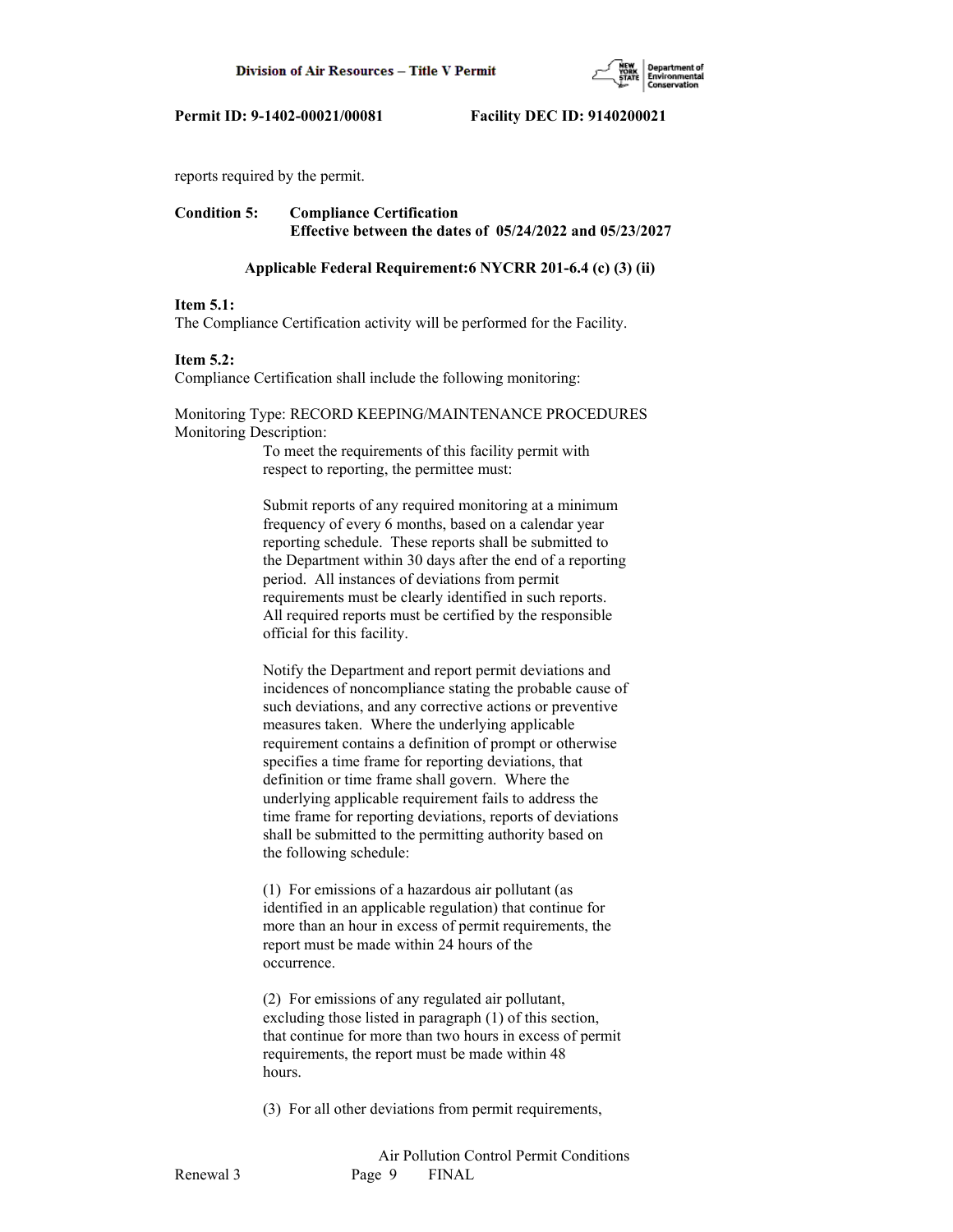reports required by the permit.

**Condition 5: Compliance Certification**
**Effective between the dates of 05/24/2022 and 05/23/2027**

**Applicable Federal Requirement:6 NYCRR 201-6.4 (c) (3) (ii)**

**Item 5.1:**
The Compliance Certification activity will be performed for the Facility.

**Item 5.2:**
Compliance Certification shall include the following monitoring:

Monitoring Type: RECORD KEEPING/MAINTENANCE PROCEDURES
Monitoring Description:

To meet the requirements of this facility permit with respect to reporting, the permittee must:

Submit reports of any required monitoring at a minimum frequency of every 6 months, based on a calendar year reporting schedule. These reports shall be submitted to the Department within 30 days after the end of a reporting period. All instances of deviations from permit requirements must be clearly identified in such reports. All required reports must be certified by the responsible official for this facility.

Notify the Department and report permit deviations and incidences of noncompliance stating the probable cause of such deviations, and any corrective actions or preventive measures taken. Where the underlying applicable requirement contains a definition of prompt or otherwise specifies a time frame for reporting deviations, that definition or time frame shall govern. Where the underlying applicable requirement fails to address the time frame for reporting deviations, reports of deviations shall be submitted to the permitting authority based on the following schedule:

(1) For emissions of a hazardous air pollutant (as identified in an applicable regulation) that continue for more than an hour in excess of permit requirements, the report must be made within 24 hours of the occurrence.

(2) For emissions of any regulated air pollutant, excluding those listed in paragraph (1) of this section, that continue for more than two hours in excess of permit requirements, the report must be made within 48 hours.

(3) For all other deviations from permit requirements,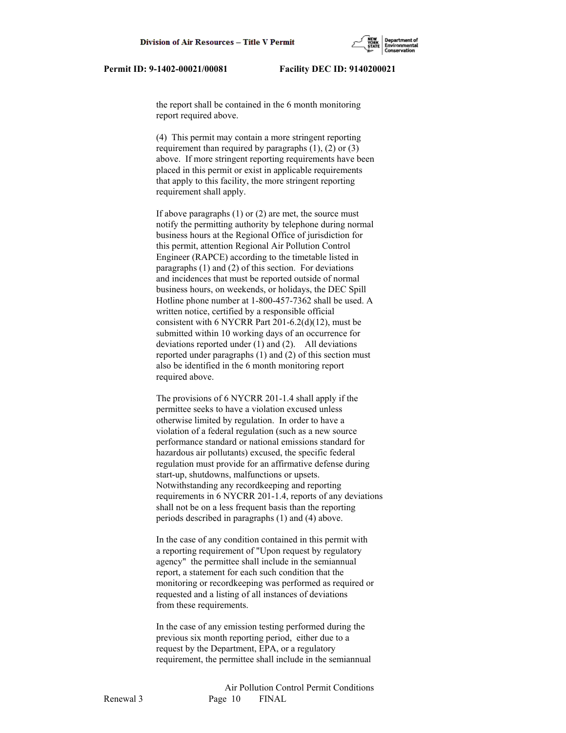the report shall be contained in the 6 month monitoring report required above.

(4) This permit may contain a more stringent reporting requirement than required by paragraphs (1), (2) or (3) above. If more stringent reporting requirements have been placed in this permit or exist in applicable requirements that apply to this facility, the more stringent reporting requirement shall apply.

If above paragraphs (1) or (2) are met, the source must notify the permitting authority by telephone during normal business hours at the Regional Office of jurisdiction for this permit, attention Regional Air Pollution Control Engineer (RAPCE) according to the timetable listed in paragraphs (1) and (2) of this section. For deviations and incidences that must be reported outside of normal business hours, on weekends, or holidays, the DEC Spill Hotline phone number at 1-800-457-7362 shall be used. A written notice, certified by a responsible official consistent with 6 NYCRR Part 201-6.2(d)(12), must be submitted within 10 working days of an occurrence for deviations reported under (1) and (2). All deviations reported under paragraphs (1) and (2) of this section must also be identified in the 6 month monitoring report required above.

The provisions of 6 NYCRR 201-1.4 shall apply if the permittee seeks to have a violation excused unless otherwise limited by regulation. In order to have a violation of a federal regulation (such as a new source performance standard or national emissions standard for hazardous air pollutants) excused, the specific federal regulation must provide for an affirmative defense during start-up, shutdowns, malfunctions or upsets. Notwithstanding any recordkeeping and reporting requirements in 6 NYCRR 201-1.4, reports of any deviations shall not be on a less frequent basis than the reporting periods described in paragraphs (1) and (4) above.

In the case of any condition contained in this permit with a reporting requirement of "Upon request by regulatory agency" the permittee shall include in the semiannual report, a statement for each such condition that the monitoring or recordkeeping was performed as required or requested and a listing of all instances of deviations from these requirements.

In the case of any emission testing performed during the previous six month reporting period, either due to a request by the Department, EPA, or a regulatory requirement, the permittee shall include in the semiannual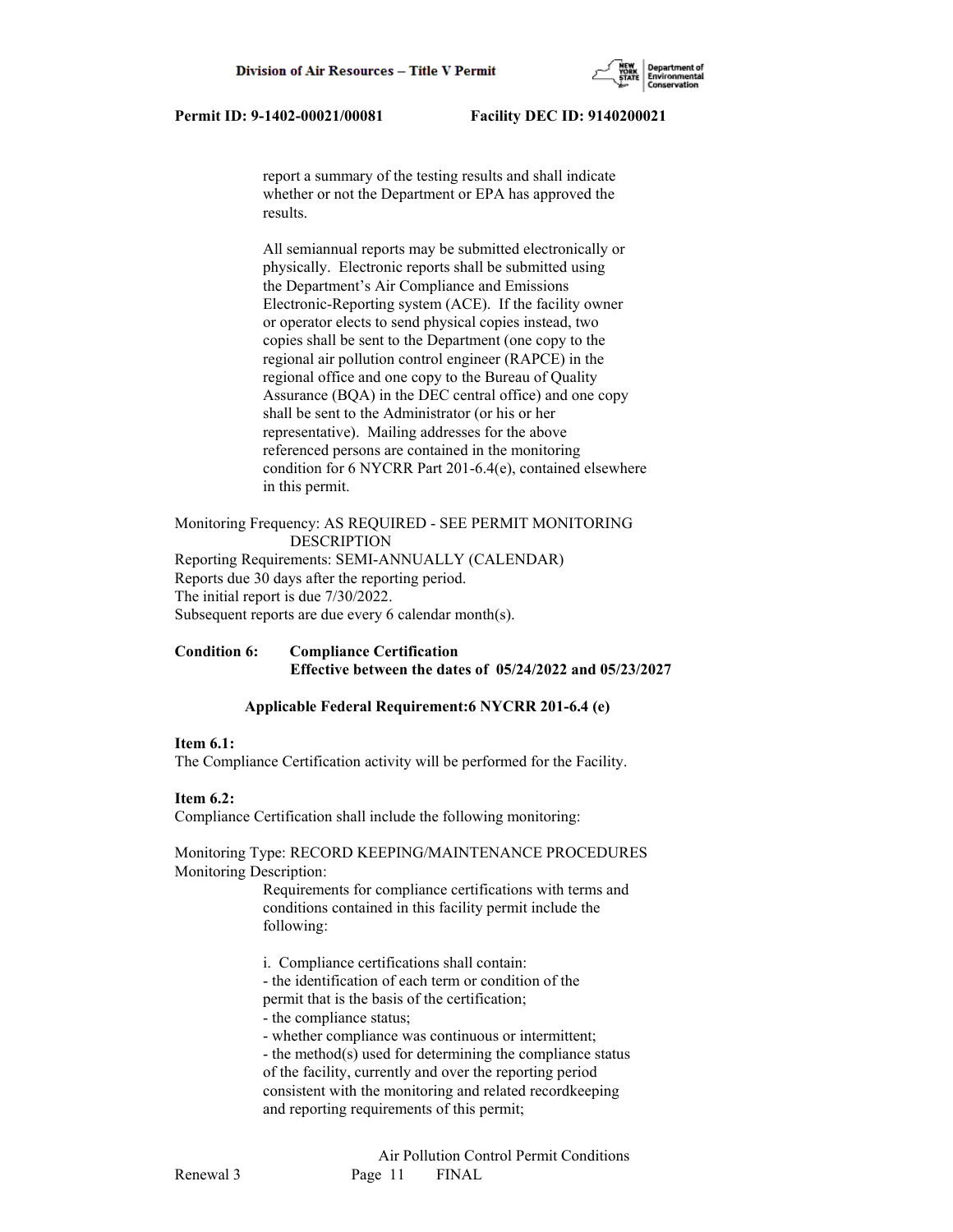report a summary of the testing results and shall indicate whether or not the Department or EPA has approved the results.

All semiannual reports may be submitted electronically or physically. Electronic reports shall be submitted using the Department's Air Compliance and Emissions Electronic-Reporting system (ACE). If the facility owner or operator elects to send physical copies instead, two copies shall be sent to the Department (one copy to the regional air pollution control engineer (RAPCE) in the regional office and one copy to the Bureau of Quality Assurance (BQA) in the DEC central office) and one copy shall be sent to the Administrator (or his or her representative). Mailing addresses for the above referenced persons are contained in the monitoring condition for 6 NYCRR Part 201-6.4(e), contained elsewhere in this permit.

Monitoring Frequency: AS REQUIRED - SEE PERMIT MONITORING DESCRIPTION
Reporting Requirements: SEMI-ANNUALLY (CALENDAR)
Reports due 30 days after the reporting period.
The initial report is due 7/30/2022.
Subsequent reports are due every 6 calendar month(s).

**Condition 6: Compliance Certification**
**Effective between the dates of 05/24/2022 and 05/23/2027**

**Applicable Federal Requirement:6 NYCRR 201-6.4 (e)**

**Item 6.1:**
The Compliance Certification activity will be performed for the Facility.

**Item 6.2:**
Compliance Certification shall include the following monitoring:

Monitoring Type: RECORD KEEPING/MAINTENANCE PROCEDURES
Monitoring Description:

Requirements for compliance certifications with terms and conditions contained in this facility permit include the following:

i. Compliance certifications shall contain:
- the identification of each term or condition of the permit that is the basis of the certification;
- the compliance status;
- whether compliance was continuous or intermittent;
- the method(s) used for determining the compliance status of the facility, currently and over the reporting period consistent with the monitoring and related recordkeeping and reporting requirements of this permit;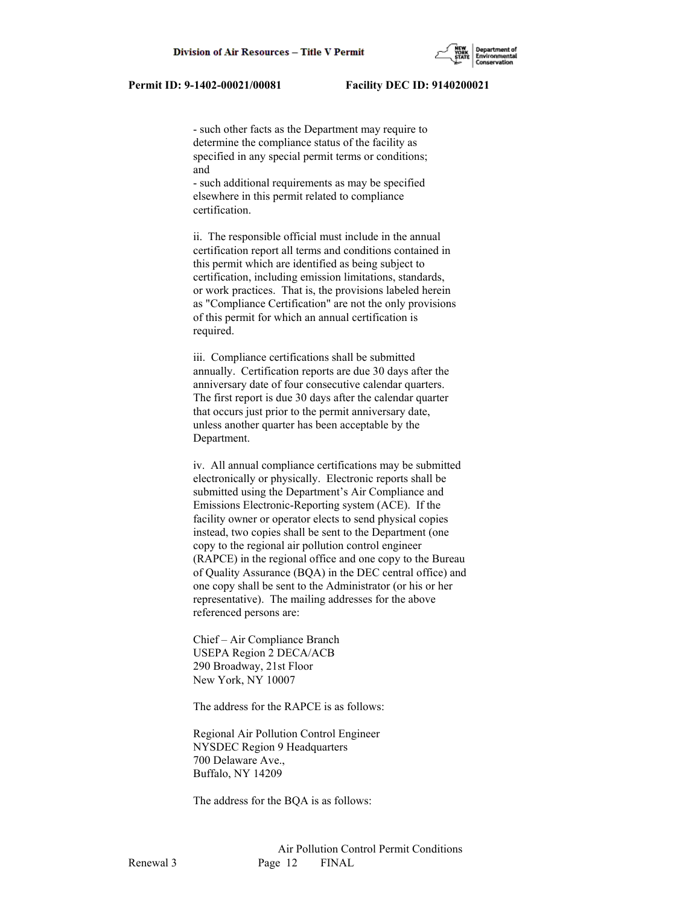- such other facts as the Department may require to determine the compliance status of the facility as specified in any special permit terms or conditions; and
- such additional requirements as may be specified elsewhere in this permit related to compliance certification.

ii. The responsible official must include in the annual certification report all terms and conditions contained in this permit which are identified as being subject to certification, including emission limitations, standards, or work practices. That is, the provisions labeled herein as "Compliance Certification" are not the only provisions of this permit for which an annual certification is required.

iii. Compliance certifications shall be submitted annually. Certification reports are due 30 days after the anniversary date of four consecutive calendar quarters. The first report is due 30 days after the calendar quarter that occurs just prior to the permit anniversary date, unless another quarter has been acceptable by the Department.

iv. All annual compliance certifications may be submitted electronically or physically. Electronic reports shall be submitted using the Department's Air Compliance and Emissions Electronic-Reporting system (ACE). If the facility owner or operator elects to send physical copies instead, two copies shall be sent to the Department (one copy to the regional air pollution control engineer (RAPCE) in the regional office and one copy to the Bureau of Quality Assurance (BQA) in the DEC central office) and one copy shall be sent to the Administrator (or his or her representative). The mailing addresses for the above referenced persons are:

Chief – Air Compliance Branch
USEPA Region 2 DECA/ACB
290 Broadway, 21st Floor
New York, NY 10007

The address for the RAPCE is as follows:

Regional Air Pollution Control Engineer
NYSDEC Region 9 Headquarters
700 Delaware Ave.,
Buffalo, NY 14209

The address for the BQA is as follows: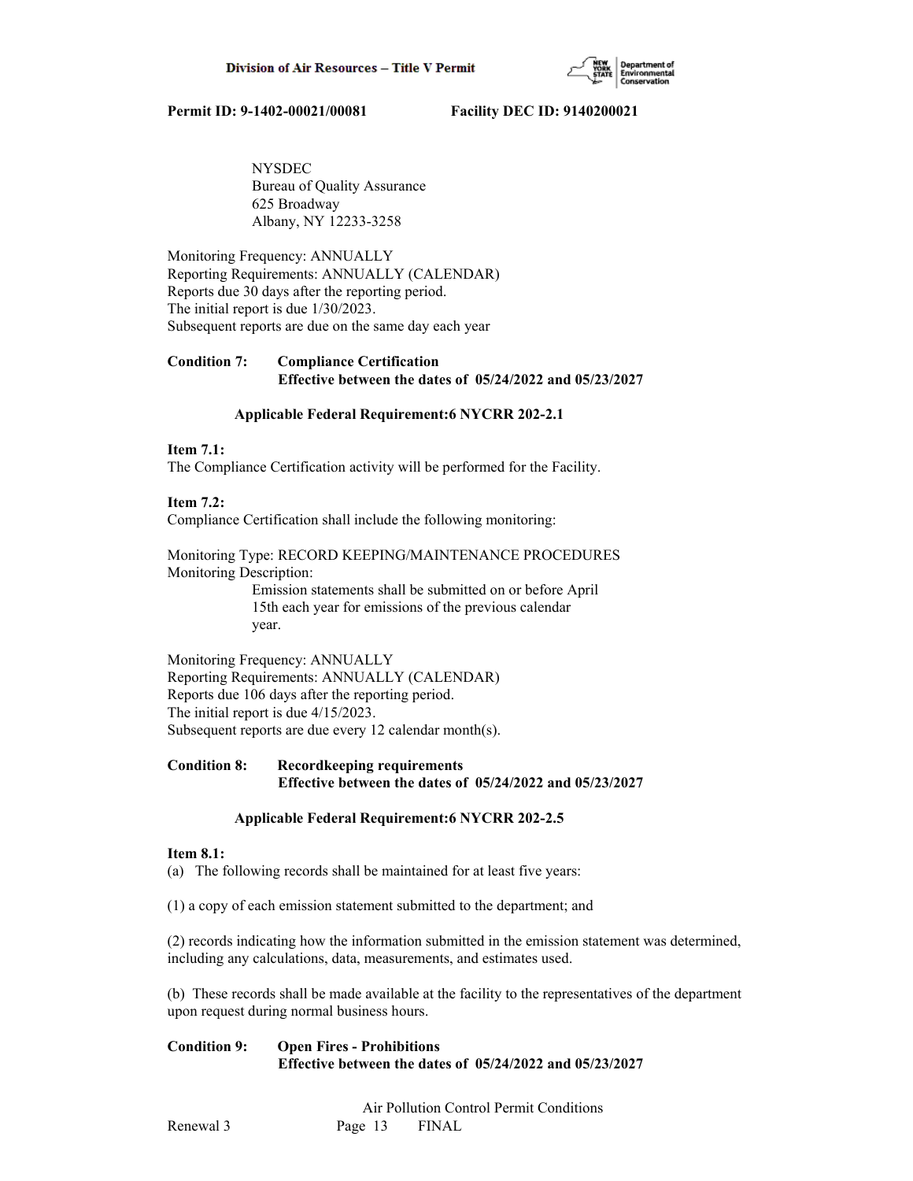NYSDEC
Bureau of Quality Assurance
625 Broadway
Albany, NY 12233-3258

Monitoring Frequency: ANNUALLY
Reporting Requirements: ANNUALLY (CALENDAR)
Reports due 30 days after the reporting period.
The initial report is due 1/30/2023.
Subsequent reports are due on the same day each year

**Condition 7: Compliance Certification**
**Effective between the dates of 05/24/2022 and 05/23/2027**

**Applicable Federal Requirement:6 NYCRR 202-2.1**

**Item 7.1:**
The Compliance Certification activity will be performed for the Facility.

**Item 7.2:**
Compliance Certification shall include the following monitoring:

Monitoring Type: RECORD KEEPING/MAINTENANCE PROCEDURES
Monitoring Description:
Emission statements shall be submitted on or before April 15th each year for emissions of the previous calendar year.

Monitoring Frequency: ANNUALLY
Reporting Requirements: ANNUALLY (CALENDAR)
Reports due 106 days after the reporting period.
The initial report is due 4/15/2023.
Subsequent reports are due every 12 calendar month(s).

**Condition 8: Recordkeeping requirements**
**Effective between the dates of 05/24/2022 and 05/23/2027**

**Applicable Federal Requirement:6 NYCRR 202-2.5**

**Item 8.1:**
(a) The following records shall be maintained for at least five years:

(1) a copy of each emission statement submitted to the department; and

(2) records indicating how the information submitted in the emission statement was determined, including any calculations, data, measurements, and estimates used.

(b) These records shall be made available at the facility to the representatives of the department upon request during normal business hours.

**Condition 9: Open Fires - Prohibitions**
**Effective between the dates of 05/24/2022 and 05/23/2027**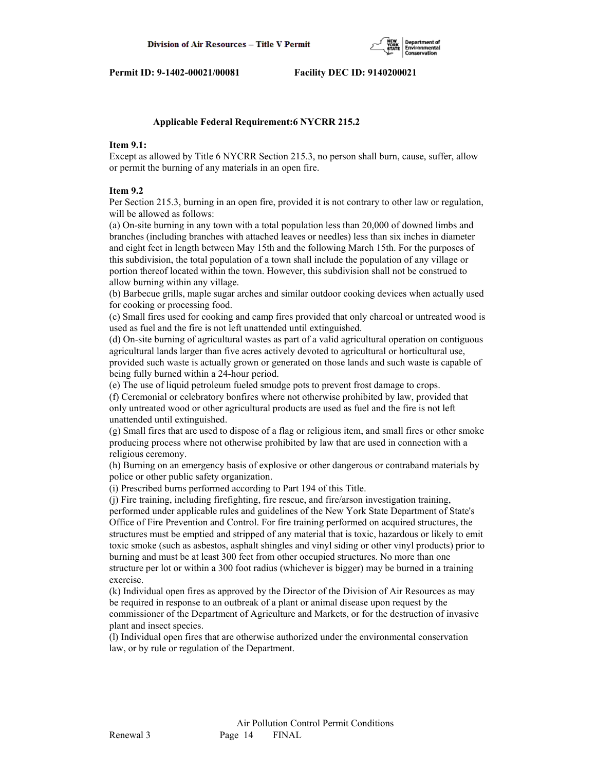**Applicable Federal Requirement:6 NYCRR 215.2**

**Item 9.1:**
Except as allowed by Title 6 NYCRR Section 215.3, no person shall burn, cause, suffer, allow or permit the burning of any materials in an open fire.

**Item 9.2**
Per Section 215.3, burning in an open fire, provided it is not contrary to other law or regulation, will be allowed as follows:

(a) On-site burning in any town with a total population less than 20,000 of downed limbs and branches (including branches with attached leaves or needles) less than six inches in diameter and eight feet in length between May 15th and the following March 15th. For the purposes of this subdivision, the total population of a town shall include the population of any village or portion thereof located within the town. However, this subdivision shall not be construed to allow burning within any village.

(b) Barbecue grills, maple sugar arches and similar outdoor cooking devices when actually used for cooking or processing food.

(c) Small fires used for cooking and camp fires provided that only charcoal or untreated wood is used as fuel and the fire is not left unattended until extinguished.

(d) On-site burning of agricultural wastes as part of a valid agricultural operation on contiguous agricultural lands larger than five acres actively devoted to agricultural or horticultural use, provided such waste is actually grown or generated on those lands and such waste is capable of being fully burned within a 24-hour period.

(e) The use of liquid petroleum fueled smudge pots to prevent frost damage to crops.

(f) Ceremonial or celebratory bonfires where not otherwise prohibited by law, provided that only untreated wood or other agricultural products are used as fuel and the fire is not left unattended until extinguished.

(g) Small fires that are used to dispose of a flag or religious item, and small fires or other smoke producing process where not otherwise prohibited by law that are used in connection with a religious ceremony.

(h) Burning on an emergency basis of explosive or other dangerous or contraband materials by police or other public safety organization.

(i) Prescribed burns performed according to Part 194 of this Title.

(j) Fire training, including firefighting, fire rescue, and fire/arson investigation training, performed under applicable rules and guidelines of the New York State Department of State's Office of Fire Prevention and Control. For fire training performed on acquired structures, the structures must be emptied and stripped of any material that is toxic, hazardous or likely to emit toxic smoke (such as asbestos, asphalt shingles and vinyl siding or other vinyl products) prior to burning and must be at least 300 feet from other occupied structures. No more than one structure per lot or within a 300 foot radius (whichever is bigger) may be burned in a training exercise.

(k) Individual open fires as approved by the Director of the Division of Air Resources as may be required in response to an outbreak of a plant or animal disease upon request by the commissioner of the Department of Agriculture and Markets, or for the destruction of invasive plant and insect species.

(l) Individual open fires that are otherwise authorized under the environmental conservation law, or by rule or regulation of the Department.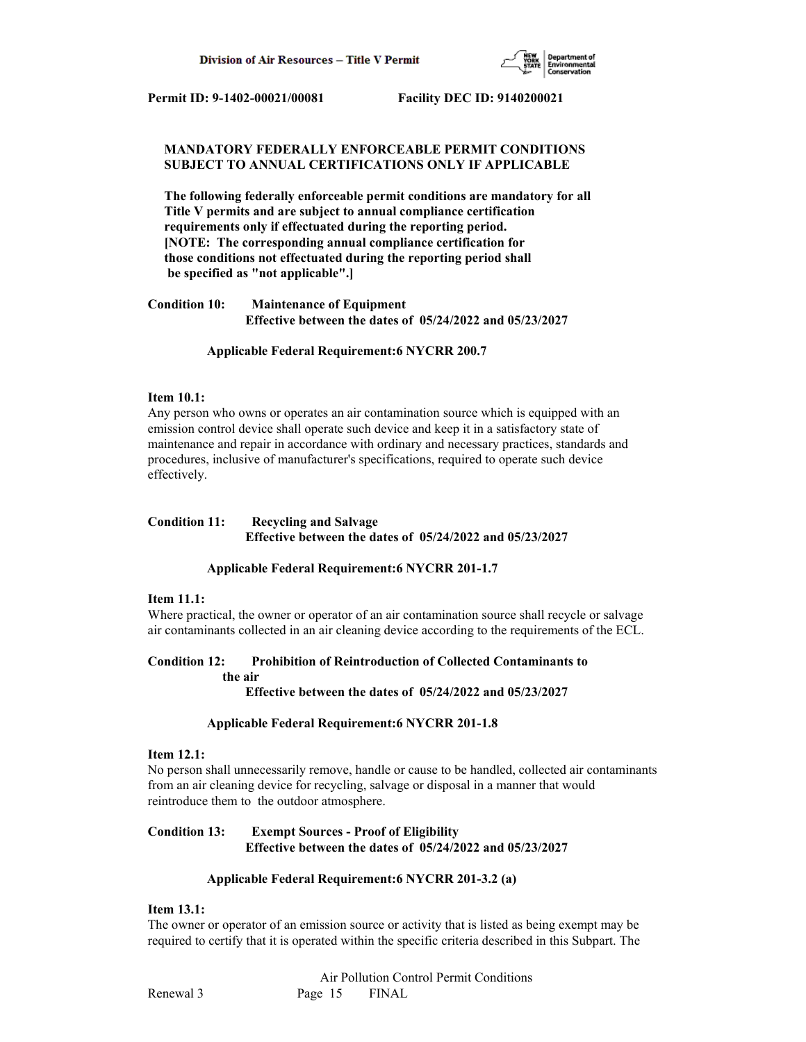**MANDATORY FEDERALLY ENFORCEABLE PERMIT CONDITIONS SUBJECT TO ANNUAL CERTIFICATIONS ONLY IF APPLICABLE**

**The following federally enforceable permit conditions are mandatory for all Title V permits and are subject to annual compliance certification requirements only if effectuated during the reporting period. [NOTE: The corresponding annual compliance certification for those conditions not effectuated during the reporting period shall be specified as "not applicable".]**

**Condition 10: Maintenance of Equipment**
**Effective between the dates of 05/24/2022 and 05/23/2027**

**Applicable Federal Requirement:6 NYCRR 200.7**

**Item 10.1:**
Any person who owns or operates an air contamination source which is equipped with an emission control device shall operate such device and keep it in a satisfactory state of maintenance and repair in accordance with ordinary and necessary practices, standards and procedures, inclusive of manufacturer's specifications, required to operate such device effectively.

**Condition 11: Recycling and Salvage**
**Effective between the dates of 05/24/2022 and 05/23/2027**

**Applicable Federal Requirement:6 NYCRR 201-1.7**

**Item 11.1:**
Where practical, the owner or operator of an air contamination source shall recycle or salvage air contaminants collected in an air cleaning device according to the requirements of the ECL.

**Condition 12: Prohibition of Reintroduction of Collected Contaminants to the air**
**Effective between the dates of 05/24/2022 and 05/23/2027**

**Applicable Federal Requirement:6 NYCRR 201-1.8**

**Item 12.1:**
No person shall unnecessarily remove, handle or cause to be handled, collected air contaminants from an air cleaning device for recycling, salvage or disposal in a manner that would reintroduce them to the outdoor atmosphere.

**Condition 13: Exempt Sources - Proof of Eligibility**
**Effective between the dates of 05/24/2022 and 05/23/2027**

**Applicable Federal Requirement:6 NYCRR 201-3.2 (a)**

**Item 13.1:**
The owner or operator of an emission source or activity that is listed as being exempt may be required to certify that it is operated within the specific criteria described in this Subpart. The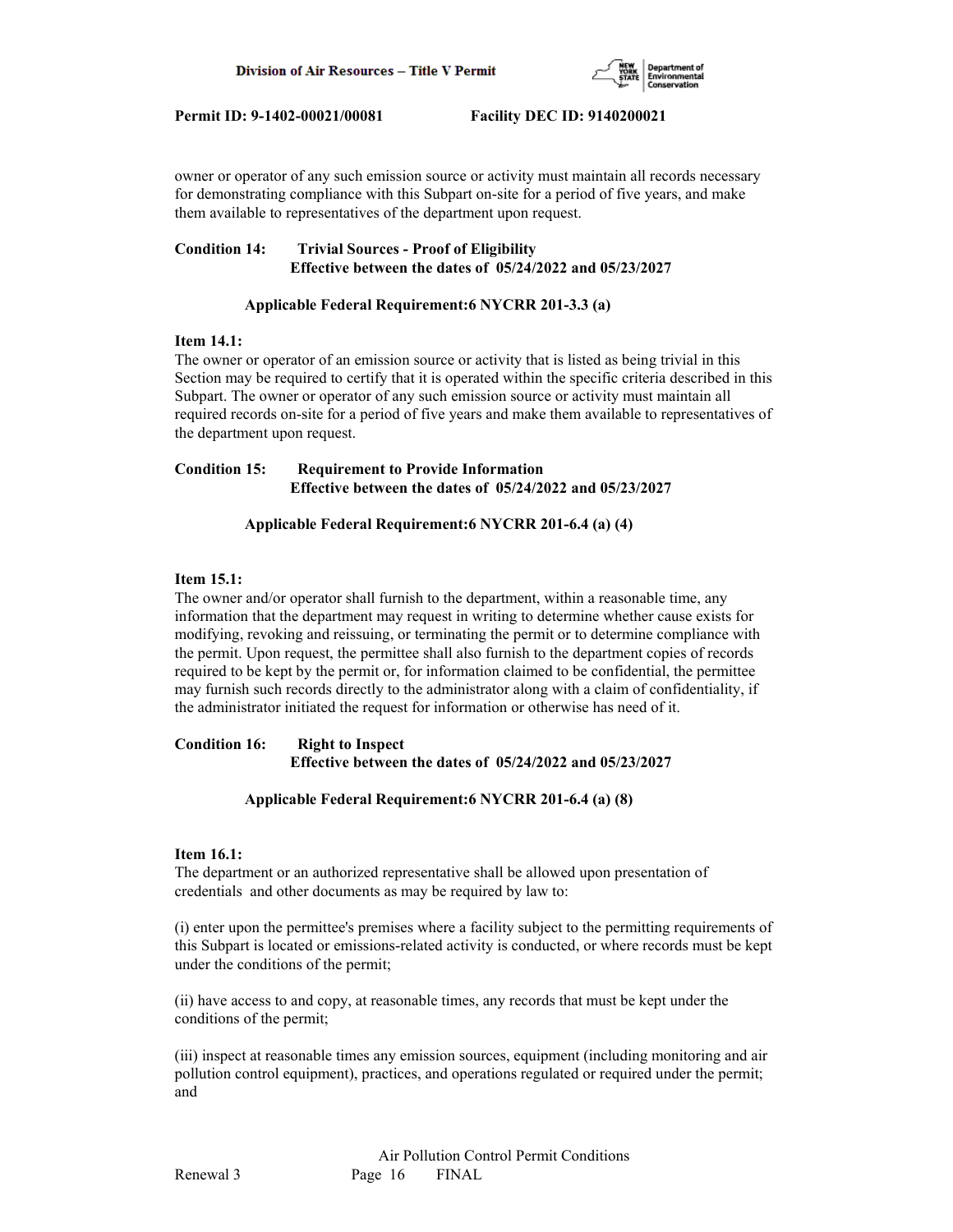owner or operator of any such emission source or activity must maintain all records necessary for demonstrating compliance with this Subpart on-site for a period of five years, and make them available to representatives of the department upon request.

**Condition 14: Trivial Sources - Proof of Eligibility**
**Effective between the dates of 05/24/2022 and 05/23/2027**

**Applicable Federal Requirement:6 NYCRR 201-3.3 (a)**

**Item 14.1:**
The owner or operator of an emission source or activity that is listed as being trivial in this Section may be required to certify that it is operated within the specific criteria described in this Subpart. The owner or operator of any such emission source or activity must maintain all required records on-site for a period of five years and make them available to representatives of the department upon request.

**Condition 15: Requirement to Provide Information**
**Effective between the dates of 05/24/2022 and 05/23/2027**

**Applicable Federal Requirement:6 NYCRR 201-6.4 (a) (4)**

**Item 15.1:**
The owner and/or operator shall furnish to the department, within a reasonable time, any information that the department may request in writing to determine whether cause exists for modifying, revoking and reissuing, or terminating the permit or to determine compliance with the permit. Upon request, the permittee shall also furnish to the department copies of records required to be kept by the permit or, for information claimed to be confidential, the permittee may furnish such records directly to the administrator along with a claim of confidentiality, if the administrator initiated the request for information or otherwise has need of it.

**Condition 16: Right to Inspect**
**Effective between the dates of 05/24/2022 and 05/23/2027**

**Applicable Federal Requirement:6 NYCRR 201-6.4 (a) (8)**

**Item 16.1:**
The department or an authorized representative shall be allowed upon presentation of credentials and other documents as may be required by law to:

(i) enter upon the permittee's premises where a facility subject to the permitting requirements of this Subpart is located or emissions-related activity is conducted, or where records must be kept under the conditions of the permit;

(ii) have access to and copy, at reasonable times, any records that must be kept under the conditions of the permit;

(iii) inspect at reasonable times any emission sources, equipment (including monitoring and air pollution control equipment), practices, and operations regulated or required under the permit; and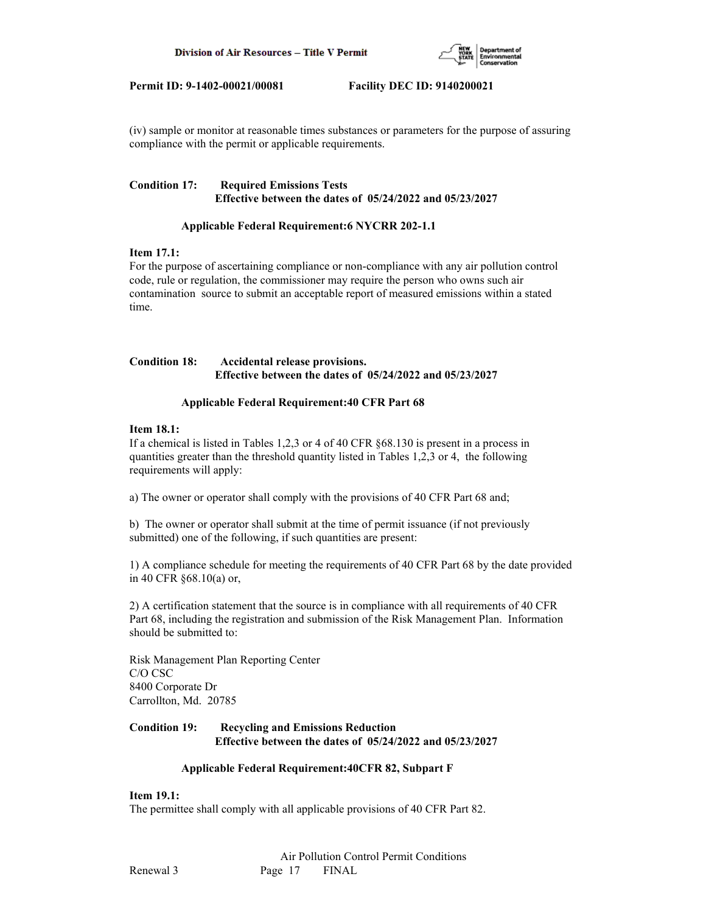(iv) sample or monitor at reasonable times substances or parameters for the purpose of assuring compliance with the permit or applicable requirements.

**Condition 17: Required Emissions Tests**
**Effective between the dates of 05/24/2022 and 05/23/2027**

**Applicable Federal Requirement:6 NYCRR 202-1.1**

**Item 17.1:**
For the purpose of ascertaining compliance or non-compliance with any air pollution control code, rule or regulation, the commissioner may require the person who owns such air contamination source to submit an acceptable report of measured emissions within a stated time.

**Condition 18: Accidental release provisions.**
**Effective between the dates of 05/24/2022 and 05/23/2027**

**Applicable Federal Requirement:40 CFR Part 68**

**Item 18.1:**
If a chemical is listed in Tables 1,2,3 or 4 of 40 CFR §68.130 is present in a process in quantities greater than the threshold quantity listed in Tables 1,2,3 or 4, the following requirements will apply:

a) The owner or operator shall comply with the provisions of 40 CFR Part 68 and;

b) The owner or operator shall submit at the time of permit issuance (if not previously submitted) one of the following, if such quantities are present:

1) A compliance schedule for meeting the requirements of 40 CFR Part 68 by the date provided in 40 CFR §68.10(a) or,

2) A certification statement that the source is in compliance with all requirements of 40 CFR Part 68, including the registration and submission of the Risk Management Plan. Information should be submitted to:

Risk Management Plan Reporting Center
C/O CSC
8400 Corporate Dr
Carrollton, Md. 20785

**Condition 19: Recycling and Emissions Reduction**
**Effective between the dates of 05/24/2022 and 05/23/2027**

**Applicable Federal Requirement:40CFR 82, Subpart F**

**Item 19.1:**
The permittee shall comply with all applicable provisions of 40 CFR Part 82.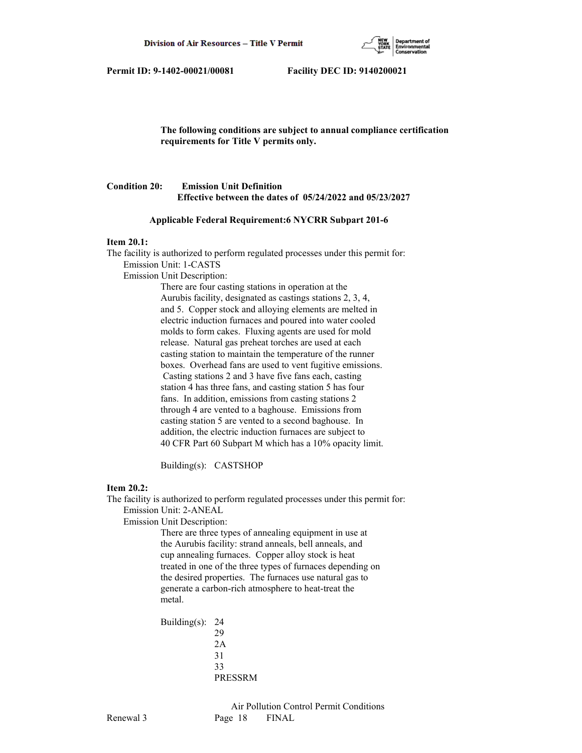**The following conditions are subject to annual compliance certification requirements for Title V permits only.**

**Condition 20: Emission Unit Definition**
**Effective between the dates of 05/24/2022 and 05/23/2027**

**Applicable Federal Requirement:6 NYCRR Subpart 201-6**

**Item 20.1:**
The facility is authorized to perform regulated processes under this permit for:
Emission Unit: 1-CASTS
Emission Unit Description:

There are four casting stations in operation at the Aurubis facility, designated as castings stations 2, 3, 4, and 5. Copper stock and alloying elements are melted in electric induction furnaces and poured into water cooled molds to form cakes. Fluxing agents are used for mold release. Natural gas preheat torches are used at each casting station to maintain the temperature of the runner boxes. Overhead fans are used to vent fugitive emissions. Casting stations 2 and 3 have five fans each, casting station 4 has three fans, and casting station 5 has four fans. In addition, emissions from casting stations 2 through 4 are vented to a baghouse. Emissions from casting station 5 are vented to a second baghouse. In addition, the electric induction furnaces are subject to 40 CFR Part 60 Subpart M which has a 10% opacity limit.

Building(s): CASTSHOP

**Item 20.2:**
The facility is authorized to perform regulated processes under this permit for:
Emission Unit: 2-ANEAL
Emission Unit Description:

There are three types of annealing equipment in use at the Aurubis facility: strand anneals, bell anneals, and cup annealing furnaces. Copper alloy stock is heat treated in one of the three types of furnaces depending on the desired properties. The furnaces use natural gas to generate a carbon-rich atmosphere to heat-treat the metal.

Building(s): 24
29
2A
31
33
PRESSRM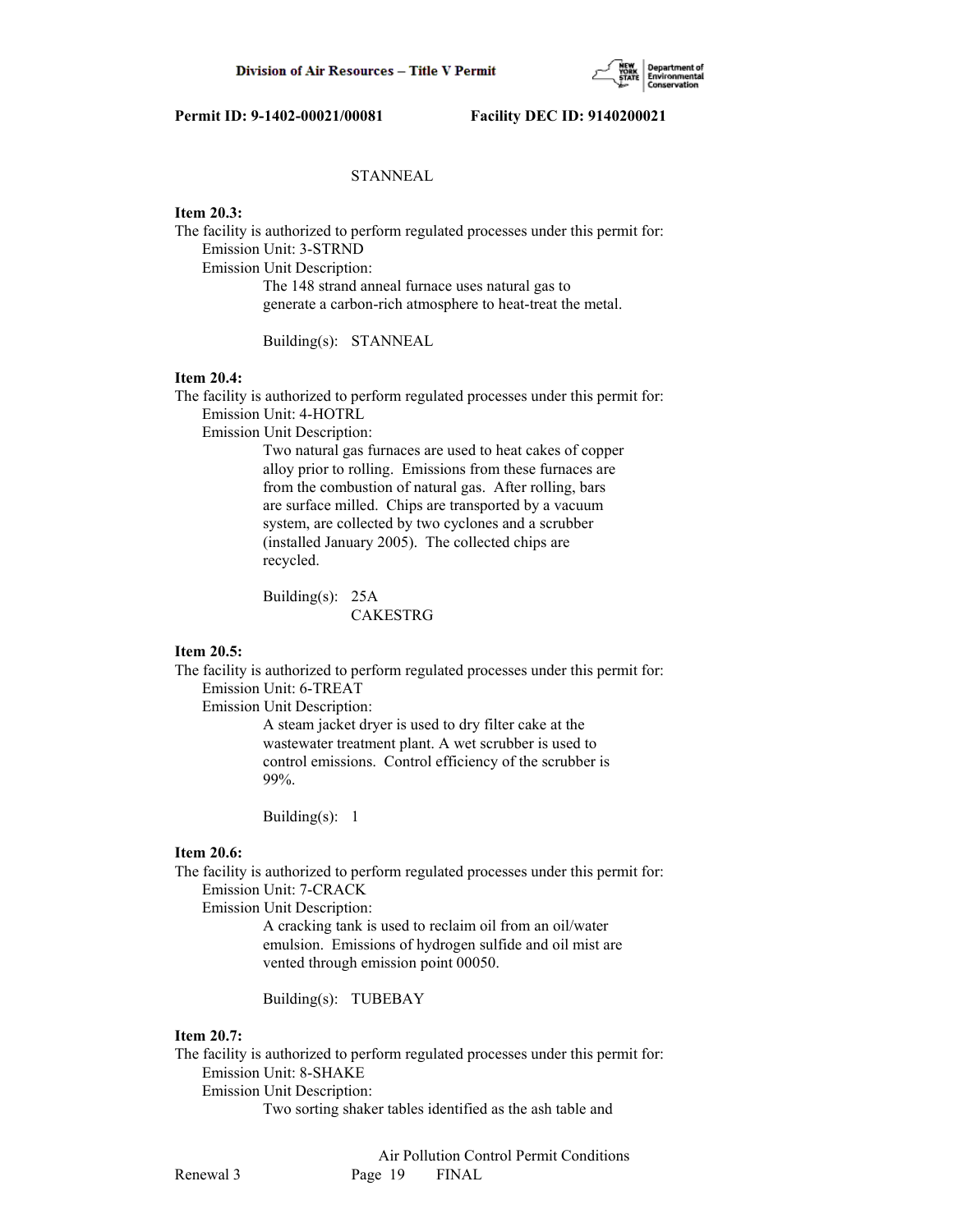STANNEAL

**Item 20.3:**

The facility is authorized to perform regulated processes under this permit for:

Emission Unit: 3-STRND

Emission Unit Description:

The 148 strand anneal furnace uses natural gas to generate a carbon-rich atmosphere to heat-treat the metal.

Building(s): STANNEAL

**Item 20.4:**

The facility is authorized to perform regulated processes under this permit for:

Emission Unit: 4-HOTRL

Emission Unit Description:

Two natural gas furnaces are used to heat cakes of copper alloy prior to rolling. Emissions from these furnaces are from the combustion of natural gas. After rolling, bars are surface milled. Chips are transported by a vacuum system, are collected by two cyclones and a scrubber (installed January 2005). The collected chips are recycled.

Building(s): 25A
CAKESTRG

**Item 20.5:**

The facility is authorized to perform regulated processes under this permit for:

Emission Unit: 6-TREAT

Emission Unit Description:

A steam jacket dryer is used to dry filter cake at the wastewater treatment plant. A wet scrubber is used to control emissions. Control efficiency of the scrubber is 99%.

Building(s): 1

**Item 20.6:**

The facility is authorized to perform regulated processes under this permit for:

Emission Unit: 7-CRACK

Emission Unit Description:

A cracking tank is used to reclaim oil from an oil/water emulsion. Emissions of hydrogen sulfide and oil mist are vented through emission point 00050.

Building(s): TUBEBAY

**Item 20.7:**

The facility is authorized to perform regulated processes under this permit for:

Emission Unit: 8-SHAKE

Emission Unit Description:

Two sorting shaker tables identified as the ash table and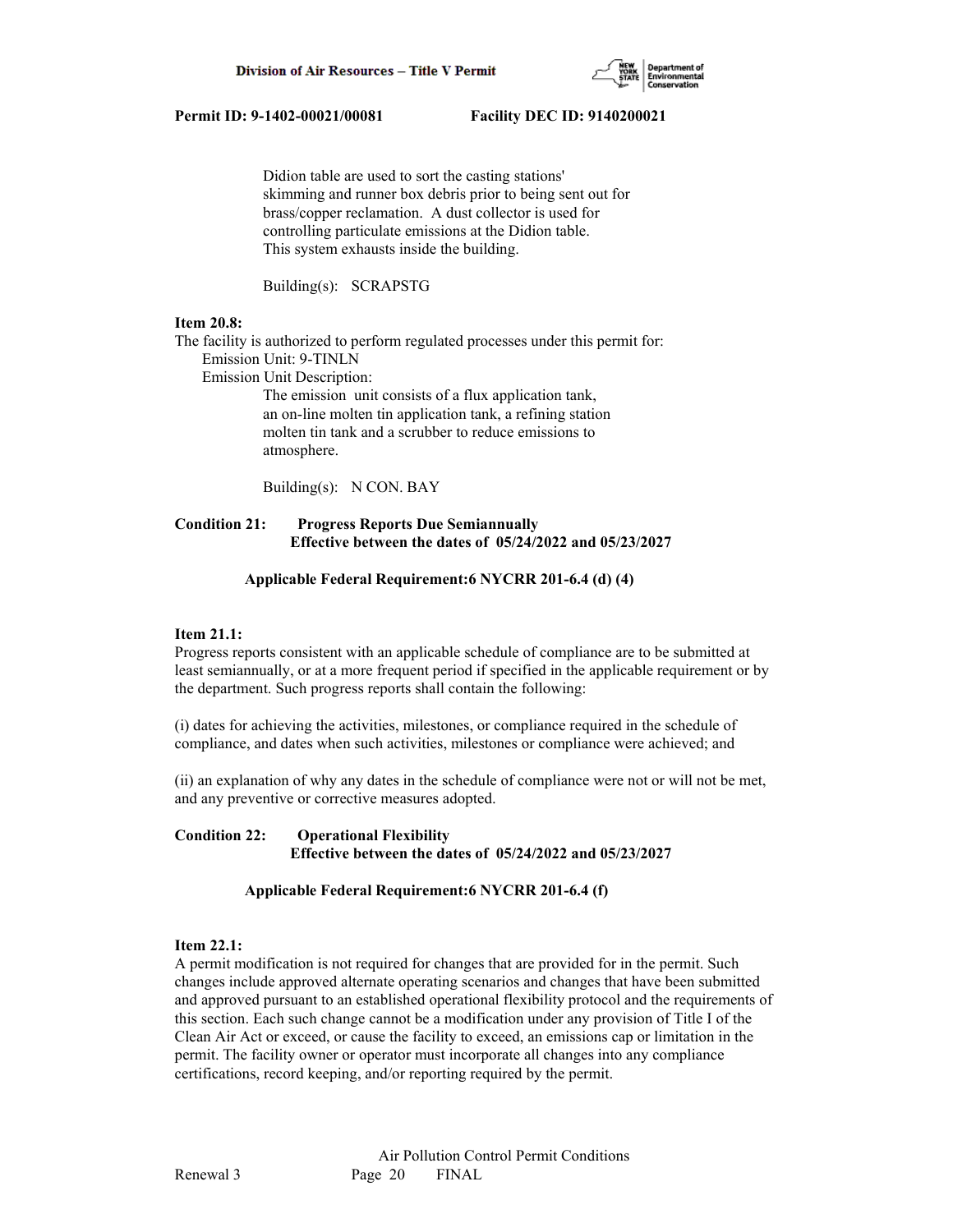Didion table are used to sort the casting stations' skimming and runner box debris prior to being sent out for brass/copper reclamation. A dust collector is used for controlling particulate emissions at the Didion table. This system exhausts inside the building.

Building(s): SCRAPSTG

**Item 20.8:**

The facility is authorized to perform regulated processes under this permit for:

Emission Unit: 9-TINLN

Emission Unit Description:

The emission unit consists of a flux application tank, an on-line molten tin application tank, a refining station molten tin tank and a scrubber to reduce emissions to atmosphere.

Building(s): N CON. BAY

**Condition 21: Progress Reports Due Semiannually**
**Effective between the dates of 05/24/2022 and 05/23/2027**

**Applicable Federal Requirement:6 NYCRR 201-6.4 (d) (4)**

**Item 21.1:**

Progress reports consistent with an applicable schedule of compliance are to be submitted at least semiannually, or at a more frequent period if specified in the applicable requirement or by the department. Such progress reports shall contain the following:

(i) dates for achieving the activities, milestones, or compliance required in the schedule of compliance, and dates when such activities, milestones or compliance were achieved; and

(ii) an explanation of why any dates in the schedule of compliance were not or will not be met, and any preventive or corrective measures adopted.

**Condition 22: Operational Flexibility**
**Effective between the dates of 05/24/2022 and 05/23/2027**

**Applicable Federal Requirement:6 NYCRR 201-6.4 (f)**

**Item 22.1:**

A permit modification is not required for changes that are provided for in the permit. Such changes include approved alternate operating scenarios and changes that have been submitted and approved pursuant to an established operational flexibility protocol and the requirements of this section. Each such change cannot be a modification under any provision of Title I of the Clean Air Act or exceed, or cause the facility to exceed, an emissions cap or limitation in the permit. The facility owner or operator must incorporate all changes into any compliance certifications, record keeping, and/or reporting required by the permit.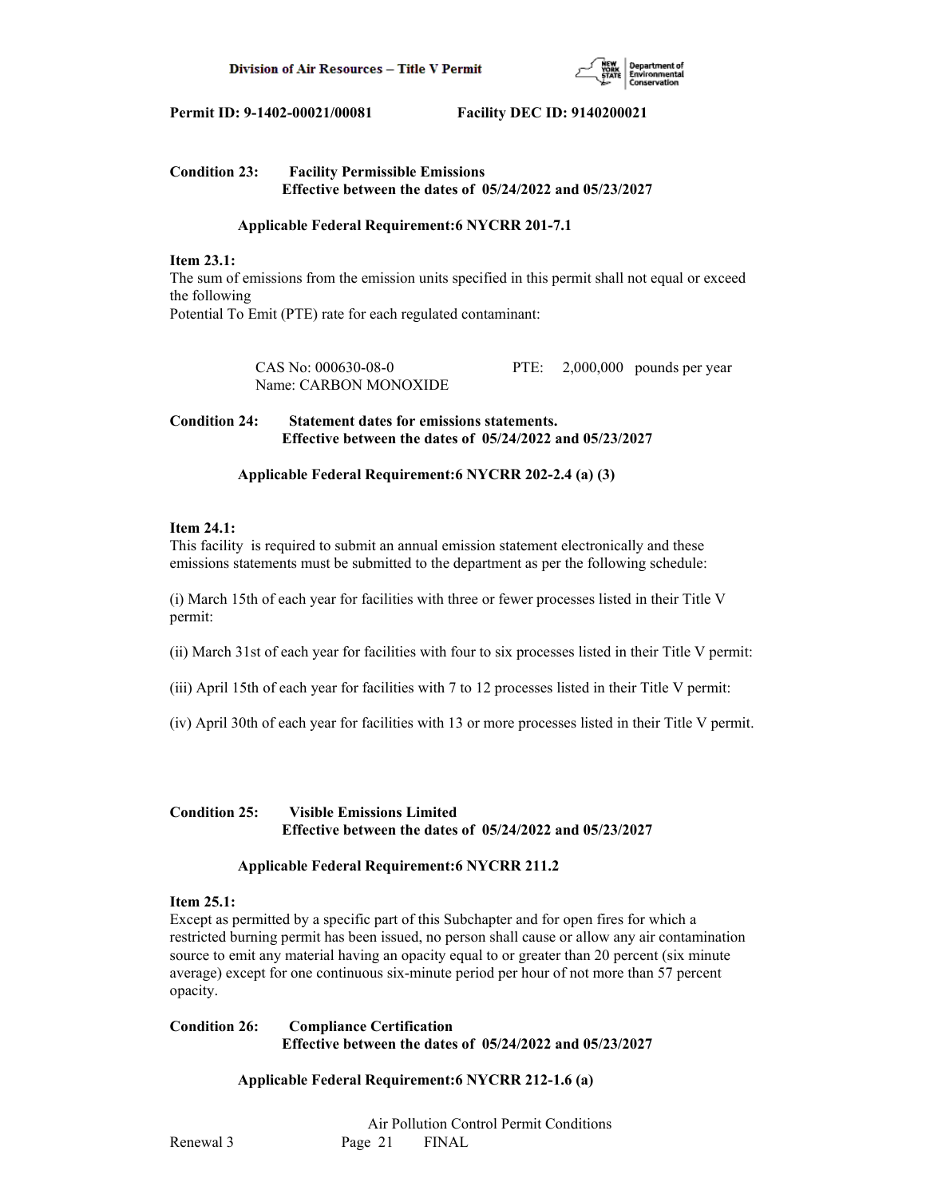**Condition 23: Facility Permissible Emissions**
**Effective between the dates of 05/24/2022 and 05/23/2027**

**Applicable Federal Requirement:6 NYCRR 201-7.1**

**Item 23.1:**
The sum of emissions from the emission units specified in this permit shall not equal or exceed the following
Potential To Emit (PTE) rate for each regulated contaminant:

CAS No: 000630-08-0 PTE: 2,000,000 pounds per year
Name: CARBON MONOXIDE

**Condition 24: Statement dates for emissions statements.**
**Effective between the dates of 05/24/2022 and 05/23/2027**

**Applicable Federal Requirement:6 NYCRR 202-2.4 (a) (3)**

**Item 24.1:**
This facility is required to submit an annual emission statement electronically and these emissions statements must be submitted to the department as per the following schedule:

(i) March 15th of each year for facilities with three or fewer processes listed in their Title V permit:

(ii) March 31st of each year for facilities with four to six processes listed in their Title V permit:

(iii) April 15th of each year for facilities with 7 to 12 processes listed in their Title V permit:

(iv) April 30th of each year for facilities with 13 or more processes listed in their Title V permit.

**Condition 25: Visible Emissions Limited**
**Effective between the dates of 05/24/2022 and 05/23/2027**

**Applicable Federal Requirement:6 NYCRR 211.2**

**Item 25.1:**
Except as permitted by a specific part of this Subchapter and for open fires for which a restricted burning permit has been issued, no person shall cause or allow any air contamination source to emit any material having an opacity equal to or greater than 20 percent (six minute average) except for one continuous six-minute period per hour of not more than 57 percent opacity.

**Condition 26: Compliance Certification**
**Effective between the dates of 05/24/2022 and 05/23/2027**

**Applicable Federal Requirement:6 NYCRR 212-1.6 (a)**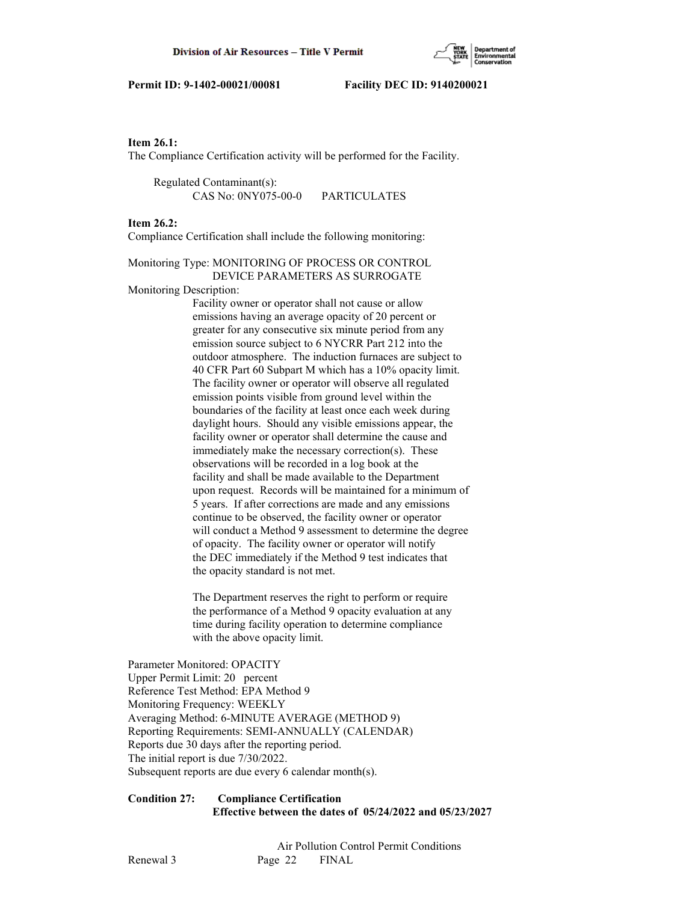**Item 26.1:**
The Compliance Certification activity will be performed for the Facility.

Regulated Contaminant(s):
CAS No: 0NY075-00-0 PARTICULATES

**Item 26.2:**
Compliance Certification shall include the following monitoring:

Monitoring Type: MONITORING OF PROCESS OR CONTROL DEVICE PARAMETERS AS SURROGATE

Monitoring Description:

Facility owner or operator shall not cause or allow emissions having an average opacity of 20 percent or greater for any consecutive six minute period from any emission source subject to 6 NYCRR Part 212 into the outdoor atmosphere. The induction furnaces are subject to 40 CFR Part 60 Subpart M which has a 10% opacity limit. The facility owner or operator will observe all regulated emission points visible from ground level within the boundaries of the facility at least once each week during daylight hours. Should any visible emissions appear, the facility owner or operator shall determine the cause and immediately make the necessary correction(s). These observations will be recorded in a log book at the facility and shall be made available to the Department upon request. Records will be maintained for a minimum of 5 years. If after corrections are made and any emissions continue to be observed, the facility owner or operator will conduct a Method 9 assessment to determine the degree of opacity. The facility owner or operator will notify the DEC immediately if the Method 9 test indicates that the opacity standard is not met.

The Department reserves the right to perform or require the performance of a Method 9 opacity evaluation at any time during facility operation to determine compliance with the above opacity limit.

Parameter Monitored: OPACITY
Upper Permit Limit: 20 percent
Reference Test Method: EPA Method 9
Monitoring Frequency: WEEKLY
Averaging Method: 6-MINUTE AVERAGE (METHOD 9)
Reporting Requirements: SEMI-ANNUALLY (CALENDAR)
Reports due 30 days after the reporting period.
The initial report is due 7/30/2022.
Subsequent reports are due every 6 calendar month(s).

**Condition 27: Compliance Certification**
**Effective between the dates of 05/24/2022 and 05/23/2027**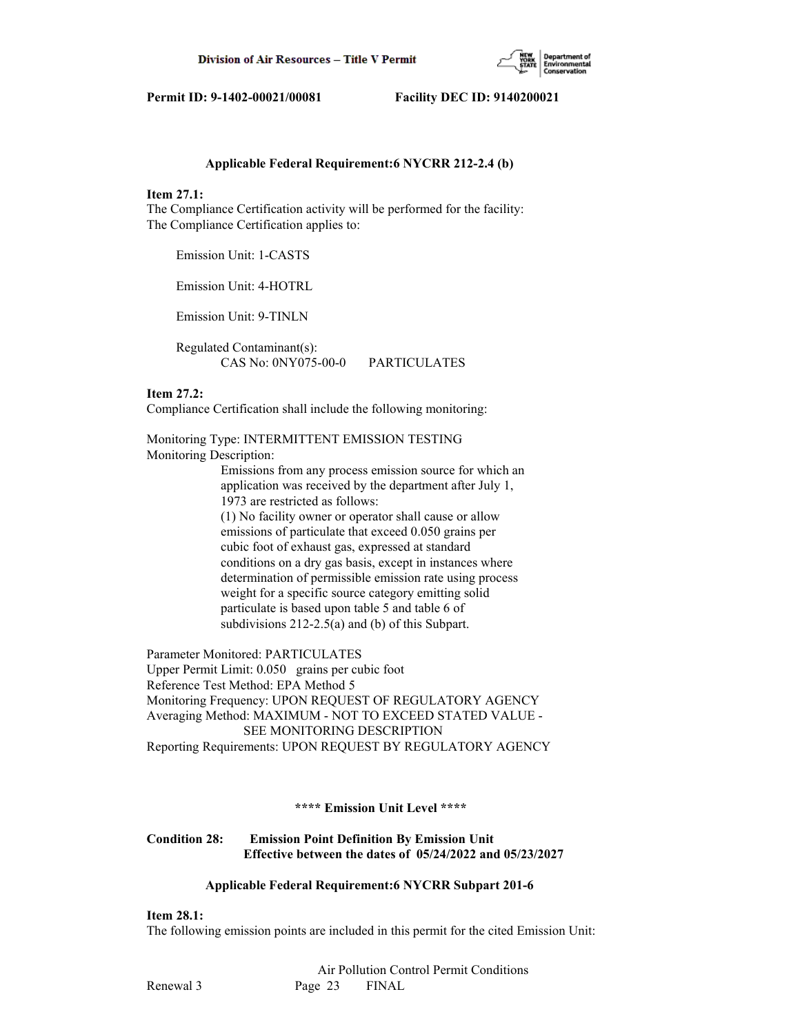**Applicable Federal Requirement:6 NYCRR 212-2.4 (b)**

**Item 27.1:**
The Compliance Certification activity will be performed for the facility:
The Compliance Certification applies to:

Emission Unit: 1-CASTS

Emission Unit: 4-HOTRL

Emission Unit: 9-TINLN

Regulated Contaminant(s):
CAS No: 0NY075-00-0 PARTICULATES

**Item 27.2:**
Compliance Certification shall include the following monitoring:

Monitoring Type: INTERMITTENT EMISSION TESTING
Monitoring Description:

Emissions from any process emission source for which an application was received by the department after July 1, 1973 are restricted as follows:
(1) No facility owner or operator shall cause or allow emissions of particulate that exceed 0.050 grains per cubic foot of exhaust gas, expressed at standard conditions on a dry gas basis, except in instances where determination of permissible emission rate using process weight for a specific source category emitting solid particulate is based upon table 5 and table 6 of subdivisions 212-2.5(a) and (b) of this Subpart.

Parameter Monitored: PARTICULATES
Upper Permit Limit: 0.050 grains per cubic foot
Reference Test Method: EPA Method 5
Monitoring Frequency: UPON REQUEST OF REGULATORY AGENCY
Averaging Method: MAXIMUM - NOT TO EXCEED STATED VALUE - SEE MONITORING DESCRIPTION
Reporting Requirements: UPON REQUEST BY REGULATORY AGENCY

**\*\*\*\* Emission Unit Level \*\*\*\***

**Condition 28: Emission Point Definition By Emission Unit**
**Effective between the dates of 05/24/2022 and 05/23/2027**

**Applicable Federal Requirement:6 NYCRR Subpart 201-6**

**Item 28.1:**
The following emission points are included in this permit for the cited Emission Unit: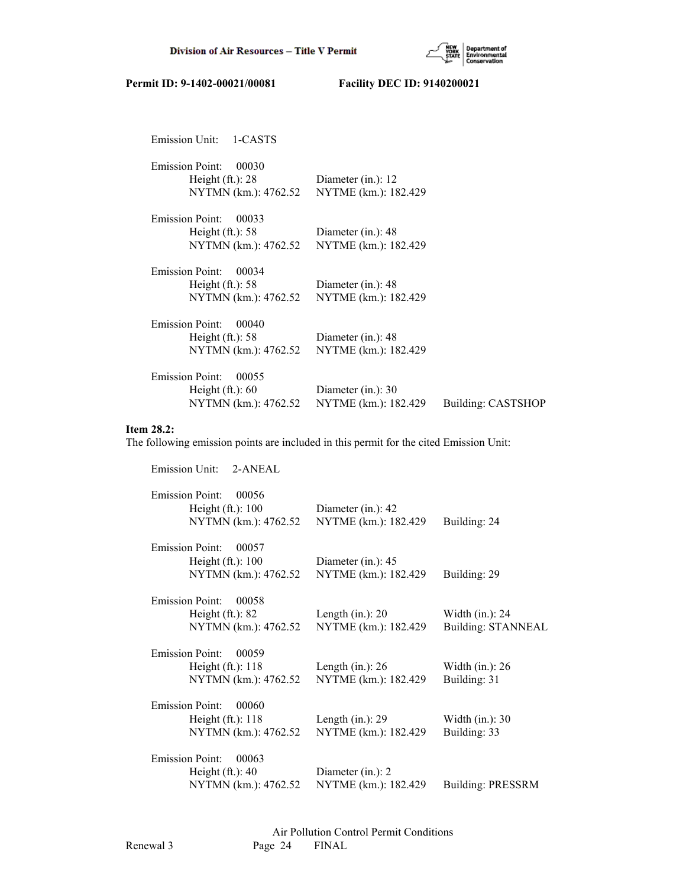Emission Unit: 1-CASTS

Emission Point: 00030
Height (ft.): 28 Diameter (in.): 12
NYTMN (km.): 4762.52 NYTME (km.): 182.429

Emission Point: 00033
Height (ft.): 58 Diameter (in.): 48
NYTMN (km.): 4762.52 NYTME (km.): 182.429

Emission Point: 00034
Height (ft.): 58 Diameter (in.): 48
NYTMN (km.): 4762.52 NYTME (km.): 182.429

Emission Point: 00040
Height (ft.): 58 Diameter (in.): 48
NYTMN (km.): 4762.52 NYTME (km.): 182.429

Emission Point: 00055
Height (ft.): 60 Diameter (in.): 30
NYTMN (km.): 4762.52 NYTME (km.): 182.429 Building: CASTSHOP

**Item 28.2:**
The following emission points are included in this permit for the cited Emission Unit:

Emission Unit: 2-ANEAL

Emission Point: 00056
Height (ft.): 100 Diameter (in.): 42
NYTMN (km.): 4762.52 NYTME (km.): 182.429 Building: 24

Emission Point: 00057
Height (ft.): 100 Diameter (in.): 45
NYTMN (km.): 4762.52 NYTME (km.): 182.429 Building: 29

Emission Point: 00058
Height (ft.): 82 Length (in.): 20 Width (in.): 24
NYTMN (km.): 4762.52 NYTME (km.): 182.429 Building: STANNEAL

Emission Point: 00059
Height (ft.): 118 Length (in.): 26 Width (in.): 26
NYTMN (km.): 4762.52 NYTME (km.): 182.429 Building: 31

Emission Point: 00060
Height (ft.): 118 Length (in.): 29 Width (in.): 30
NYTMN (km.): 4762.52 NYTME (km.): 182.429 Building: 33

Emission Point: 00063
Height (ft.): 40 Diameter (in.): 2
NYTMN (km.): 4762.52 NYTME (km.): 182.429 Building: PRESSRM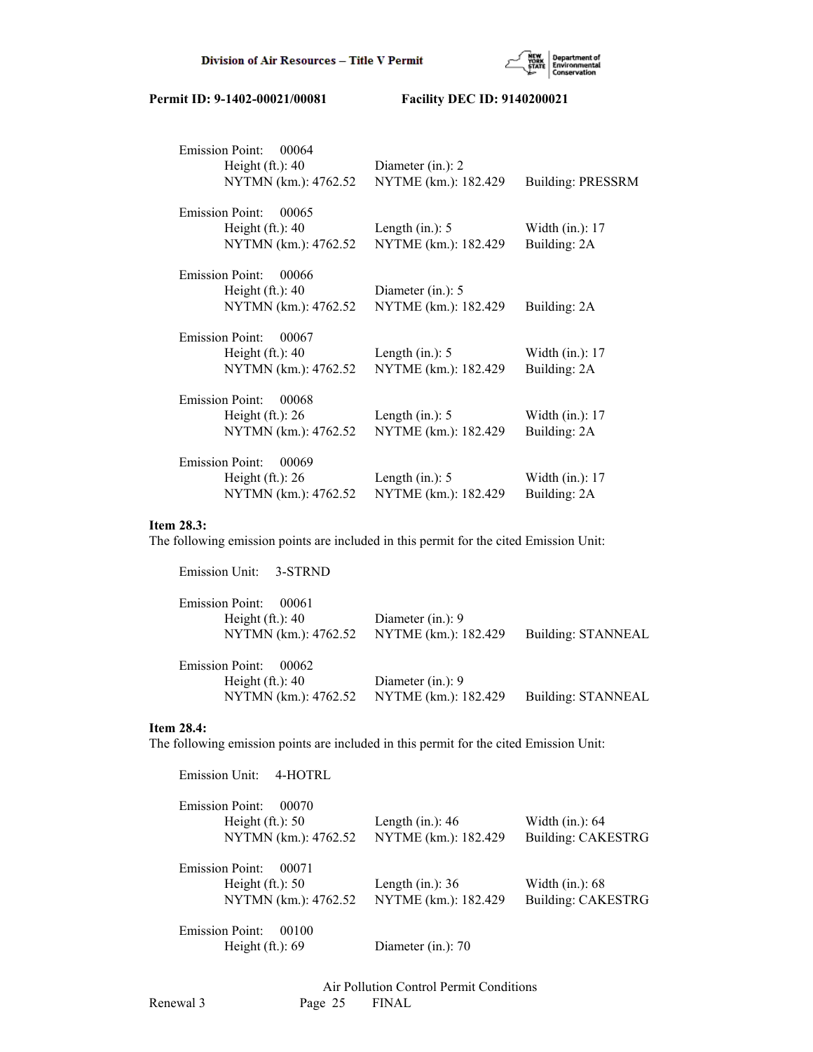Emission Point: 00064
Height (ft.): 40 Diameter (in.): 2
NYTMN (km.): 4762.52 NYTME (km.): 182.429 Building: PRESSRM

Emission Point: 00065
Height (ft.): 40 Length (in.): 5 Width (in.): 17
NYTMN (km.): 4762.52 NYTME (km.): 182.429 Building: 2A

Emission Point: 00066
Height (ft.): 40 Diameter (in.): 5
NYTMN (km.): 4762.52 NYTME (km.): 182.429 Building: 2A

Emission Point: 00067
Height (ft.): 40 Length (in.): 5 Width (in.): 17
NYTMN (km.): 4762.52 NYTME (km.): 182.429 Building: 2A

Emission Point: 00068
Height (ft.): 26 Length (in.): 5 Width (in.): 17
NYTMN (km.): 4762.52 NYTME (km.): 182.429 Building: 2A

Emission Point: 00069
Height (ft.): 26 Length (in.): 5 Width (in.): 17
NYTMN (km.): 4762.52 NYTME (km.): 182.429 Building: 2A

**Item 28.3:**
The following emission points are included in this permit for the cited Emission Unit:

Emission Unit: 3-STRND

Emission Point: 00061
Height (ft.): 40 Diameter (in.): 9
NYTMN (km.): 4762.52 NYTME (km.): 182.429 Building: STANNEAL

Emission Point: 00062
Height (ft.): 40 Diameter (in.): 9
NYTMN (km.): 4762.52 NYTME (km.): 182.429 Building: STANNEAL

**Item 28.4:**
The following emission points are included in this permit for the cited Emission Unit:

Emission Unit: 4-HOTRL

Emission Point: 00070
Height (ft.): 50 Length (in.): 46 Width (in.): 64
NYTMN (km.): 4762.52 NYTME (km.): 182.429 Building: CAKESTRG

Emission Point: 00071
Height (ft.): 50 Length (in.): 36 Width (in.): 68
NYTMN (km.): 4762.52 NYTME (km.): 182.429 Building: CAKESTRG

Emission Point: 00100
Height (ft.): 69 Diameter (in.): 70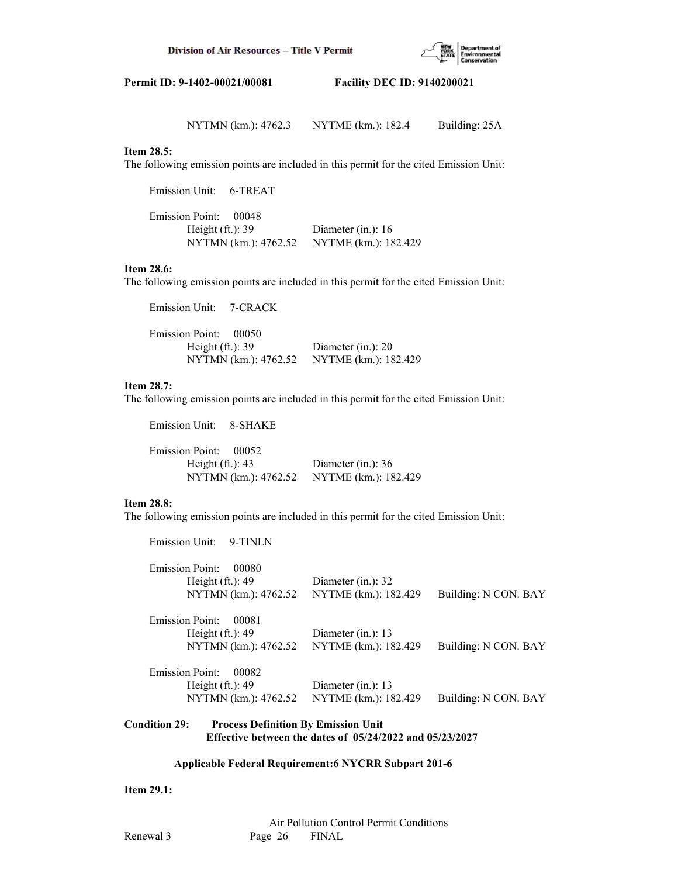NYTMN (km.): 4762.3 NYTME (km.): 182.4 Building: 25A

**Item 28.5:**
The following emission points are included in this permit for the cited Emission Unit:

Emission Unit: 6-TREAT

Emission Point: 00048
Height (ft.): 39 Diameter (in.): 16
NYTMN (km.): 4762.52 NYTME (km.): 182.429

**Item 28.6:**
The following emission points are included in this permit for the cited Emission Unit:

Emission Unit: 7-CRACK

Emission Point: 00050
Height (ft.): 39 Diameter (in.): 20
NYTMN (km.): 4762.52 NYTME (km.): 182.429

**Item 28.7:**
The following emission points are included in this permit for the cited Emission Unit:

Emission Unit: 8-SHAKE

Emission Point: 00052
Height (ft.): 43 Diameter (in.): 36
NYTMN (km.): 4762.52 NYTME (km.): 182.429

**Item 28.8:**
The following emission points are included in this permit for the cited Emission Unit:

Emission Unit: 9-TINLN

Emission Point: 00080
Height (ft.): 49 Diameter (in.): 32
NYTMN (km.): 4762.52 NYTME (km.): 182.429 Building: N CON. BAY

Emission Point: 00081
Height (ft.): 49 Diameter (in.): 13
NYTMN (km.): 4762.52 NYTME (km.): 182.429 Building: N CON. BAY

Emission Point: 00082
Height (ft.): 49 Diameter (in.): 13
NYTMN (km.): 4762.52 NYTME (km.): 182.429 Building: N CON. BAY

**Condition 29: Process Definition By Emission Unit**
**Effective between the dates of 05/24/2022 and 05/23/2027**

**Applicable Federal Requirement:6 NYCRR Subpart 201-6**

**Item 29.1:**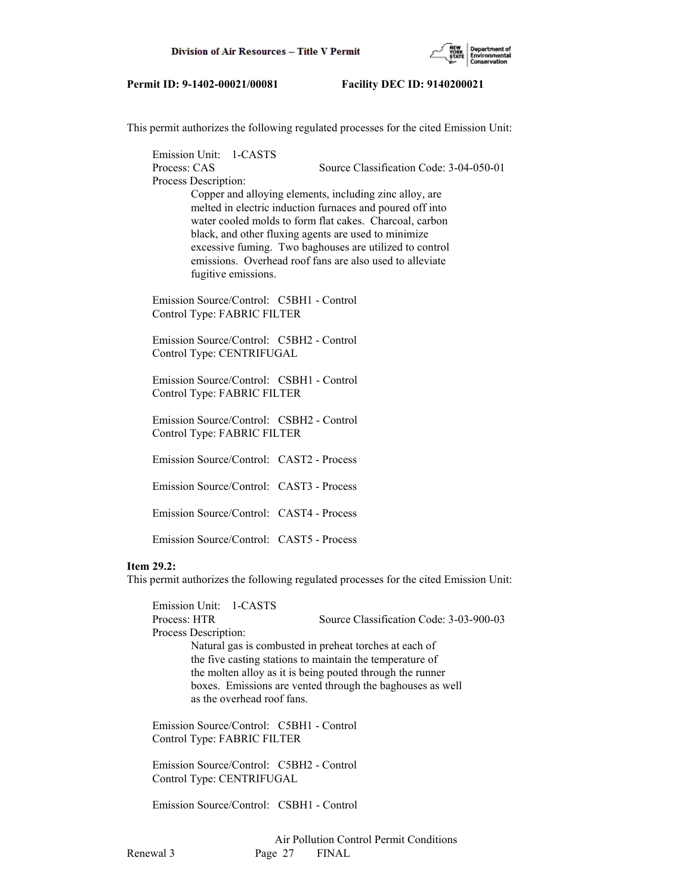This permit authorizes the following regulated processes for the cited Emission Unit:

Emission Unit: 1-CASTS
Process: CAS Source Classification Code: 3-04-050-01
Process Description:
Copper and alloying elements, including zinc alloy, are melted in electric induction furnaces and poured off into water cooled molds to form flat cakes. Charcoal, carbon black, and other fluxing agents are used to minimize excessive fuming. Two baghouses are utilized to control emissions. Overhead roof fans are also used to alleviate fugitive emissions.

Emission Source/Control: C5BH1 - Control
Control Type: FABRIC FILTER

Emission Source/Control: C5BH2 - Control
Control Type: CENTRIFUGAL

Emission Source/Control: CSBH1 - Control
Control Type: FABRIC FILTER

Emission Source/Control: CSBH2 - Control
Control Type: FABRIC FILTER

Emission Source/Control: CAST2 - Process

Emission Source/Control: CAST3 - Process

Emission Source/Control: CAST4 - Process

Emission Source/Control: CAST5 - Process

**Item 29.2:**
This permit authorizes the following regulated processes for the cited Emission Unit:

Emission Unit: 1-CASTS
Process: HTR Source Classification Code: 3-03-900-03
Process Description:
Natural gas is combusted in preheat torches at each of the five casting stations to maintain the temperature of the molten alloy as it is being pouted through the runner boxes. Emissions are vented through the baghouses as well as the overhead roof fans.

Emission Source/Control: C5BH1 - Control
Control Type: FABRIC FILTER

Emission Source/Control: C5BH2 - Control
Control Type: CENTRIFUGAL

Emission Source/Control: CSBH1 - Control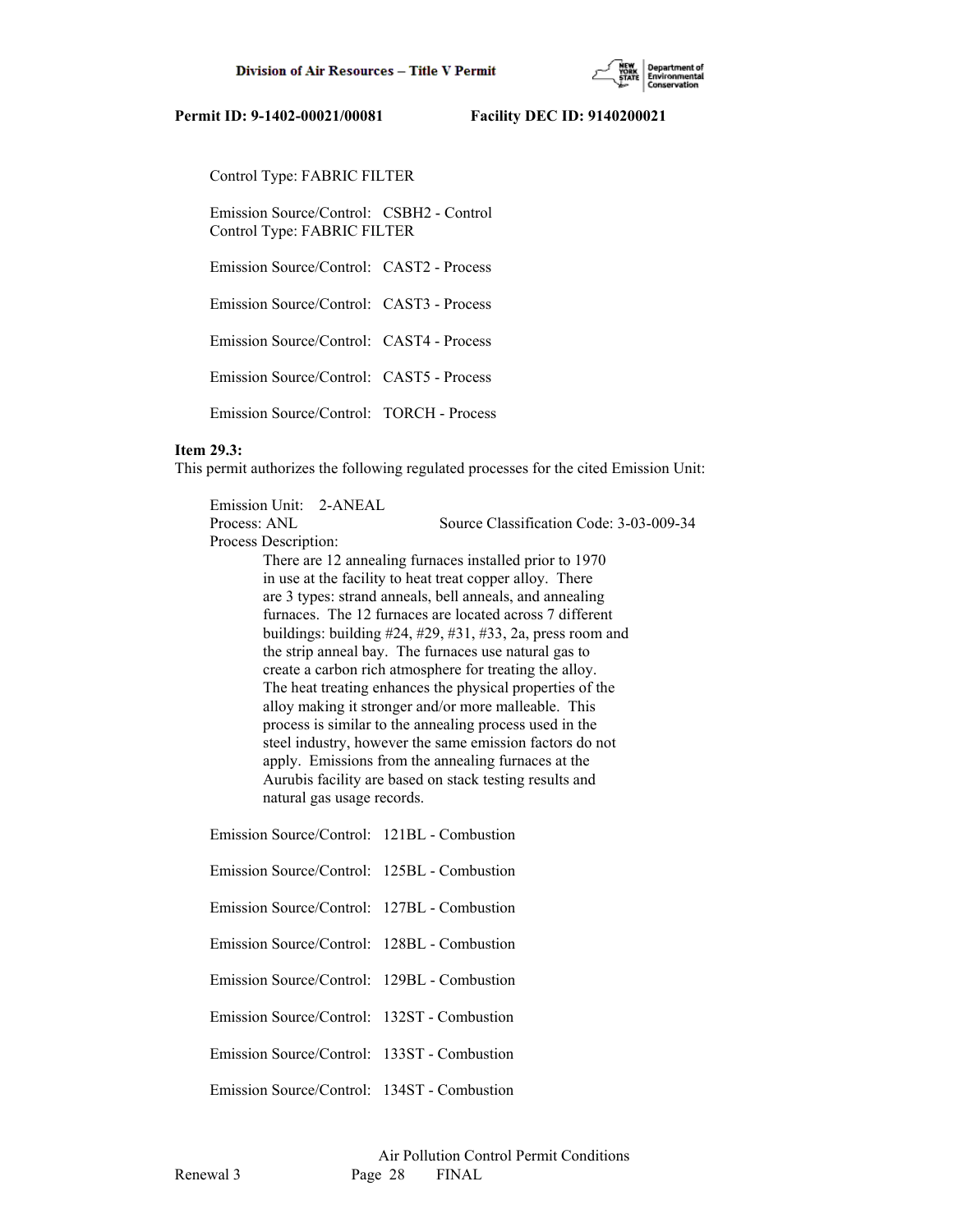Control Type: FABRIC FILTER

Emission Source/Control: CSBH2 - Control
Control Type: FABRIC FILTER

Emission Source/Control: CAST2 - Process

Emission Source/Control: CAST3 - Process

Emission Source/Control: CAST4 - Process

Emission Source/Control: CAST5 - Process

Emission Source/Control: TORCH - Process

**Item 29.3:**
This permit authorizes the following regulated processes for the cited Emission Unit:

Emission Unit: 2-ANEAL
Process: ANL Source Classification Code: 3-03-009-34
Process Description:
There are 12 annealing furnaces installed prior to 1970 in use at the facility to heat treat copper alloy. There are 3 types: strand anneals, bell anneals, and annealing furnaces. The 12 furnaces are located across 7 different buildings: building #24, #29, #31, #33, 2a, press room and the strip anneal bay. The furnaces use natural gas to create a carbon rich atmosphere for treating the alloy. The heat treating enhances the physical properties of the alloy making it stronger and/or more malleable. This process is similar to the annealing process used in the steel industry, however the same emission factors do not apply. Emissions from the annealing furnaces at the Aurubis facility are based on stack testing results and natural gas usage records.

Emission Source/Control: 121BL - Combustion

Emission Source/Control: 125BL - Combustion

Emission Source/Control: 127BL - Combustion

Emission Source/Control: 128BL - Combustion

Emission Source/Control: 129BL - Combustion

Emission Source/Control: 132ST - Combustion

Emission Source/Control: 133ST - Combustion

Emission Source/Control: 134ST - Combustion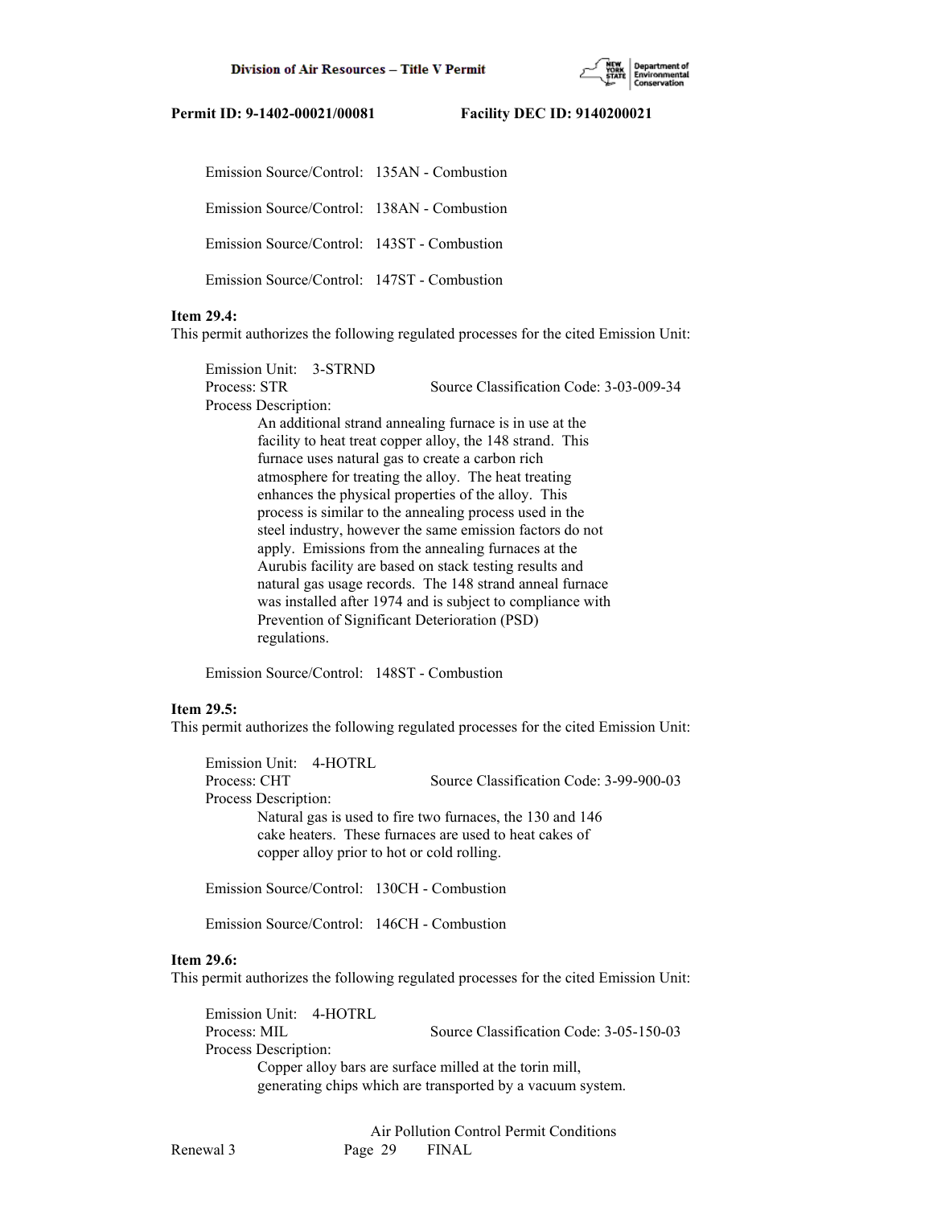Emission Source/Control: 135AN - Combustion

Emission Source/Control: 138AN - Combustion

Emission Source/Control: 143ST - Combustion

Emission Source/Control: 147ST - Combustion

**Item 29.4:**
This permit authorizes the following regulated processes for the cited Emission Unit:

Emission Unit: 3-STRND
Process: STR Source Classification Code: 3-03-009-34
Process Description:
An additional strand annealing furnace is in use at the facility to heat treat copper alloy, the 148 strand. This furnace uses natural gas to create a carbon rich atmosphere for treating the alloy. The heat treating enhances the physical properties of the alloy. This process is similar to the annealing process used in the steel industry, however the same emission factors do not apply. Emissions from the annealing furnaces at the Aurubis facility are based on stack testing results and natural gas usage records. The 148 strand anneal furnace was installed after 1974 and is subject to compliance with Prevention of Significant Deterioration (PSD) regulations.

Emission Source/Control: 148ST - Combustion

**Item 29.5:**
This permit authorizes the following regulated processes for the cited Emission Unit:

Emission Unit: 4-HOTRL
Process: CHT Source Classification Code: 3-99-900-03
Process Description:
Natural gas is used to fire two furnaces, the 130 and 146 cake heaters. These furnaces are used to heat cakes of copper alloy prior to hot or cold rolling.

Emission Source/Control: 130CH - Combustion

Emission Source/Control: 146CH - Combustion

**Item 29.6:**
This permit authorizes the following regulated processes for the cited Emission Unit:

Emission Unit: 4-HOTRL
Process: MIL Source Classification Code: 3-05-150-03
Process Description:
Copper alloy bars are surface milled at the torin mill, generating chips which are transported by a vacuum system.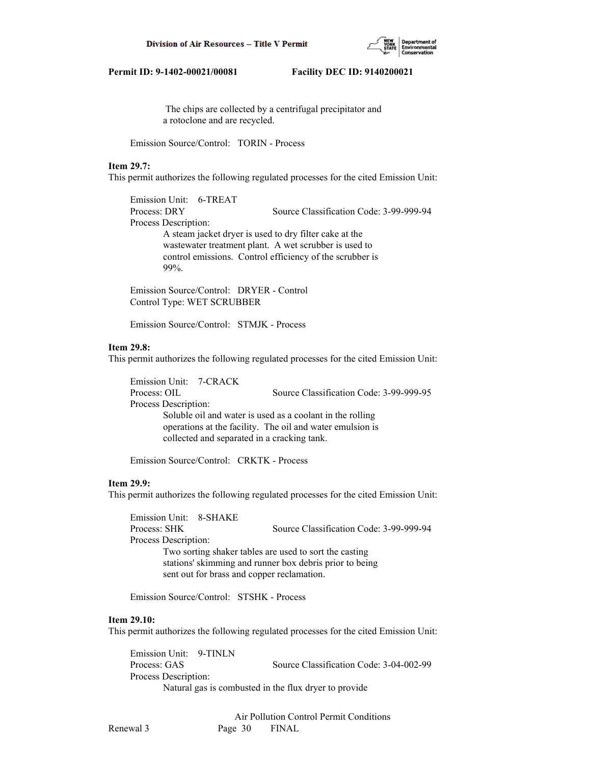The chips are collected by a centrifugal precipitator and a rotoclone and are recycled.

Emission Source/Control: TORIN - Process

**Item 29.7:**
This permit authorizes the following regulated processes for the cited Emission Unit:

Emission Unit: 6-TREAT
Process: DRY    Source Classification Code: 3-99-999-94
Process Description:
A steam jacket dryer is used to dry filter cake at the wastewater treatment plant. A wet scrubber is used to control emissions. Control efficiency of the scrubber is 99%.

Emission Source/Control: DRYER - Control
Control Type: WET SCRUBBER

Emission Source/Control: STMJK - Process

**Item 29.8:**
This permit authorizes the following regulated processes for the cited Emission Unit:

Emission Unit: 7-CRACK
Process: OIL    Source Classification Code: 3-99-999-95
Process Description:
Soluble oil and water is used as a coolant in the rolling operations at the facility. The oil and water emulsion is collected and separated in a cracking tank.

Emission Source/Control: CRKTK - Process

**Item 29.9:**
This permit authorizes the following regulated processes for the cited Emission Unit:

Emission Unit: 8-SHAKE
Process: SHK    Source Classification Code: 3-99-999-94
Process Description:
Two sorting shaker tables are used to sort the casting stations' skimming and runner box debris prior to being sent out for brass and copper reclamation.

Emission Source/Control: STSHK - Process

**Item 29.10:**
This permit authorizes the following regulated processes for the cited Emission Unit:

Emission Unit: 9-TINLN
Process: GAS    Source Classification Code: 3-04-002-99
Process Description:
Natural gas is combusted in the flux dryer to provide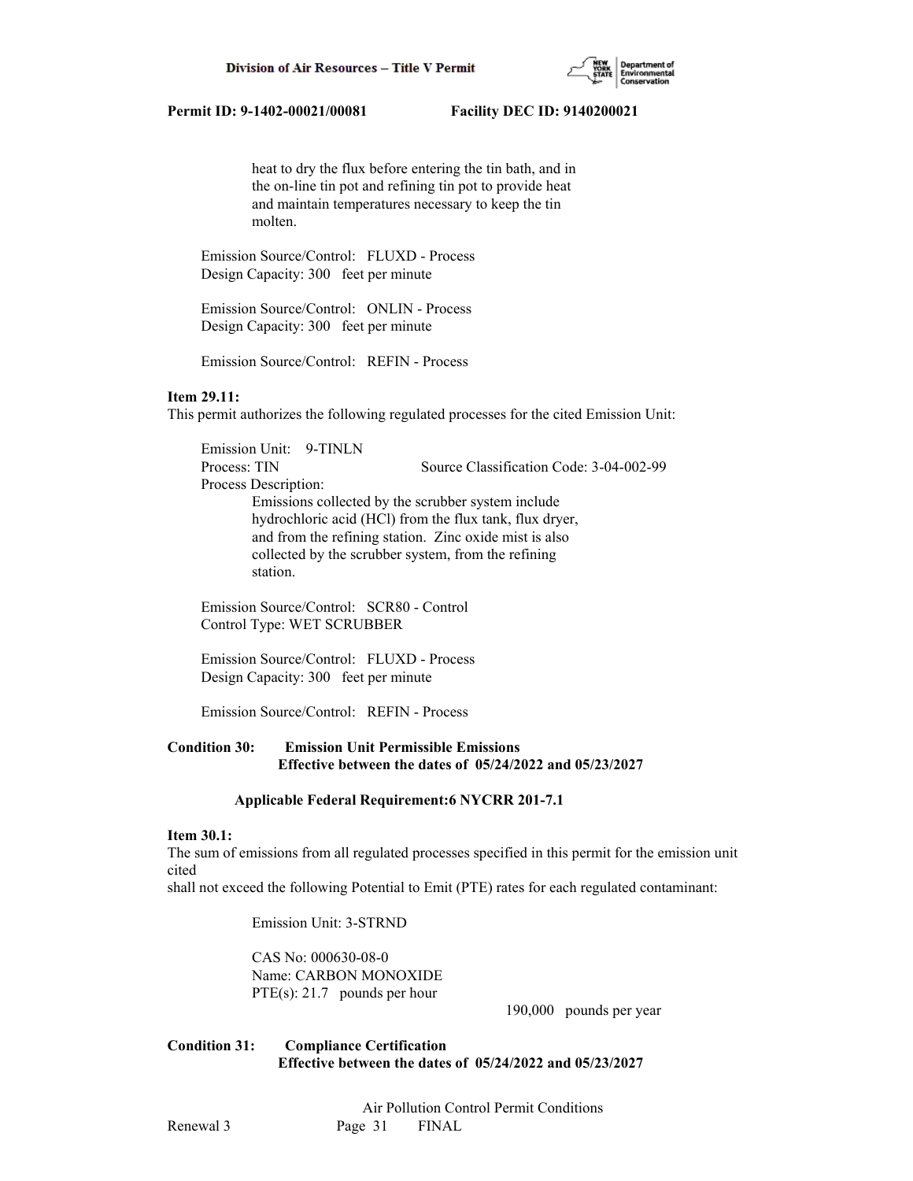heat to dry the flux before entering the tin bath, and in the on-line tin pot and refining tin pot to provide heat and maintain temperatures necessary to keep the tin molten.

Emission Source/Control: FLUXD - Process
Design Capacity: 300 feet per minute

Emission Source/Control: ONLIN - Process
Design Capacity: 300 feet per minute

Emission Source/Control: REFIN - Process

**Item 29.11:**
This permit authorizes the following regulated processes for the cited Emission Unit:

Emission Unit: 9-TINLN
Process: TIN                    Source Classification Code: 3-04-002-99
Process Description:
Emissions collected by the scrubber system include hydrochloric acid (HCl) from the flux tank, flux dryer, and from the refining station. Zinc oxide mist is also collected by the scrubber system, from the refining station.

Emission Source/Control: SCR80 - Control
Control Type: WET SCRUBBER

Emission Source/Control: FLUXD - Process
Design Capacity: 300 feet per minute

Emission Source/Control: REFIN - Process

**Condition 30: Emission Unit Permissible Emissions**
**Effective between the dates of 05/24/2022 and 05/23/2027**

**Applicable Federal Requirement:6 NYCRR 201-7.1**

**Item 30.1:**
The sum of emissions from all regulated processes specified in this permit for the emission unit cited
shall not exceed the following Potential to Emit (PTE) rates for each regulated contaminant:

Emission Unit: 3-STRND

CAS No: 000630-08-0
Name: CARBON MONOXIDE
PTE(s): 21.7 pounds per hour
190,000 pounds per year

**Condition 31: Compliance Certification**
**Effective between the dates of 05/24/2022 and 05/23/2027**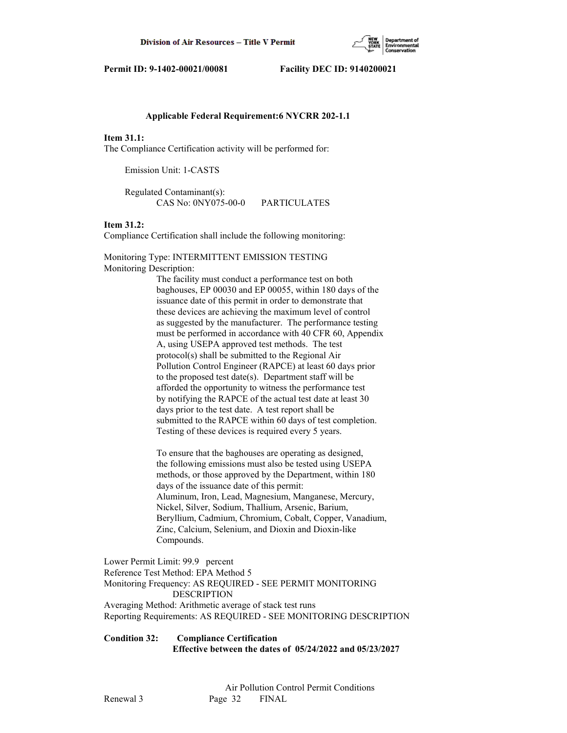**Applicable Federal Requirement:6 NYCRR 202-1.1**

**Item 31.1:**
The Compliance Certification activity will be performed for:

Emission Unit: 1-CASTS

Regulated Contaminant(s):
CAS No: 0NY075-00-0 PARTICULATES

**Item 31.2:**
Compliance Certification shall include the following monitoring:

Monitoring Type: INTERMITTENT EMISSION TESTING
Monitoring Description:

The facility must conduct a performance test on both baghouses, EP 00030 and EP 00055, within 180 days of the issuance date of this permit in order to demonstrate that these devices are achieving the maximum level of control as suggested by the manufacturer. The performance testing must be performed in accordance with 40 CFR 60, Appendix A, using USEPA approved test methods. The test protocol(s) shall be submitted to the Regional Air Pollution Control Engineer (RAPCE) at least 60 days prior to the proposed test date(s). Department staff will be afforded the opportunity to witness the performance test by notifying the RAPCE of the actual test date at least 30 days prior to the test date. A test report shall be submitted to the RAPCE within 60 days of test completion. Testing of these devices is required every 5 years.

To ensure that the baghouses are operating as designed, the following emissions must also be tested using USEPA methods, or those approved by the Department, within 180 days of the issuance date of this permit: Aluminum, Iron, Lead, Magnesium, Manganese, Mercury, Nickel, Silver, Sodium, Thallium, Arsenic, Barium, Beryllium, Cadmium, Chromium, Cobalt, Copper, Vanadium, Zinc, Calcium, Selenium, and Dioxin and Dioxin-like Compounds.

Lower Permit Limit: 99.9 percent
Reference Test Method: EPA Method 5
Monitoring Frequency: AS REQUIRED - SEE PERMIT MONITORING DESCRIPTION
Averaging Method: Arithmetic average of stack test runs
Reporting Requirements: AS REQUIRED - SEE MONITORING DESCRIPTION

**Condition 32: Compliance Certification**
**Effective between the dates of 05/24/2022 and 05/23/2027**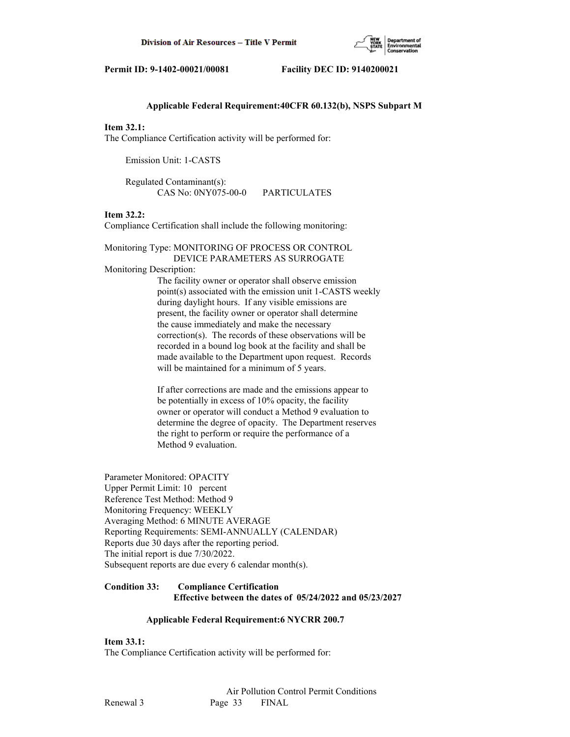**Applicable Federal Requirement:40CFR 60.132(b), NSPS Subpart M**

**Item 32.1:**
The Compliance Certification activity will be performed for:

Emission Unit: 1-CASTS

Regulated Contaminant(s):
CAS No: 0NY075-00-0 PARTICULATES

**Item 32.2:**
Compliance Certification shall include the following monitoring:

Monitoring Type: MONITORING OF PROCESS OR CONTROL DEVICE PARAMETERS AS SURROGATE
Monitoring Description:
The facility owner or operator shall observe emission point(s) associated with the emission unit 1-CASTS weekly during daylight hours. If any visible emissions are present, the facility owner or operator shall determine the cause immediately and make the necessary correction(s). The records of these observations will be recorded in a bound log book at the facility and shall be made available to the Department upon request. Records will be maintained for a minimum of 5 years.

If after corrections are made and the emissions appear to be potentially in excess of 10% opacity, the facility owner or operator will conduct a Method 9 evaluation to determine the degree of opacity. The Department reserves the right to perform or require the performance of a Method 9 evaluation.

Parameter Monitored: OPACITY
Upper Permit Limit: 10 percent
Reference Test Method: Method 9
Monitoring Frequency: WEEKLY
Averaging Method: 6 MINUTE AVERAGE
Reporting Requirements: SEMI-ANNUALLY (CALENDAR)
Reports due 30 days after the reporting period.
The initial report is due 7/30/2022.
Subsequent reports are due every 6 calendar month(s).

**Condition 33: Compliance Certification**
**Effective between the dates of 05/24/2022 and 05/23/2027**

**Applicable Federal Requirement:6 NYCRR 200.7**

**Item 33.1:**
The Compliance Certification activity will be performed for: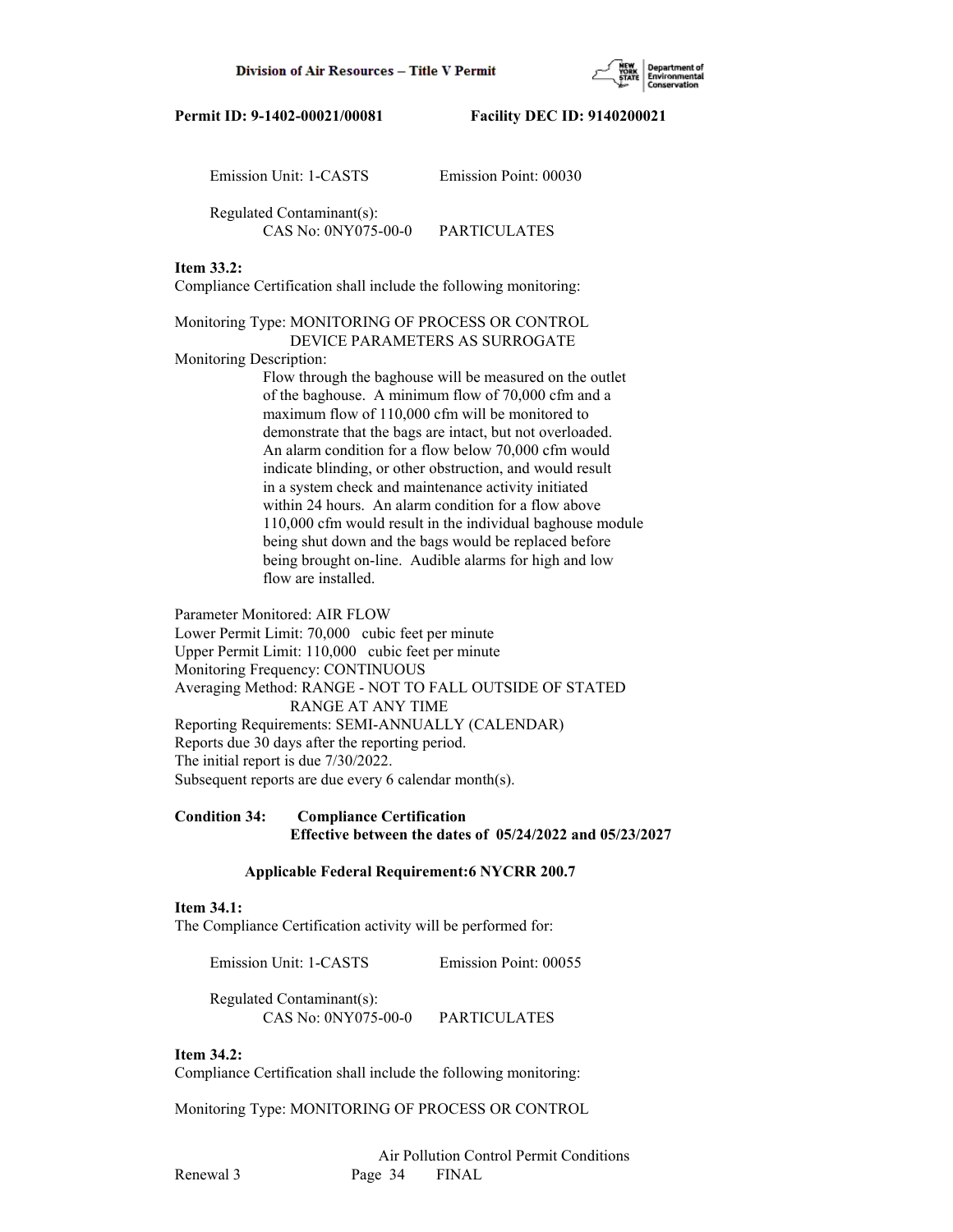Emission Unit: 1-CASTS Emission Point: 00030

Regulated Contaminant(s):
CAS No: 0NY075-00-0 PARTICULATES

**Item 33.2:**
Compliance Certification shall include the following monitoring:

Monitoring Type: MONITORING OF PROCESS OR CONTROL DEVICE PARAMETERS AS SURROGATE

Monitoring Description:
Flow through the baghouse will be measured on the outlet of the baghouse. A minimum flow of 70,000 cfm and a maximum flow of 110,000 cfm will be monitored to demonstrate that the bags are intact, but not overloaded. An alarm condition for a flow below 70,000 cfm would indicate blinding, or other obstruction, and would result in a system check and maintenance activity initiated within 24 hours. An alarm condition for a flow above 110,000 cfm would result in the individual baghouse module being shut down and the bags would be replaced before being brought on-line. Audible alarms for high and low flow are installed.

Parameter Monitored: AIR FLOW
Lower Permit Limit: 70,000 cubic feet per minute
Upper Permit Limit: 110,000 cubic feet per minute
Monitoring Frequency: CONTINUOUS
Averaging Method: RANGE - NOT TO FALL OUTSIDE OF STATED RANGE AT ANY TIME
Reporting Requirements: SEMI-ANNUALLY (CALENDAR)
Reports due 30 days after the reporting period.
The initial report is due 7/30/2022.
Subsequent reports are due every 6 calendar month(s).

**Condition 34: Compliance Certification**
**Effective between the dates of 05/24/2022 and 05/23/2027**

**Applicable Federal Requirement:6 NYCRR 200.7**

**Item 34.1:**
The Compliance Certification activity will be performed for:

Emission Unit: 1-CASTS Emission Point: 00055

Regulated Contaminant(s):
CAS No: 0NY075-00-0 PARTICULATES

**Item 34.2:**
Compliance Certification shall include the following monitoring:

Monitoring Type: MONITORING OF PROCESS OR CONTROL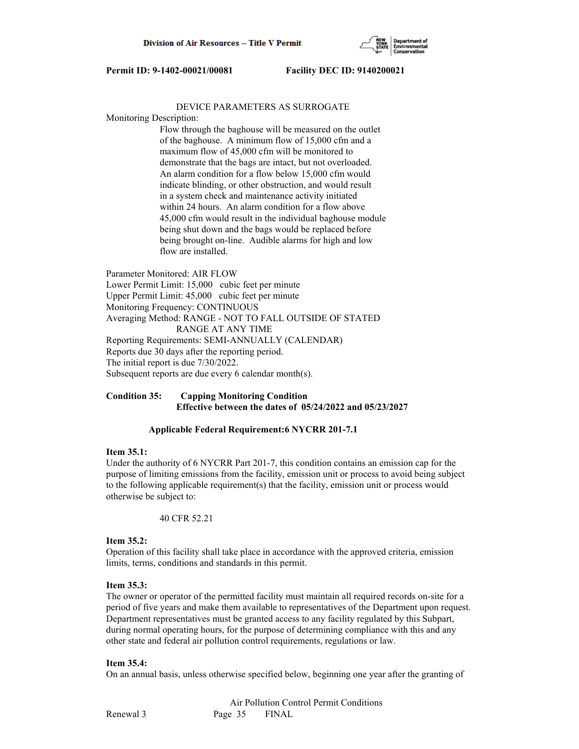DEVICE PARAMETERS AS SURROGATE

Monitoring Description:

Flow through the baghouse will be measured on the outlet of the baghouse. A minimum flow of 15,000 cfm and a maximum flow of 45,000 cfm will be monitored to demonstrate that the bags are intact, but not overloaded. An alarm condition for a flow below 15,000 cfm would indicate blinding, or other obstruction, and would result in a system check and maintenance activity initiated within 24 hours. An alarm condition for a flow above 45,000 cfm would result in the individual baghouse module being shut down and the bags would be replaced before being brought on-line. Audible alarms for high and low flow are installed.

Parameter Monitored: AIR FLOW
Lower Permit Limit: 15,000 cubic feet per minute
Upper Permit Limit: 45,000 cubic feet per minute
Monitoring Frequency: CONTINUOUS
Averaging Method: RANGE - NOT TO FALL OUTSIDE OF STATED RANGE AT ANY TIME
Reporting Requirements: SEMI-ANNUALLY (CALENDAR)
Reports due 30 days after the reporting period.
The initial report is due 7/30/2022.
Subsequent reports are due every 6 calendar month(s).

**Condition 35: Capping Monitoring Condition**
**Effective between the dates of 05/24/2022 and 05/23/2027**

**Applicable Federal Requirement:6 NYCRR 201-7.1**

**Item 35.1:**
Under the authority of 6 NYCRR Part 201-7, this condition contains an emission cap for the purpose of limiting emissions from the facility, emission unit or process to avoid being subject to the following applicable requirement(s) that the facility, emission unit or process would otherwise be subject to:

40 CFR 52.21

**Item 35.2:**
Operation of this facility shall take place in accordance with the approved criteria, emission limits, terms, conditions and standards in this permit.

**Item 35.3:**
The owner or operator of the permitted facility must maintain all required records on-site for a period of five years and make them available to representatives of the Department upon request. Department representatives must be granted access to any facility regulated by this Subpart, during normal operating hours, for the purpose of determining compliance with this and any other state and federal air pollution control requirements, regulations or law.

**Item 35.4:**
On an annual basis, unless otherwise specified below, beginning one year after the granting of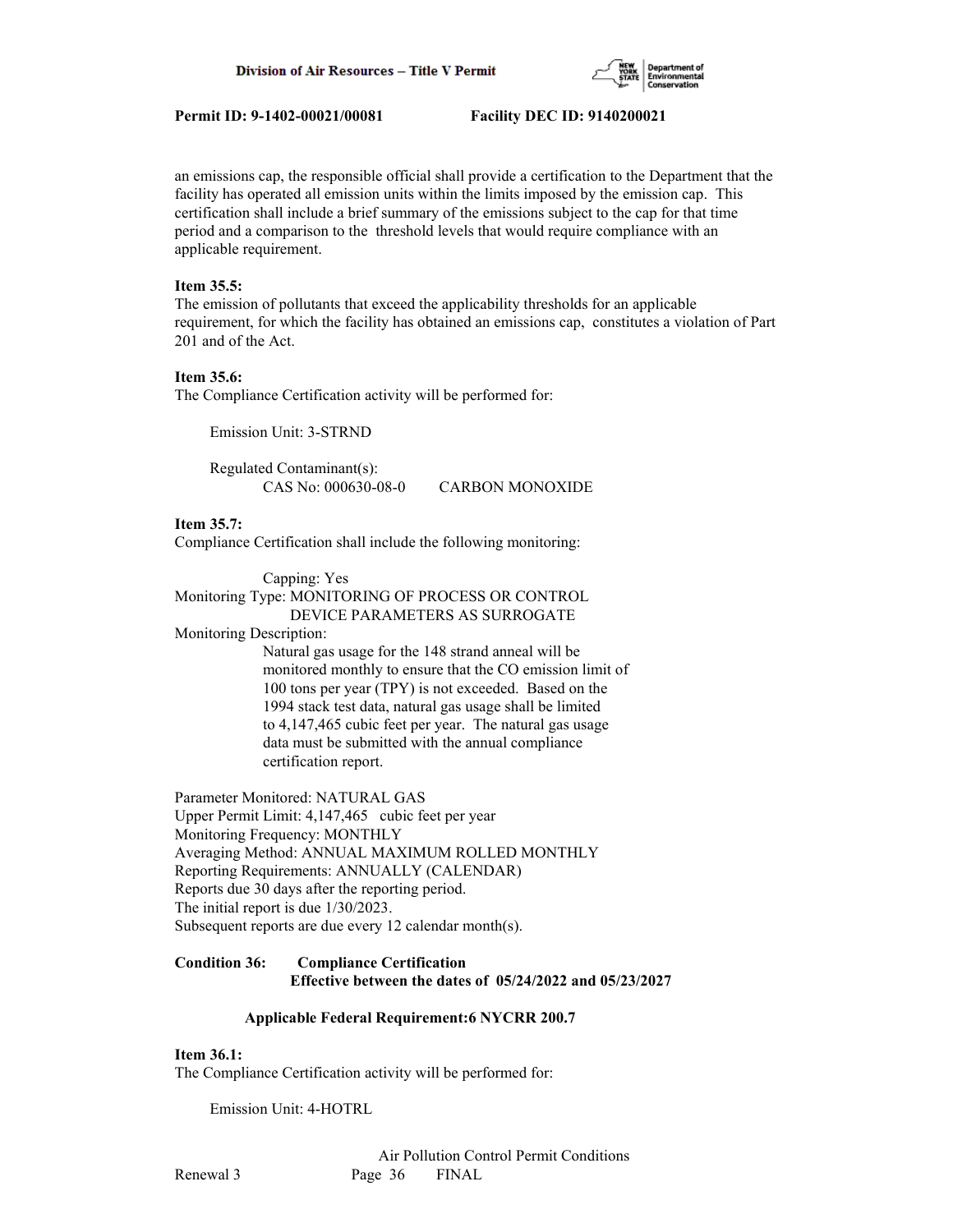an emissions cap, the responsible official shall provide a certification to the Department that the facility has operated all emission units within the limits imposed by the emission cap. This certification shall include a brief summary of the emissions subject to the cap for that time period and a comparison to the threshold levels that would require compliance with an applicable requirement.

**Item 35.5:**
The emission of pollutants that exceed the applicability thresholds for an applicable requirement, for which the facility has obtained an emissions cap, constitutes a violation of Part 201 and of the Act.

**Item 35.6:**
The Compliance Certification activity will be performed for:

Emission Unit: 3-STRND

Regulated Contaminant(s):
CAS No: 000630-08-0 CARBON MONOXIDE

**Item 35.7:**
Compliance Certification shall include the following monitoring:

Capping: Yes
Monitoring Type: MONITORING OF PROCESS OR CONTROL DEVICE PARAMETERS AS SURROGATE
Monitoring Description:
Natural gas usage for the 148 strand anneal will be monitored monthly to ensure that the CO emission limit of 100 tons per year (TPY) is not exceeded. Based on the 1994 stack test data, natural gas usage shall be limited to 4,147,465 cubic feet per year. The natural gas usage data must be submitted with the annual compliance certification report.

Parameter Monitored: NATURAL GAS
Upper Permit Limit: 4,147,465 cubic feet per year
Monitoring Frequency: MONTHLY
Averaging Method: ANNUAL MAXIMUM ROLLED MONTHLY
Reporting Requirements: ANNUALLY (CALENDAR)
Reports due 30 days after the reporting period.
The initial report is due 1/30/2023.
Subsequent reports are due every 12 calendar month(s).

**Condition 36: Compliance Certification**
**Effective between the dates of 05/24/2022 and 05/23/2027**

**Applicable Federal Requirement:6 NYCRR 200.7**

**Item 36.1:**
The Compliance Certification activity will be performed for:

Emission Unit: 4-HOTRL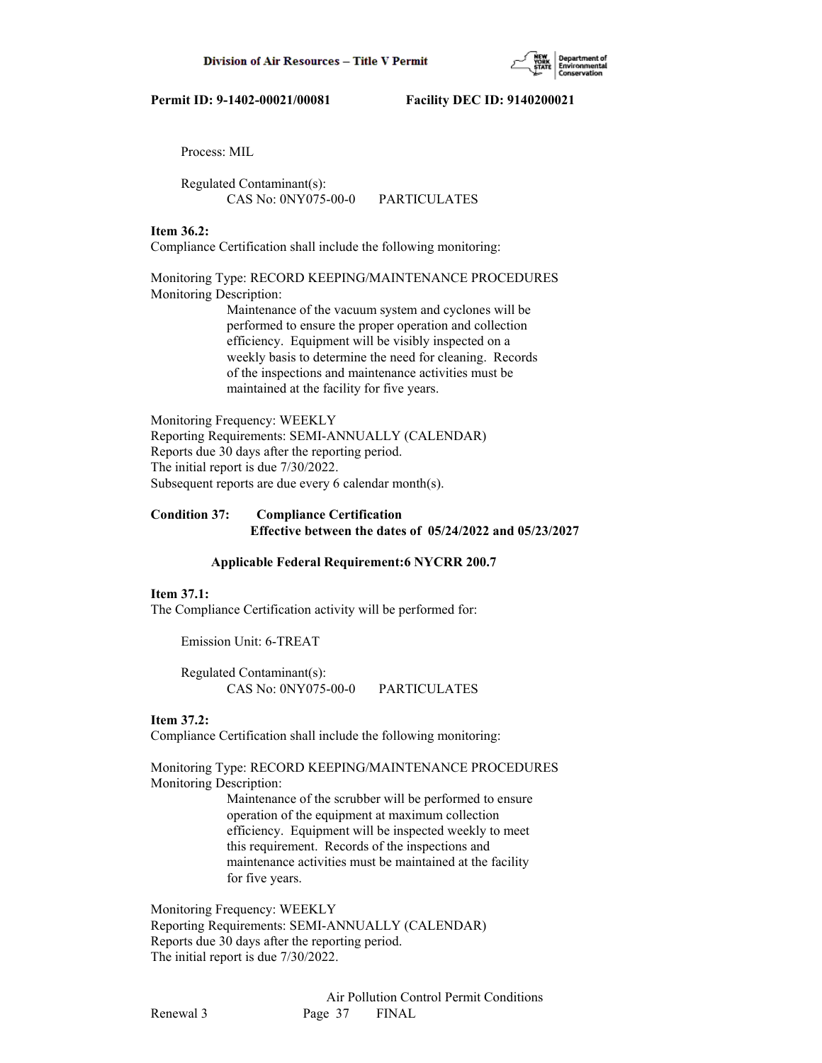Process: MIL

Regulated Contaminant(s):
CAS No: 0NY075-00-0 PARTICULATES

**Item 36.2:**
Compliance Certification shall include the following monitoring:

Monitoring Type: RECORD KEEPING/MAINTENANCE PROCEDURES
Monitoring Description:
Maintenance of the vacuum system and cyclones will be performed to ensure the proper operation and collection efficiency. Equipment will be visibly inspected on a weekly basis to determine the need for cleaning. Records of the inspections and maintenance activities must be maintained at the facility for five years.

Monitoring Frequency: WEEKLY
Reporting Requirements: SEMI-ANNUALLY (CALENDAR)
Reports due 30 days after the reporting period.
The initial report is due 7/30/2022.
Subsequent reports are due every 6 calendar month(s).

**Condition 37: Compliance Certification**
**Effective between the dates of 05/24/2022 and 05/23/2027**

**Applicable Federal Requirement:6 NYCRR 200.7**

**Item 37.1:**
The Compliance Certification activity will be performed for:

Emission Unit: 6-TREAT

Regulated Contaminant(s):
CAS No: 0NY075-00-0 PARTICULATES

**Item 37.2:**
Compliance Certification shall include the following monitoring:

Monitoring Type: RECORD KEEPING/MAINTENANCE PROCEDURES
Monitoring Description:
Maintenance of the scrubber will be performed to ensure operation of the equipment at maximum collection efficiency. Equipment will be inspected weekly to meet this requirement. Records of the inspections and maintenance activities must be maintained at the facility for five years.

Monitoring Frequency: WEEKLY
Reporting Requirements: SEMI-ANNUALLY (CALENDAR)
Reports due 30 days after the reporting period.
The initial report is due 7/30/2022.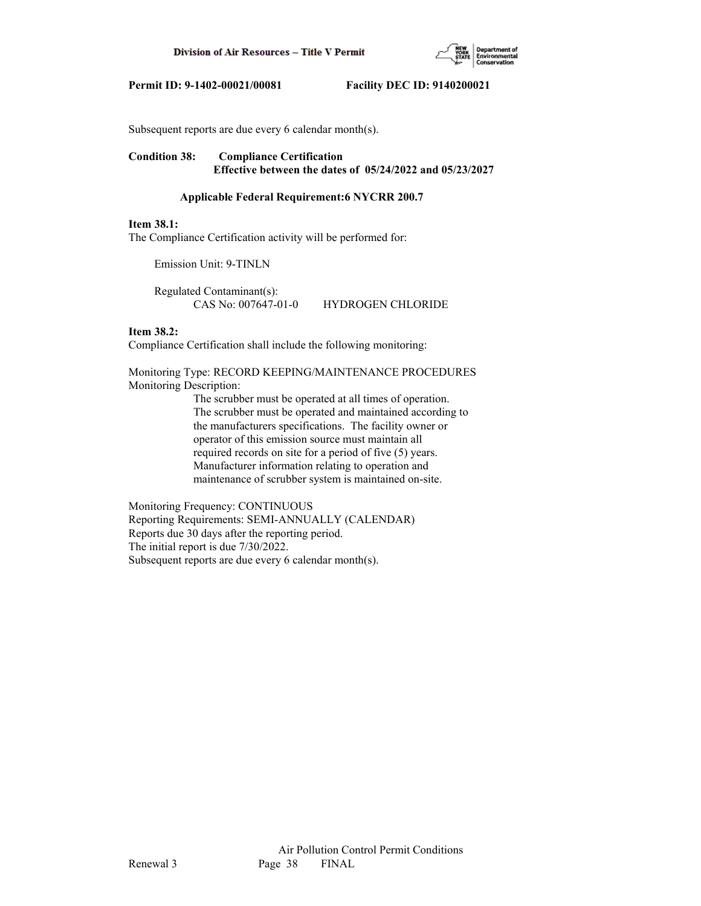Subsequent reports are due every 6 calendar month(s).

**Condition 38: Compliance Certification**
**Effective between the dates of 05/24/2022 and 05/23/2027**

**Applicable Federal Requirement:6 NYCRR 200.7**

**Item 38.1:**
The Compliance Certification activity will be performed for:

Emission Unit: 9-TINLN

Regulated Contaminant(s):
CAS No: 007647-01-0 HYDROGEN CHLORIDE

**Item 38.2:**
Compliance Certification shall include the following monitoring:

Monitoring Type: RECORD KEEPING/MAINTENANCE PROCEDURES
Monitoring Description:
The scrubber must be operated at all times of operation. The scrubber must be operated and maintained according to the manufacturers specifications. The facility owner or operator of this emission source must maintain all required records on site for a period of five (5) years. Manufacturer information relating to operation and maintenance of scrubber system is maintained on-site.

Monitoring Frequency: CONTINUOUS
Reporting Requirements: SEMI-ANNUALLY (CALENDAR)
Reports due 30 days after the reporting period.
The initial report is due 7/30/2022.
Subsequent reports are due every 6 calendar month(s).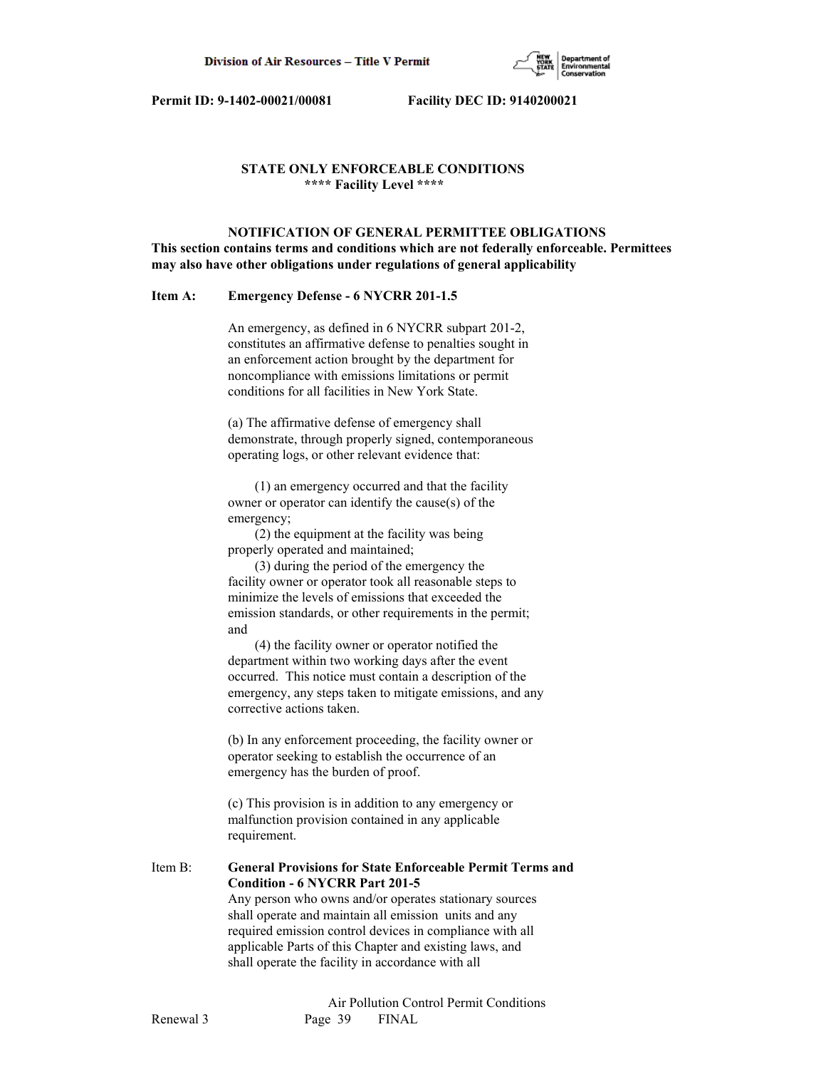**STATE ONLY ENFORCEABLE CONDITIONS**
**\*\*\*\* Facility Level \*\*\*\***

**NOTIFICATION OF GENERAL PERMITTEE OBLIGATIONS**
**This section contains terms and conditions which are not federally enforceable. Permittees may also have other obligations under regulations of general applicability**

**Item A: Emergency Defense - 6 NYCRR 201-1.5**

An emergency, as defined in 6 NYCRR subpart 201-2, constitutes an affirmative defense to penalties sought in an enforcement action brought by the department for noncompliance with emissions limitations or permit conditions for all facilities in New York State.

(a) The affirmative defense of emergency shall demonstrate, through properly signed, contemporaneous operating logs, or other relevant evidence that:

(1) an emergency occurred and that the facility owner or operator can identify the cause(s) of the emergency;
(2) the equipment at the facility was being properly operated and maintained;
(3) during the period of the emergency the facility owner or operator took all reasonable steps to minimize the levels of emissions that exceeded the emission standards, or other requirements in the permit; and
(4) the facility owner or operator notified the department within two working days after the event occurred. This notice must contain a description of the emergency, any steps taken to mitigate emissions, and any corrective actions taken.

(b) In any enforcement proceeding, the facility owner or operator seeking to establish the occurrence of an emergency has the burden of proof.

(c) This provision is in addition to any emergency or malfunction provision contained in any applicable requirement.

Item B: **General Provisions for State Enforceable Permit Terms and Condition - 6 NYCRR Part 201-5**
Any person who owns and/or operates stationary sources shall operate and maintain all emission units and any required emission control devices in compliance with all applicable Parts of this Chapter and existing laws, and shall operate the facility in accordance with all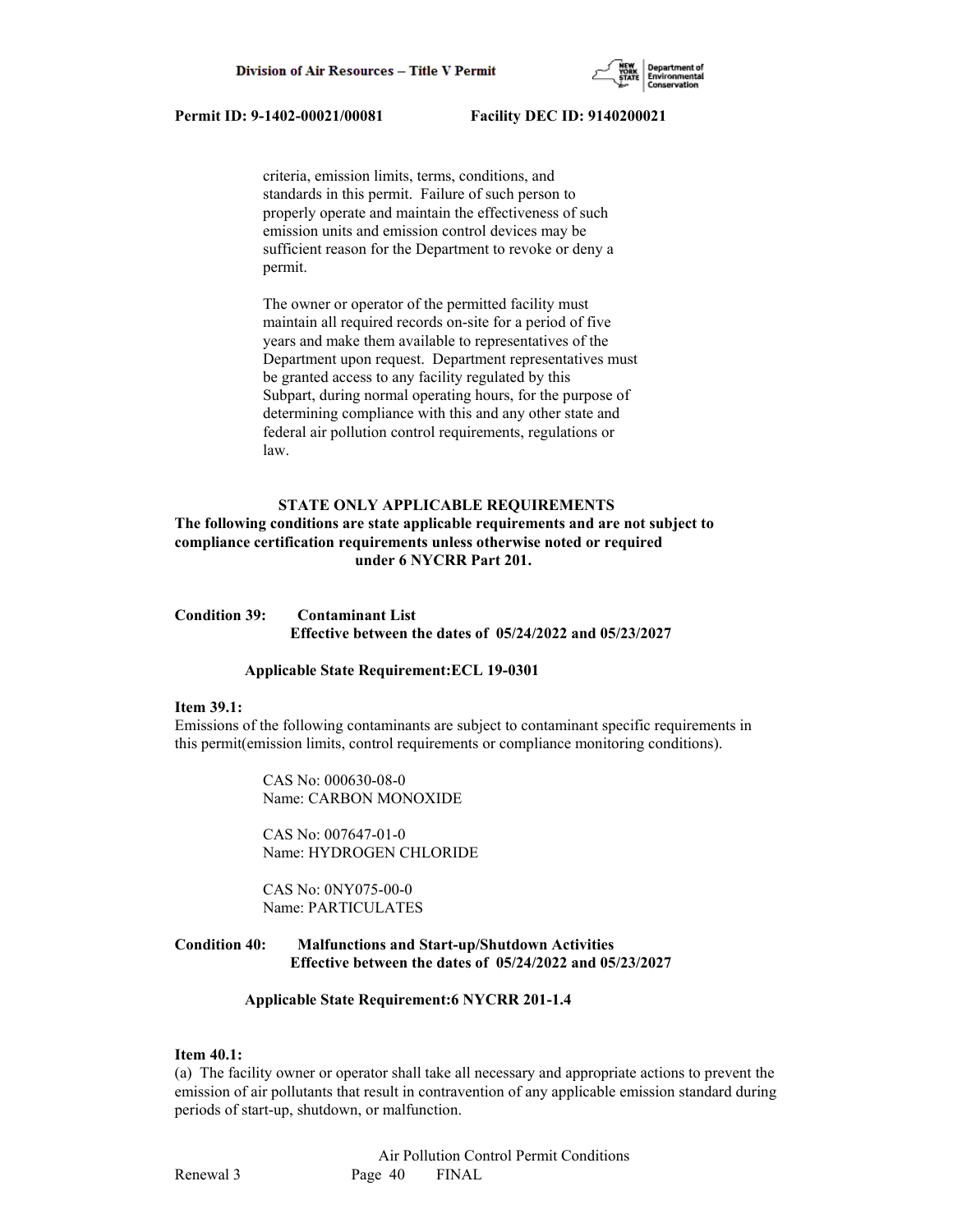criteria, emission limits, terms, conditions, and standards in this permit. Failure of such person to properly operate and maintain the effectiveness of such emission units and emission control devices may be sufficient reason for the Department to revoke or deny a permit.

The owner or operator of the permitted facility must maintain all required records on-site for a period of five years and make them available to representatives of the Department upon request. Department representatives must be granted access to any facility regulated by this Subpart, during normal operating hours, for the purpose of determining compliance with this and any other state and federal air pollution control requirements, regulations or law.

**STATE ONLY APPLICABLE REQUIREMENTS**

**The following conditions are state applicable requirements and are not subject to compliance certification requirements unless otherwise noted or required under 6 NYCRR Part 201.**

**Condition 39: Contaminant List**
**Effective between the dates of 05/24/2022 and 05/23/2027**

**Applicable State Requirement:ECL 19-0301**

**Item 39.1:**
Emissions of the following contaminants are subject to contaminant specific requirements in this permit(emission limits, control requirements or compliance monitoring conditions).

CAS No: 000630-08-0
Name: CARBON MONOXIDE

CAS No: 007647-01-0
Name: HYDROGEN CHLORIDE

CAS No: 0NY075-00-0
Name: PARTICULATES

**Condition 40: Malfunctions and Start-up/Shutdown Activities**
**Effective between the dates of 05/24/2022 and 05/23/2027**

**Applicable State Requirement:6 NYCRR 201-1.4**

**Item 40.1:**
(a) The facility owner or operator shall take all necessary and appropriate actions to prevent the emission of air pollutants that result in contravention of any applicable emission standard during periods of start-up, shutdown, or malfunction.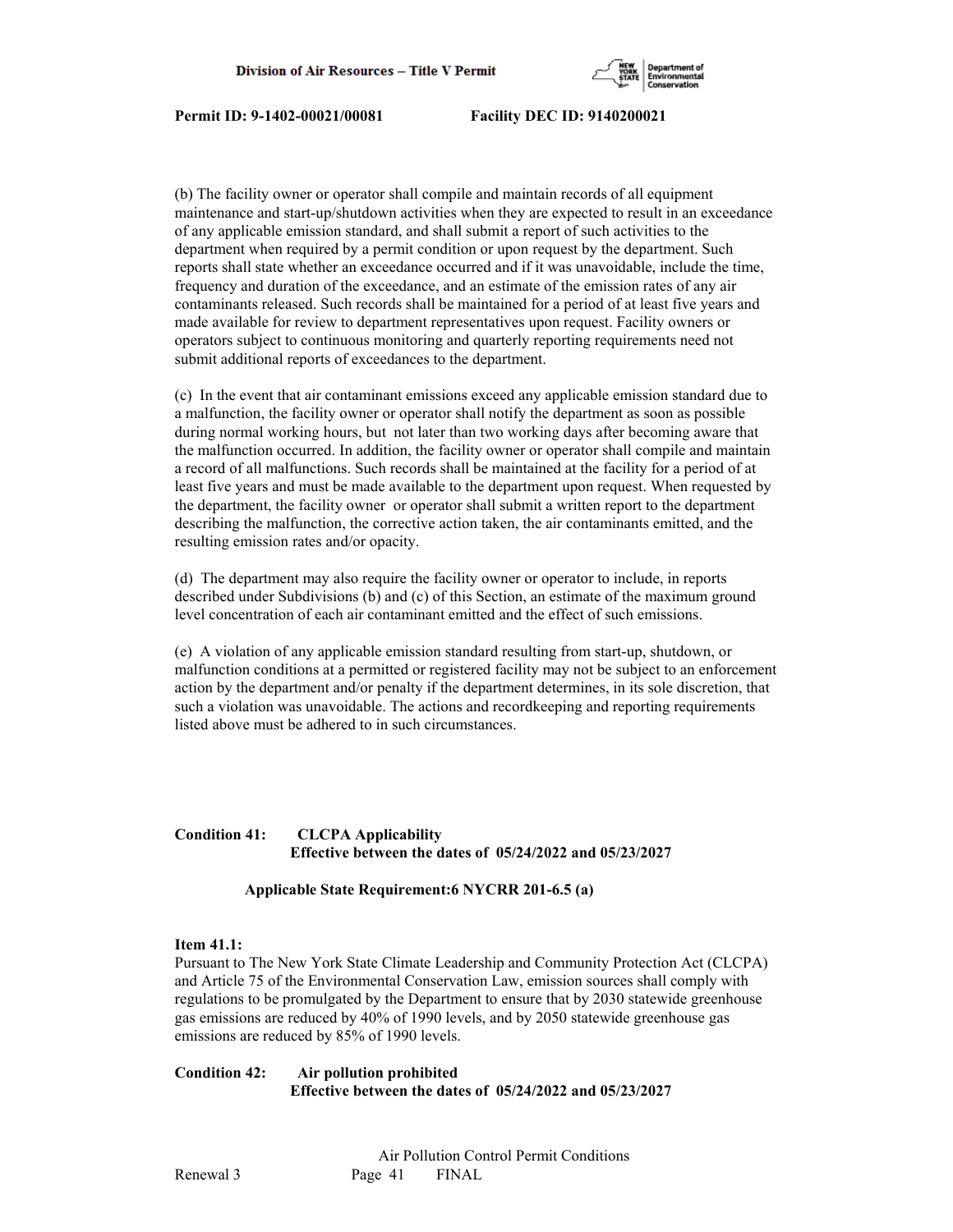(b) The facility owner or operator shall compile and maintain records of all equipment maintenance and start-up/shutdown activities when they are expected to result in an exceedance of any applicable emission standard, and shall submit a report of such activities to the department when required by a permit condition or upon request by the department. Such reports shall state whether an exceedance occurred and if it was unavoidable, include the time, frequency and duration of the exceedance, and an estimate of the emission rates of any air contaminants released. Such records shall be maintained for a period of at least five years and made available for review to department representatives upon request. Facility owners or operators subject to continuous monitoring and quarterly reporting requirements need not submit additional reports of exceedances to the department.

(c) In the event that air contaminant emissions exceed any applicable emission standard due to a malfunction, the facility owner or operator shall notify the department as soon as possible during normal working hours, but not later than two working days after becoming aware that the malfunction occurred. In addition, the facility owner or operator shall compile and maintain a record of all malfunctions. Such records shall be maintained at the facility for a period of at least five years and must be made available to the department upon request. When requested by the department, the facility owner or operator shall submit a written report to the department describing the malfunction, the corrective action taken, the air contaminants emitted, and the resulting emission rates and/or opacity.

(d) The department may also require the facility owner or operator to include, in reports described under Subdivisions (b) and (c) of this Section, an estimate of the maximum ground level concentration of each air contaminant emitted and the effect of such emissions.

(e) A violation of any applicable emission standard resulting from start-up, shutdown, or malfunction conditions at a permitted or registered facility may not be subject to an enforcement action by the department and/or penalty if the department determines, in its sole discretion, that such a violation was unavoidable. The actions and recordkeeping and reporting requirements listed above must be adhered to in such circumstances.

**Condition 41: CLCPA Applicability**
**Effective between the dates of 05/24/2022 and 05/23/2027**

**Applicable State Requirement:6 NYCRR 201-6.5 (a)**

**Item 41.1:**
Pursuant to The New York State Climate Leadership and Community Protection Act (CLCPA) and Article 75 of the Environmental Conservation Law, emission sources shall comply with regulations to be promulgated by the Department to ensure that by 2030 statewide greenhouse gas emissions are reduced by 40% of 1990 levels, and by 2050 statewide greenhouse gas emissions are reduced by 85% of 1990 levels.

**Condition 42: Air pollution prohibited**
**Effective between the dates of 05/24/2022 and 05/23/2027**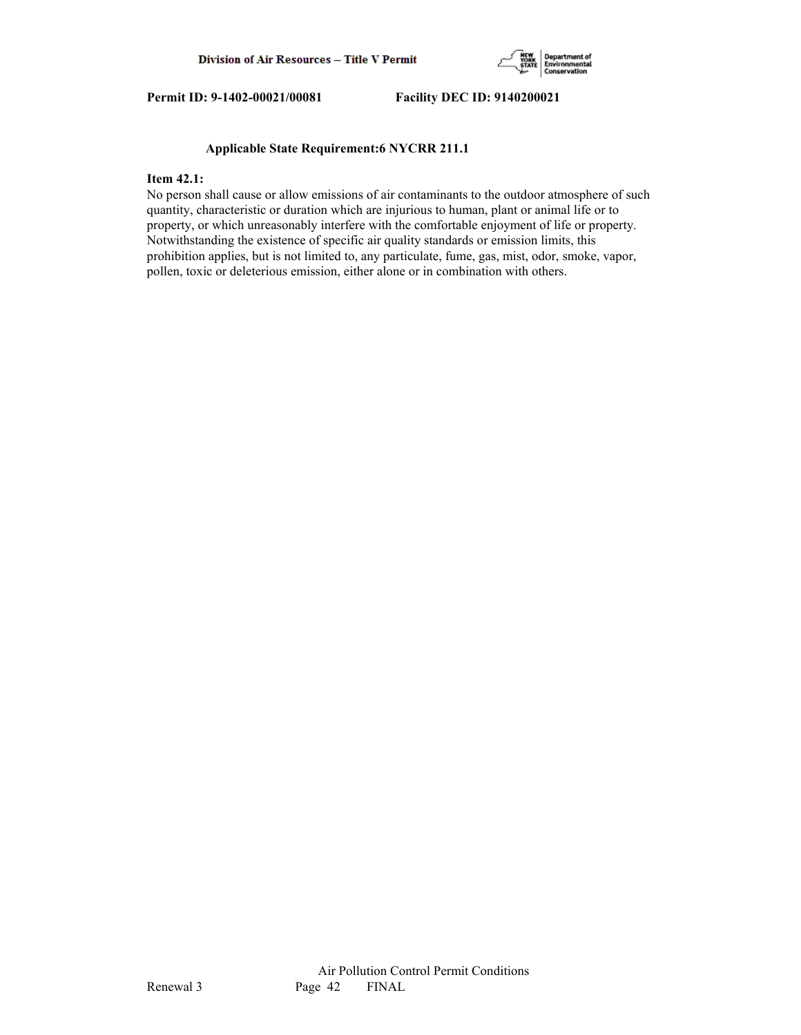**Applicable State Requirement:6 NYCRR 211.1**

**Item 42.1:**

No person shall cause or allow emissions of air contaminants to the outdoor atmosphere of such quantity, characteristic or duration which are injurious to human, plant or animal life or to property, or which unreasonably interfere with the comfortable enjoyment of life or property. Notwithstanding the existence of specific air quality standards or emission limits, this prohibition applies, but is not limited to, any particulate, fume, gas, mist, odor, smoke, vapor, pollen, toxic or deleterious emission, either alone or in combination with others.